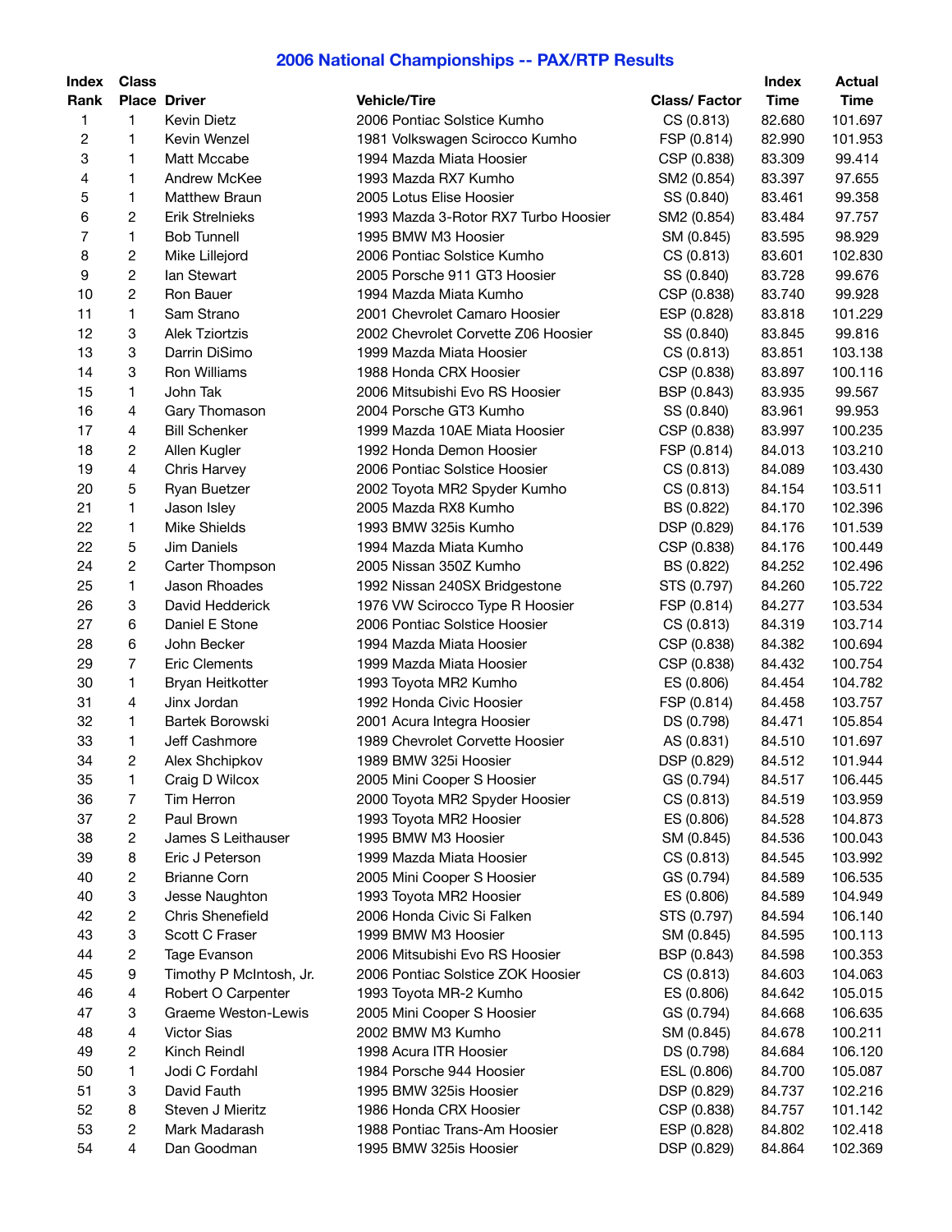# 2006 National Championships -- PAX/RTP Results

| Index Rank | Class Place | Driver | Vehicle/Tire | Class/ Factor | Index Time | Actual Time |
|---|---|---|---|---|---|---|
| 1 | 1 | Kevin Dietz | 2006 Pontiac Solstice Kumho | CS (0.813) | 82.680 | 101.697 |
| 2 | 1 | Kevin Wenzel | 1981 Volkswagen Scirocco Kumho | FSP (0.814) | 82.990 | 101.953 |
| 3 | 1 | Matt Mccabe | 1994 Mazda Miata Hoosier | CSP (0.838) | 83.309 | 99.414 |
| 4 | 1 | Andrew McKee | 1993 Mazda RX7 Kumho | SM2 (0.854) | 83.397 | 97.655 |
| 5 | 1 | Matthew Braun | 2005 Lotus Elise Hoosier | SS (0.840) | 83.461 | 99.358 |
| 6 | 2 | Erik Strelnieks | 1993 Mazda 3-Rotor RX7 Turbo Hoosier | SM2 (0.854) | 83.484 | 97.757 |
| 7 | 1 | Bob Tunnell | 1995 BMW M3 Hoosier | SM (0.845) | 83.595 | 98.929 |
| 8 | 2 | Mike Lillejord | 2006 Pontiac Solstice Kumho | CS (0.813) | 83.601 | 102.830 |
| 9 | 2 | Ian Stewart | 2005 Porsche 911 GT3 Hoosier | SS (0.840) | 83.728 | 99.676 |
| 10 | 2 | Ron Bauer | 1994 Mazda Miata Kumho | CSP (0.838) | 83.740 | 99.928 |
| 11 | 1 | Sam Strano | 2001 Chevrolet Camaro Hoosier | ESP (0.828) | 83.818 | 101.229 |
| 12 | 3 | Alek Tziortzis | 2002 Chevrolet Corvette Z06 Hoosier | SS (0.840) | 83.845 | 99.816 |
| 13 | 3 | Darrin DiSimo | 1999 Mazda Miata Hoosier | CS (0.813) | 83.851 | 103.138 |
| 14 | 3 | Ron Williams | 1988 Honda CRX Hoosier | CSP (0.838) | 83.897 | 100.116 |
| 15 | 1 | John Tak | 2006 Mitsubishi Evo RS Hoosier | BSP (0.843) | 83.935 | 99.567 |
| 16 | 4 | Gary Thomason | 2004 Porsche GT3 Kumho | SS (0.840) | 83.961 | 99.953 |
| 17 | 4 | Bill Schenker | 1999 Mazda 10AE Miata Hoosier | CSP (0.838) | 83.997 | 100.235 |
| 18 | 2 | Allen Kugler | 1992 Honda Demon Hoosier | FSP (0.814) | 84.013 | 103.210 |
| 19 | 4 | Chris Harvey | 2006 Pontiac Solstice Hoosier | CS (0.813) | 84.089 | 103.430 |
| 20 | 5 | Ryan Buetzer | 2002 Toyota MR2 Spyder Kumho | CS (0.813) | 84.154 | 103.511 |
| 21 | 1 | Jason Isley | 2005 Mazda RX8 Kumho | BS (0.822) | 84.170 | 102.396 |
| 22 | 1 | Mike Shields | 1993 BMW 325is Kumho | DSP (0.829) | 84.176 | 101.539 |
| 22 | 5 | Jim Daniels | 1994 Mazda Miata Kumho | CSP (0.838) | 84.176 | 100.449 |
| 24 | 2 | Carter Thompson | 2005 Nissan 350Z Kumho | BS (0.822) | 84.252 | 102.496 |
| 25 | 1 | Jason Rhoades | 1992 Nissan 240SX Bridgestone | STS (0.797) | 84.260 | 105.722 |
| 26 | 3 | David Hedderick | 1976 VW Scirocco Type R Hoosier | FSP (0.814) | 84.277 | 103.534 |
| 27 | 6 | Daniel E Stone | 2006 Pontiac Solstice Hoosier | CS (0.813) | 84.319 | 103.714 |
| 28 | 6 | John Becker | 1994 Mazda Miata Hoosier | CSP (0.838) | 84.382 | 100.694 |
| 29 | 7 | Eric Clements | 1999 Mazda Miata Hoosier | CSP (0.838) | 84.432 | 100.754 |
| 30 | 1 | Bryan Heitkotter | 1993 Toyota MR2 Kumho | ES (0.806) | 84.454 | 104.782 |
| 31 | 4 | Jinx Jordan | 1992 Honda Civic Hoosier | FSP (0.814) | 84.458 | 103.757 |
| 32 | 1 | Bartek Borowski | 2001 Acura Integra Hoosier | DS (0.798) | 84.471 | 105.854 |
| 33 | 1 | Jeff Cashmore | 1989 Chevrolet Corvette Hoosier | AS (0.831) | 84.510 | 101.697 |
| 34 | 2 | Alex Shchipkov | 1989 BMW 325i Hoosier | DSP (0.829) | 84.512 | 101.944 |
| 35 | 1 | Craig D Wilcox | 2005 Mini Cooper S Hoosier | GS (0.794) | 84.517 | 106.445 |
| 36 | 7 | Tim Herron | 2000 Toyota MR2 Spyder Hoosier | CS (0.813) | 84.519 | 103.959 |
| 37 | 2 | Paul Brown | 1993 Toyota MR2 Hoosier | ES (0.806) | 84.528 | 104.873 |
| 38 | 2 | James S Leithauser | 1995 BMW M3 Hoosier | SM (0.845) | 84.536 | 100.043 |
| 39 | 8 | Eric J Peterson | 1999 Mazda Miata Hoosier | CS (0.813) | 84.545 | 103.992 |
| 40 | 2 | Brianne Corn | 2005 Mini Cooper S Hoosier | GS (0.794) | 84.589 | 106.535 |
| 40 | 3 | Jesse Naughton | 1993 Toyota MR2 Hoosier | ES (0.806) | 84.589 | 104.949 |
| 42 | 2 | Chris Shenefield | 2006 Honda Civic Si Falken | STS (0.797) | 84.594 | 106.140 |
| 43 | 3 | Scott C Fraser | 1999 BMW M3 Hoosier | SM (0.845) | 84.595 | 100.113 |
| 44 | 2 | Tage Evanson | 2006 Mitsubishi Evo RS Hoosier | BSP (0.843) | 84.598 | 100.353 |
| 45 | 9 | Timothy P McIntosh, Jr. | 2006 Pontiac Solstice ZOK Hoosier | CS (0.813) | 84.603 | 104.063 |
| 46 | 4 | Robert O Carpenter | 1993 Toyota MR-2 Kumho | ES (0.806) | 84.642 | 105.015 |
| 47 | 3 | Graeme Weston-Lewis | 2005 Mini Cooper S Hoosier | GS (0.794) | 84.668 | 106.635 |
| 48 | 4 | Victor Sias | 2002 BMW M3 Kumho | SM (0.845) | 84.678 | 100.211 |
| 49 | 2 | Kinch Reindl | 1998 Acura ITR Hoosier | DS (0.798) | 84.684 | 106.120 |
| 50 | 1 | Jodi C Fordahl | 1984 Porsche 944 Hoosier | ESL (0.806) | 84.700 | 105.087 |
| 51 | 3 | David Fauth | 1995 BMW 325is Hoosier | DSP (0.829) | 84.737 | 102.216 |
| 52 | 8 | Steven J Mieritz | 1986 Honda CRX Hoosier | CSP (0.838) | 84.757 | 101.142 |
| 53 | 2 | Mark Madarash | 1988 Pontiac Trans-Am Hoosier | ESP (0.828) | 84.802 | 102.418 |
| 54 | 4 | Dan Goodman | 1995 BMW 325is Hoosier | DSP (0.829) | 84.864 | 102.369 |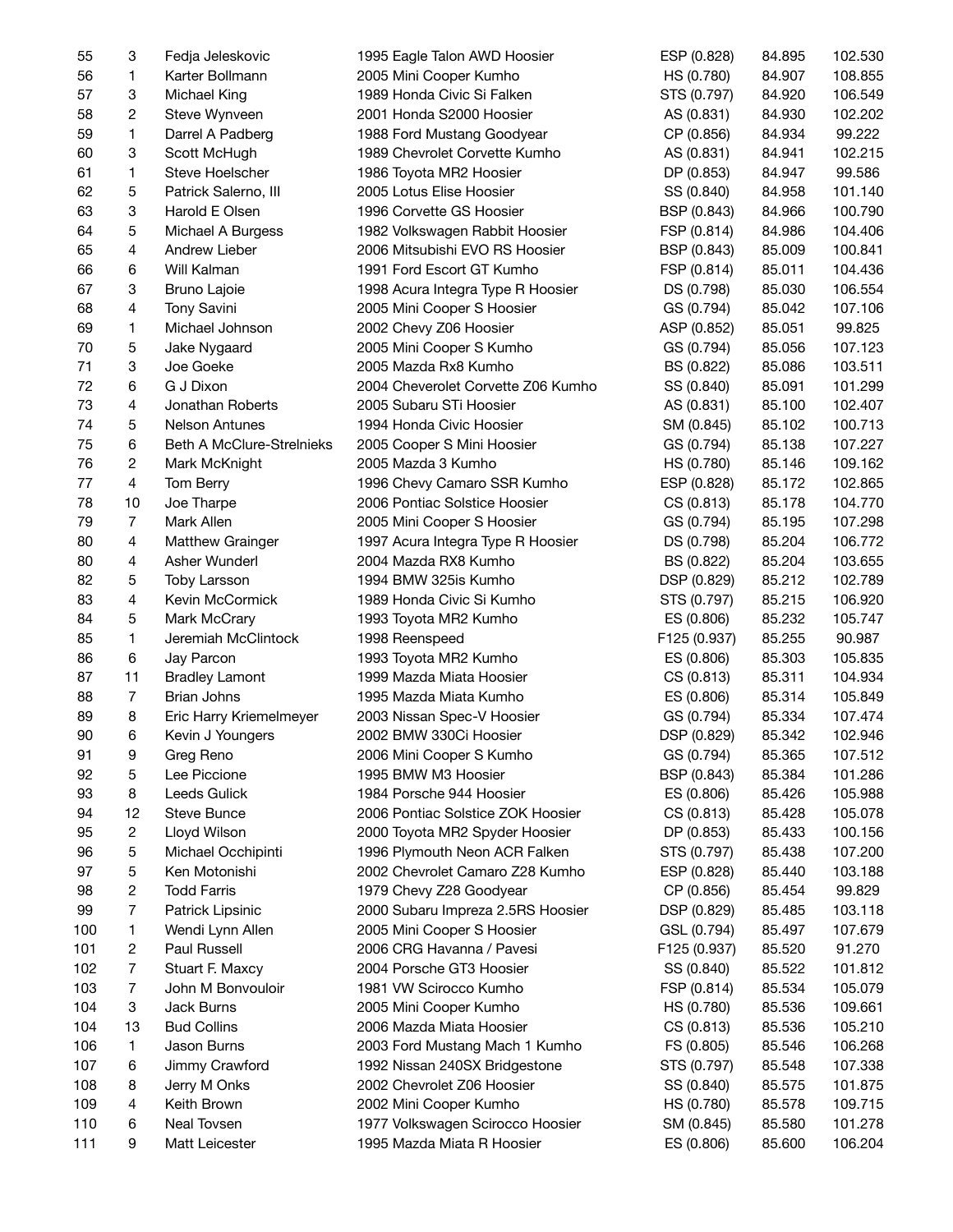| | | | | | | |
|---|---|---|---|---|---|---|
| 55 | 3 | Fedja Jeleskovic | 1995 Eagle Talon AWD Hoosier | ESP (0.828) | 84.895 | 102.530 |
| 56 | 1 | Karter Bollmann | 2005 Mini Cooper Kumho | HS (0.780) | 84.907 | 108.855 |
| 57 | 3 | Michael King | 1989 Honda Civic Si Falken | STS (0.797) | 84.920 | 106.549 |
| 58 | 2 | Steve Wynveen | 2001 Honda S2000 Hoosier | AS (0.831) | 84.930 | 102.202 |
| 59 | 1 | Darrel A Padberg | 1988 Ford Mustang Goodyear | CP (0.856) | 84.934 | 99.222 |
| 60 | 3 | Scott McHugh | 1989 Chevrolet Corvette Kumho | AS (0.831) | 84.941 | 102.215 |
| 61 | 1 | Steve Hoelscher | 1986 Toyota MR2 Hoosier | DP (0.853) | 84.947 | 99.586 |
| 62 | 5 | Patrick Salerno, III | 2005 Lotus Elise Hoosier | SS (0.840) | 84.958 | 101.140 |
| 63 | 3 | Harold E Olsen | 1996 Corvette GS Hoosier | BSP (0.843) | 84.966 | 100.790 |
| 64 | 5 | Michael A Burgess | 1982 Volkswagen Rabbit Hoosier | FSP (0.814) | 84.986 | 104.406 |
| 65 | 4 | Andrew Lieber | 2006 Mitsubishi EVO RS Hoosier | BSP (0.843) | 85.009 | 100.841 |
| 66 | 6 | Will Kalman | 1991 Ford Escort GT Kumho | FSP (0.814) | 85.011 | 104.436 |
| 67 | 3 | Bruno Lajoie | 1998 Acura Integra Type R Hoosier | DS (0.798) | 85.030 | 106.554 |
| 68 | 4 | Tony Savini | 2005 Mini Cooper S Hoosier | GS (0.794) | 85.042 | 107.106 |
| 69 | 1 | Michael Johnson | 2002 Chevy Z06 Hoosier | ASP (0.852) | 85.051 | 99.825 |
| 70 | 5 | Jake Nygaard | 2005 Mini Cooper S Kumho | GS (0.794) | 85.056 | 107.123 |
| 71 | 3 | Joe Goeke | 2005 Mazda Rx8 Kumho | BS (0.822) | 85.086 | 103.511 |
| 72 | 6 | G J Dixon | 2004 Cheverolet Corvette Z06 Kumho | SS (0.840) | 85.091 | 101.299 |
| 73 | 4 | Jonathan Roberts | 2005 Subaru STi Hoosier | AS (0.831) | 85.100 | 102.407 |
| 74 | 5 | Nelson Antunes | 1994 Honda Civic Hoosier | SM (0.845) | 85.102 | 100.713 |
| 75 | 6 | Beth A McClure-Strelnieks | 2005 Cooper S Mini Hoosier | GS (0.794) | 85.138 | 107.227 |
| 76 | 2 | Mark McKnight | 2005 Mazda 3 Kumho | HS (0.780) | 85.146 | 109.162 |
| 77 | 4 | Tom Berry | 1996 Chevy Camaro SSR Kumho | ESP (0.828) | 85.172 | 102.865 |
| 78 | 10 | Joe Tharpe | 2006 Pontiac Solstice Hoosier | CS (0.813) | 85.178 | 104.770 |
| 79 | 7 | Mark Allen | 2005 Mini Cooper S Hoosier | GS (0.794) | 85.195 | 107.298 |
| 80 | 4 | Matthew Grainger | 1997 Acura Integra Type R Hoosier | DS (0.798) | 85.204 | 106.772 |
| 80 | 4 | Asher Wunderl | 2004 Mazda RX8 Kumho | BS (0.822) | 85.204 | 103.655 |
| 82 | 5 | Toby Larsson | 1994 BMW 325is Kumho | DSP (0.829) | 85.212 | 102.789 |
| 83 | 4 | Kevin McCormick | 1989 Honda Civic Si Kumho | STS (0.797) | 85.215 | 106.920 |
| 84 | 5 | Mark McCrary | 1993 Toyota MR2 Kumho | ES (0.806) | 85.232 | 105.747 |
| 85 | 1 | Jeremiah McClintock | 1998 Reenspeed | F125 (0.937) | 85.255 | 90.987 |
| 86 | 6 | Jay Parcon | 1993 Toyota MR2 Kumho | ES (0.806) | 85.303 | 105.835 |
| 87 | 11 | Bradley Lamont | 1999 Mazda Miata Hoosier | CS (0.813) | 85.311 | 104.934 |
| 88 | 7 | Brian Johns | 1995 Mazda Miata Kumho | ES (0.806) | 85.314 | 105.849 |
| 89 | 8 | Eric Harry Kriemelmeyer | 2003 Nissan Spec-V Hoosier | GS (0.794) | 85.334 | 107.474 |
| 90 | 6 | Kevin J Youngers | 2002 BMW 330Ci Hoosier | DSP (0.829) | 85.342 | 102.946 |
| 91 | 9 | Greg Reno | 2006 Mini Cooper S Kumho | GS (0.794) | 85.365 | 107.512 |
| 92 | 5 | Lee Piccione | 1995 BMW M3 Hoosier | BSP (0.843) | 85.384 | 101.286 |
| 93 | 8 | Leeds Gulick | 1984 Porsche 944 Hoosier | ES (0.806) | 85.426 | 105.988 |
| 94 | 12 | Steve Bunce | 2006 Pontiac Solstice ZOK Hoosier | CS (0.813) | 85.428 | 105.078 |
| 95 | 2 | Lloyd Wilson | 2000 Toyota MR2 Spyder Hoosier | DP (0.853) | 85.433 | 100.156 |
| 96 | 5 | Michael Occhipinti | 1996 Plymouth Neon ACR Falken | STS (0.797) | 85.438 | 107.200 |
| 97 | 5 | Ken Motonishi | 2002 Chevrolet Camaro Z28 Kumho | ESP (0.828) | 85.440 | 103.188 |
| 98 | 2 | Todd Farris | 1979 Chevy Z28 Goodyear | CP (0.856) | 85.454 | 99.829 |
| 99 | 7 | Patrick Lipsinic | 2000 Subaru Impreza 2.5RS Hoosier | DSP (0.829) | 85.485 | 103.118 |
| 100 | 1 | Wendi Lynn Allen | 2005 Mini Cooper S Hoosier | GSL (0.794) | 85.497 | 107.679 |
| 101 | 2 | Paul Russell | 2006 CRG Havanna / Pavesi | F125 (0.937) | 85.520 | 91.270 |
| 102 | 7 | Stuart F. Maxcy | 2004 Porsche GT3 Hoosier | SS (0.840) | 85.522 | 101.812 |
| 103 | 7 | John M Bonvouloir | 1981 VW Scirocco Kumho | FSP (0.814) | 85.534 | 105.079 |
| 104 | 3 | Jack Burns | 2005 Mini Cooper Kumho | HS (0.780) | 85.536 | 109.661 |
| 104 | 13 | Bud Collins | 2006 Mazda Miata Hoosier | CS (0.813) | 85.536 | 105.210 |
| 106 | 1 | Jason Burns | 2003 Ford Mustang Mach 1 Kumho | FS (0.805) | 85.546 | 106.268 |
| 107 | 6 | Jimmy Crawford | 1992 Nissan 240SX Bridgestone | STS (0.797) | 85.548 | 107.338 |
| 108 | 8 | Jerry M Onks | 2002 Chevrolet Z06 Hoosier | SS (0.840) | 85.575 | 101.875 |
| 109 | 4 | Keith Brown | 2002 Mini Cooper Kumho | HS (0.780) | 85.578 | 109.715 |
| 110 | 6 | Neal Tovsen | 1977 Volkswagen Scirocco Hoosier | SM (0.845) | 85.580 | 101.278 |
| 111 | 9 | Matt Leicester | 1995 Mazda Miata R Hoosier | ES (0.806) | 85.600 | 106.204 |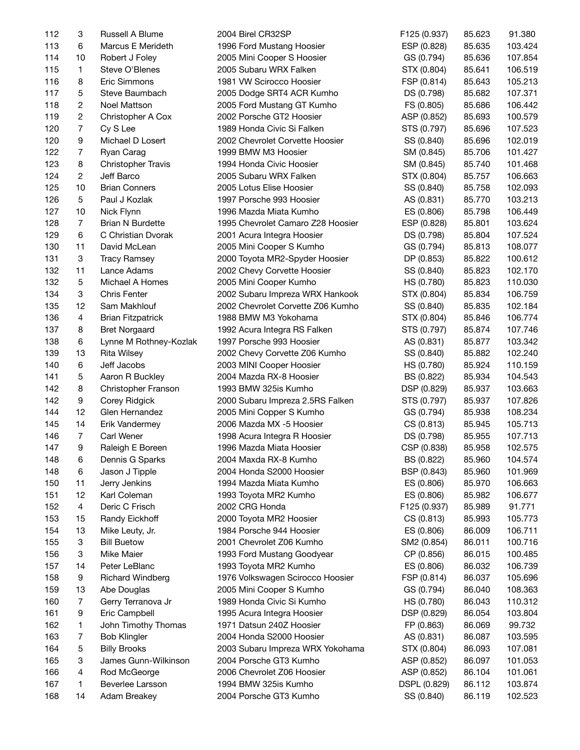| | | | | | | |
|---|---|---|---|---|---|---|
| 112 | 3 | Russell A Blume | 2004 Birel CR32SP | F125 (0.937) | 85.623 | 91.380 |
| 113 | 6 | Marcus E Merideth | 1996 Ford Mustang Hoosier | ESP (0.828) | 85.635 | 103.424 |
| 114 | 10 | Robert J Foley | 2005 Mini Cooper S Hoosier | GS (0.794) | 85.636 | 107.854 |
| 115 | 1 | Steve O'Blenes | 2005 Subaru WRX Falken | STX (0.804) | 85.641 | 106.519 |
| 116 | 8 | Eric Simmons | 1981 VW Scirocco Hoosier | FSP (0.814) | 85.643 | 105.213 |
| 117 | 5 | Steve Baumbach | 2005 Dodge SRT4 ACR Kumho | DS (0.798) | 85.682 | 107.371 |
| 118 | 2 | Noel Mattson | 2005 Ford Mustang GT Kumho | FS (0.805) | 85.686 | 106.442 |
| 119 | 2 | Christopher A Cox | 2002 Porsche GT2 Hoosier | ASP (0.852) | 85.693 | 100.579 |
| 120 | 7 | Cy S Lee | 1989 Honda Civic Si Falken | STS (0.797) | 85.696 | 107.523 |
| 120 | 9 | Michael D Losert | 2002 Chevrolet Corvette Hoosier | SS (0.840) | 85.696 | 102.019 |
| 122 | 7 | Ryan Carag | 1999 BMW M3 Hoosier | SM (0.845) | 85.706 | 101.427 |
| 123 | 8 | Christopher Travis | 1994 Honda Civic Hoosier | SM (0.845) | 85.740 | 101.468 |
| 124 | 2 | Jeff Barco | 2005 Subaru WRX Falken | STX (0.804) | 85.757 | 106.663 |
| 125 | 10 | Brian Conners | 2005 Lotus Elise Hoosier | SS (0.840) | 85.758 | 102.093 |
| 126 | 5 | Paul J Kozlak | 1997 Porsche 993 Hoosier | AS (0.831) | 85.770 | 103.213 |
| 127 | 10 | Nick Flynn | 1996 Mazda Miata Kumho | ES (0.806) | 85.798 | 106.449 |
| 128 | 7 | Brian N Burdette | 1995 Chevrolet Camaro Z28 Hoosier | ESP (0.828) | 85.801 | 103.624 |
| 129 | 6 | C Christian Dvorak | 2001 Acura Integra Hoosier | DS (0.798) | 85.804 | 107.524 |
| 130 | 11 | David McLean | 2005 Mini Cooper S Kumho | GS (0.794) | 85.813 | 108.077 |
| 131 | 3 | Tracy Ramsey | 2000 Toyota MR2-Spyder Hoosier | DP (0.853) | 85.822 | 100.612 |
| 132 | 11 | Lance Adams | 2002 Chevy Corvette Hoosier | SS (0.840) | 85.823 | 102.170 |
| 132 | 5 | Michael A Homes | 2005 Mini Cooper Kumho | HS (0.780) | 85.823 | 110.030 |
| 134 | 3 | Chris Fenter | 2002 Subaru Impreza WRX Hankook | STX (0.804) | 85.834 | 106.759 |
| 135 | 12 | Sam Makhlouf | 2002 Chevrolet Corvette Z06 Kumho | SS (0.840) | 85.835 | 102.184 |
| 136 | 4 | Brian Fitzpatrick | 1988 BMW M3 Yokohama | STX (0.804) | 85.846 | 106.774 |
| 137 | 8 | Bret Norgaard | 1992 Acura Integra RS Falken | STS (0.797) | 85.874 | 107.746 |
| 138 | 6 | Lynne M Rothney-Kozlak | 1997 Porsche 993 Hoosier | AS (0.831) | 85.877 | 103.342 |
| 139 | 13 | Rita Wilsey | 2002 Chevy Corvette Z06 Kumho | SS (0.840) | 85.882 | 102.240 |
| 140 | 6 | Jeff Jacobs | 2003 MINI Cooper Hoosier | HS (0.780) | 85.924 | 110.159 |
| 141 | 5 | Aaron R Buckley | 2004 Mazda RX-8 Hoosier | BS (0.822) | 85.934 | 104.543 |
| 142 | 8 | Christopher Franson | 1993 BMW 325is Kumho | DSP (0.829) | 85.937 | 103.663 |
| 142 | 9 | Corey Ridgick | 2000 Subaru Impreza 2.5RS Falken | STS (0.797) | 85.937 | 107.826 |
| 144 | 12 | Glen Hernandez | 2005 Mini Copper S Kumho | GS (0.794) | 85.938 | 108.234 |
| 145 | 14 | Erik Vandermey | 2006 Mazda MX -5 Hoosier | CS (0.813) | 85.945 | 105.713 |
| 146 | 7 | Carl Wener | 1998 Acura Integra R Hoosier | DS (0.798) | 85.955 | 107.713 |
| 147 | 9 | Raleigh E Boreen | 1996 Mazda Miata Hoosier | CSP (0.838) | 85.958 | 102.575 |
| 148 | 6 | Dennis G Sparks | 2004 Maxda RX-8 Kumho | BS (0.822) | 85.960 | 104.574 |
| 148 | 6 | Jason J Tipple | 2004 Honda S2000 Hoosier | BSP (0.843) | 85.960 | 101.969 |
| 150 | 11 | Jerry Jenkins | 1994 Mazda Miata Kumho | ES (0.806) | 85.970 | 106.663 |
| 151 | 12 | Karl Coleman | 1993 Toyota MR2 Kumho | ES (0.806) | 85.982 | 106.677 |
| 152 | 4 | Deric C Frisch | 2002 CRG Honda | F125 (0.937) | 85.989 | 91.771 |
| 153 | 15 | Randy Eickhoff | 2000 Toyota MR2 Hoosier | CS (0.813) | 85.993 | 105.773 |
| 154 | 13 | Mike Leuty, Jr. | 1984 Porsche 944 Hoosier | ES (0.806) | 86.009 | 106.711 |
| 155 | 3 | Bill Buetow | 2001 Chevrolet Z06 Kumho | SM2 (0.854) | 86.011 | 100.716 |
| 156 | 3 | Mike Maier | 1993 Ford Mustang Goodyear | CP (0.856) | 86.015 | 100.485 |
| 157 | 14 | Peter LeBlanc | 1993 Toyota MR2 Kumho | ES (0.806) | 86.032 | 106.739 |
| 158 | 9 | Richard Windberg | 1976 Volkswagen Scirocco Hoosier | FSP (0.814) | 86.037 | 105.696 |
| 159 | 13 | Abe Douglas | 2005 Mini Copper S Kumho | GS (0.794) | 86.040 | 108.363 |
| 160 | 7 | Gerry Terranova Jr | 1989 Honda Civic Si Kumho | HS (0.780) | 86.043 | 110.312 |
| 161 | 9 | Eric Campbell | 1995 Acura Integra Hoosier | DSP (0.829) | 86.054 | 103.804 |
| 162 | 1 | John Timothy Thomas | 1971 Datsun 240Z Hoosier | FP (0.863) | 86.069 | 99.732 |
| 163 | 7 | Bob Klingler | 2004 Honda S2000 Hoosier | AS (0.831) | 86.087 | 103.595 |
| 164 | 5 | Billy Brooks | 2003 Subaru Impreza WRX Yokohama | STX (0.804) | 86.093 | 107.081 |
| 165 | 3 | James Gunn-Wilkinson | 2004 Porsche GT3 Kumho | ASP (0.852) | 86.097 | 101.053 |
| 166 | 4 | Rod McGeorge | 2006 Chevrolet Z06 Hoosier | ASP (0.852) | 86.104 | 101.061 |
| 167 | 1 | Beverlee Larsson | 1994 BMW 325is Kumho | DSPL (0.829) | 86.112 | 103.874 |
| 168 | 14 | Adam Breakey | 2004 Porsche GT3 Kumho | SS (0.840) | 86.119 | 102.523 |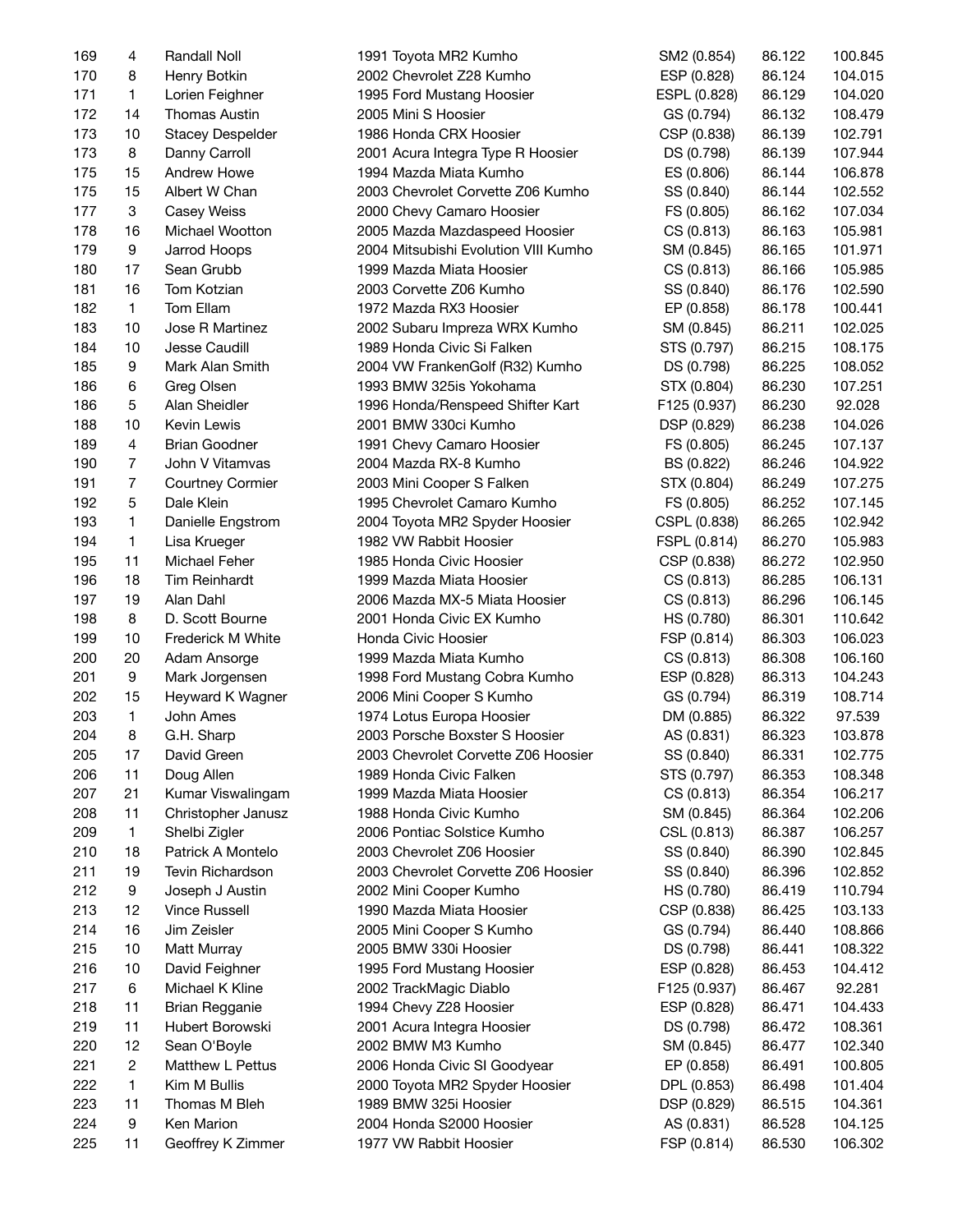| | | | | | | |
|---|---|---|---|---|---|---|
| 169 | 4 | Randall Noll | 1991 Toyota MR2 Kumho | SM2 (0.854) | 86.122 | 100.845 |
| 170 | 8 | Henry Botkin | 2002 Chevrolet Z28 Kumho | ESP (0.828) | 86.124 | 104.015 |
| 171 | 1 | Lorien Feighner | 1995 Ford Mustang Hoosier | ESPL (0.828) | 86.129 | 104.020 |
| 172 | 14 | Thomas Austin | 2005 Mini S Hoosier | GS (0.794) | 86.132 | 108.479 |
| 173 | 10 | Stacey Despelder | 1986 Honda CRX Hoosier | CSP (0.838) | 86.139 | 102.791 |
| 173 | 8 | Danny Carroll | 2001 Acura Integra Type R Hoosier | DS (0.798) | 86.139 | 107.944 |
| 175 | 15 | Andrew Howe | 1994 Mazda Miata Kumho | ES (0.806) | 86.144 | 106.878 |
| 175 | 15 | Albert W Chan | 2003 Chevrolet Corvette Z06 Kumho | SS (0.840) | 86.144 | 102.552 |
| 177 | 3 | Casey Weiss | 2000 Chevy Camaro Hoosier | FS (0.805) | 86.162 | 107.034 |
| 178 | 16 | Michael Wootton | 2005 Mazda Mazdaspeed Hoosier | CS (0.813) | 86.163 | 105.981 |
| 179 | 9 | Jarrod Hoops | 2004 Mitsubishi Evolution VIII Kumho | SM (0.845) | 86.165 | 101.971 |
| 180 | 17 | Sean Grubb | 1999 Mazda Miata Hoosier | CS (0.813) | 86.166 | 105.985 |
| 181 | 16 | Tom Kotzian | 2003 Corvette Z06 Kumho | SS (0.840) | 86.176 | 102.590 |
| 182 | 1 | Tom Ellam | 1972 Mazda RX3 Hoosier | EP (0.858) | 86.178 | 100.441 |
| 183 | 10 | Jose R Martinez | 2002 Subaru Impreza WRX Kumho | SM (0.845) | 86.211 | 102.025 |
| 184 | 10 | Jesse Caudill | 1989 Honda Civic Si Falken | STS (0.797) | 86.215 | 108.175 |
| 185 | 9 | Mark Alan Smith | 2004 VW FrankenGolf (R32) Kumho | DS (0.798) | 86.225 | 108.052 |
| 186 | 6 | Greg Olsen | 1993 BMW 325is Yokohama | STX (0.804) | 86.230 | 107.251 |
| 186 | 5 | Alan Sheidler | 1996 Honda/Renspeed Shifter Kart | F125 (0.937) | 86.230 | 92.028 |
| 188 | 10 | Kevin Lewis | 2001 BMW 330ci Kumho | DSP (0.829) | 86.238 | 104.026 |
| 189 | 4 | Brian Goodner | 1991 Chevy Camaro Hoosier | FS (0.805) | 86.245 | 107.137 |
| 190 | 7 | John V Vitamvas | 2004 Mazda RX-8 Kumho | BS (0.822) | 86.246 | 104.922 |
| 191 | 7 | Courtney Cormier | 2003 Mini Cooper S Falken | STX (0.804) | 86.249 | 107.275 |
| 192 | 5 | Dale Klein | 1995 Chevrolet Camaro Kumho | FS (0.805) | 86.252 | 107.145 |
| 193 | 1 | Danielle Engstrom | 2004 Toyota MR2 Spyder Hoosier | CSPL (0.838) | 86.265 | 102.942 |
| 194 | 1 | Lisa Krueger | 1982 VW Rabbit Hoosier | FSPL (0.814) | 86.270 | 105.983 |
| 195 | 11 | Michael Feher | 1985 Honda Civic Hoosier | CSP (0.838) | 86.272 | 102.950 |
| 196 | 18 | Tim Reinhardt | 1999 Mazda Miata Hoosier | CS (0.813) | 86.285 | 106.131 |
| 197 | 19 | Alan Dahl | 2006 Mazda MX-5 Miata Hoosier | CS (0.813) | 86.296 | 106.145 |
| 198 | 8 | D. Scott Bourne | 2001 Honda Civic EX Kumho | HS (0.780) | 86.301 | 110.642 |
| 199 | 10 | Frederick M White | Honda Civic Hoosier | FSP (0.814) | 86.303 | 106.023 |
| 200 | 20 | Adam Ansorge | 1999 Mazda Miata Kumho | CS (0.813) | 86.308 | 106.160 |
| 201 | 9 | Mark Jorgensen | 1998 Ford Mustang Cobra Kumho | ESP (0.828) | 86.313 | 104.243 |
| 202 | 15 | Heyward K Wagner | 2006 Mini Cooper S Kumho | GS (0.794) | 86.319 | 108.714 |
| 203 | 1 | John Ames | 1974 Lotus Europa Hoosier | DM (0.885) | 86.322 | 97.539 |
| 204 | 8 | G.H. Sharp | 2003 Porsche Boxster S Hoosier | AS (0.831) | 86.323 | 103.878 |
| 205 | 17 | David Green | 2003 Chevrolet Corvette Z06 Hoosier | SS (0.840) | 86.331 | 102.775 |
| 206 | 11 | Doug Allen | 1989 Honda Civic Falken | STS (0.797) | 86.353 | 108.348 |
| 207 | 21 | Kumar Viswalingam | 1999 Mazda Miata Hoosier | CS (0.813) | 86.354 | 106.217 |
| 208 | 11 | Christopher Janusz | 1988 Honda Civic Kumho | SM (0.845) | 86.364 | 102.206 |
| 209 | 1 | Shelbi Zigler | 2006 Pontiac Solstice Kumho | CSL (0.813) | 86.387 | 106.257 |
| 210 | 18 | Patrick A Montelo | 2003 Chevrolet Z06 Hoosier | SS (0.840) | 86.390 | 102.845 |
| 211 | 19 | Tevin Richardson | 2003 Chevrolet Corvette Z06 Hoosier | SS (0.840) | 86.396 | 102.852 |
| 212 | 9 | Joseph J Austin | 2002 Mini Cooper Kumho | HS (0.780) | 86.419 | 110.794 |
| 213 | 12 | Vince Russell | 1990 Mazda Miata Hoosier | CSP (0.838) | 86.425 | 103.133 |
| 214 | 16 | Jim Zeisler | 2005 Mini Cooper S Kumho | GS (0.794) | 86.440 | 108.866 |
| 215 | 10 | Matt Murray | 2005 BMW 330i Hoosier | DS (0.798) | 86.441 | 108.322 |
| 216 | 10 | David Feighner | 1995 Ford Mustang Hoosier | ESP (0.828) | 86.453 | 104.412 |
| 217 | 6 | Michael K Kline | 2002 TrackMagic Diablo | F125 (0.937) | 86.467 | 92.281 |
| 218 | 11 | Brian Regganie | 1994 Chevy Z28 Hoosier | ESP (0.828) | 86.471 | 104.433 |
| 219 | 11 | Hubert Borowski | 2001 Acura Integra Hoosier | DS (0.798) | 86.472 | 108.361 |
| 220 | 12 | Sean O'Boyle | 2002 BMW M3 Kumho | SM (0.845) | 86.477 | 102.340 |
| 221 | 2 | Matthew L Pettus | 2006 Honda Civic SI Goodyear | EP (0.858) | 86.491 | 100.805 |
| 222 | 1 | Kim M Bullis | 2000 Toyota MR2 Spyder Hoosier | DPL (0.853) | 86.498 | 101.404 |
| 223 | 11 | Thomas M Bleh | 1989 BMW 325i Hoosier | DSP (0.829) | 86.515 | 104.361 |
| 224 | 9 | Ken Marion | 2004 Honda S2000 Hoosier | AS (0.831) | 86.528 | 104.125 |
| 225 | 11 | Geoffrey K Zimmer | 1977 VW Rabbit Hoosier | FSP (0.814) | 86.530 | 106.302 |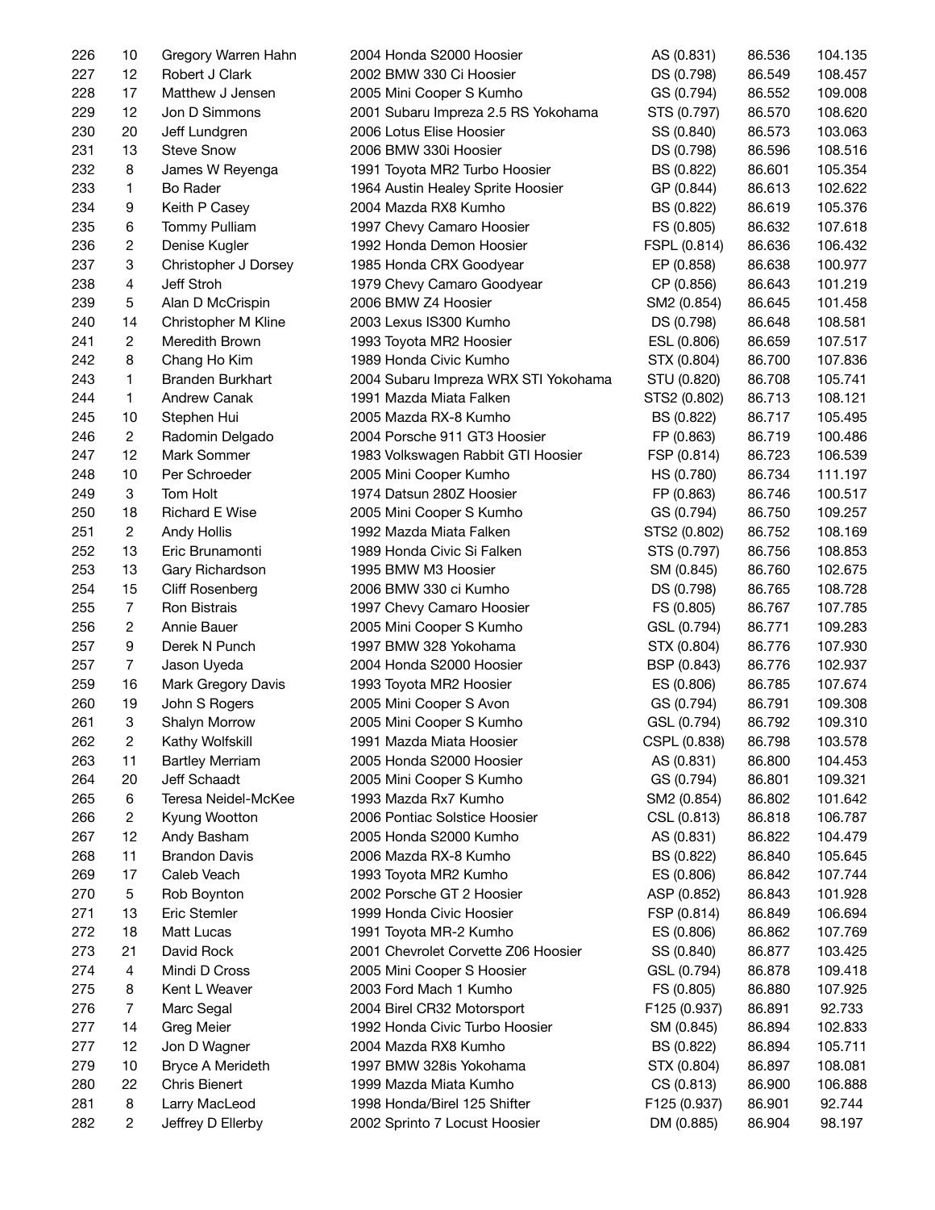| | | | | | | |
|---|---|---|---|---|---|---|
| 226 | 10 | Gregory Warren Hahn | 2004 Honda S2000 Hoosier | AS (0.831) | 86.536 | 104.135 |
| 227 | 12 | Robert J Clark | 2002 BMW 330 Ci Hoosier | DS (0.798) | 86.549 | 108.457 |
| 228 | 17 | Matthew J Jensen | 2005 Mini Cooper S Kumho | GS (0.794) | 86.552 | 109.008 |
| 229 | 12 | Jon D Simmons | 2001 Subaru Impreza 2.5 RS Yokohama | STS (0.797) | 86.570 | 108.620 |
| 230 | 20 | Jeff Lundgren | 2006 Lotus Elise Hoosier | SS (0.840) | 86.573 | 103.063 |
| 231 | 13 | Steve Snow | 2006 BMW 330i Hoosier | DS (0.798) | 86.596 | 108.516 |
| 232 | 8 | James W Reyenga | 1991 Toyota MR2 Turbo Hoosier | BS (0.822) | 86.601 | 105.354 |
| 233 | 1 | Bo Rader | 1964 Austin Healey Sprite Hoosier | GP (0.844) | 86.613 | 102.622 |
| 234 | 9 | Keith P Casey | 2004 Mazda RX8 Kumho | BS (0.822) | 86.619 | 105.376 |
| 235 | 6 | Tommy Pulliam | 1997 Chevy Camaro Hoosier | FS (0.805) | 86.632 | 107.618 |
| 236 | 2 | Denise Kugler | 1992 Honda Demon Hoosier | FSPL (0.814) | 86.636 | 106.432 |
| 237 | 3 | Christopher J Dorsey | 1985 Honda CRX Goodyear | EP (0.858) | 86.638 | 100.977 |
| 238 | 4 | Jeff Stroh | 1979 Chevy Camaro Goodyear | CP (0.856) | 86.643 | 101.219 |
| 239 | 5 | Alan D McCrispin | 2006 BMW Z4 Hoosier | SM2 (0.854) | 86.645 | 101.458 |
| 240 | 14 | Christopher M Kline | 2003 Lexus IS300 Kumho | DS (0.798) | 86.648 | 108.581 |
| 241 | 2 | Meredith Brown | 1993 Toyota MR2 Hoosier | ESL (0.806) | 86.659 | 107.517 |
| 242 | 8 | Chang Ho Kim | 1989 Honda Civic Kumho | STX (0.804) | 86.700 | 107.836 |
| 243 | 1 | Branden Burkhart | 2004 Subaru Impreza WRX STI Yokohama | STU (0.820) | 86.708 | 105.741 |
| 244 | 1 | Andrew Canak | 1991 Mazda Miata Falken | STS2 (0.802) | 86.713 | 108.121 |
| 245 | 10 | Stephen Hui | 2005 Mazda RX-8 Kumho | BS (0.822) | 86.717 | 105.495 |
| 246 | 2 | Radomin Delgado | 2004 Porsche 911 GT3 Hoosier | FP (0.863) | 86.719 | 100.486 |
| 247 | 12 | Mark Sommer | 1983 Volkswagen Rabbit GTI Hoosier | FSP (0.814) | 86.723 | 106.539 |
| 248 | 10 | Per Schroeder | 2005 Mini Cooper Kumho | HS (0.780) | 86.734 | 111.197 |
| 249 | 3 | Tom Holt | 1974 Datsun 280Z Hoosier | FP (0.863) | 86.746 | 100.517 |
| 250 | 18 | Richard E Wise | 2005 Mini Cooper S Kumho | GS (0.794) | 86.750 | 109.257 |
| 251 | 2 | Andy Hollis | 1992 Mazda Miata Falken | STS2 (0.802) | 86.752 | 108.169 |
| 252 | 13 | Eric Brunamonti | 1989 Honda Civic Si Falken | STS (0.797) | 86.756 | 108.853 |
| 253 | 13 | Gary Richardson | 1995 BMW M3 Hoosier | SM (0.845) | 86.760 | 102.675 |
| 254 | 15 | Cliff Rosenberg | 2006 BMW 330 ci Kumho | DS (0.798) | 86.765 | 108.728 |
| 255 | 7 | Ron Bistrais | 1997 Chevy Camaro Hoosier | FS (0.805) | 86.767 | 107.785 |
| 256 | 2 | Annie Bauer | 2005 Mini Cooper S Kumho | GSL (0.794) | 86.771 | 109.283 |
| 257 | 9 | Derek N Punch | 1997 BMW 328 Yokohama | STX (0.804) | 86.776 | 107.930 |
| 257 | 7 | Jason Uyeda | 2004 Honda S2000 Hoosier | BSP (0.843) | 86.776 | 102.937 |
| 259 | 16 | Mark Gregory Davis | 1993 Toyota MR2 Hoosier | ES (0.806) | 86.785 | 107.674 |
| 260 | 19 | John S Rogers | 2005 Mini Cooper S Avon | GS (0.794) | 86.791 | 109.308 |
| 261 | 3 | Shalyn Morrow | 2005 Mini Cooper S Kumho | GSL (0.794) | 86.792 | 109.310 |
| 262 | 2 | Kathy Wolfskill | 1991 Mazda Miata Hoosier | CSPL (0.838) | 86.798 | 103.578 |
| 263 | 11 | Bartley Merriam | 2005 Honda S2000 Hoosier | AS (0.831) | 86.800 | 104.453 |
| 264 | 20 | Jeff Schaadt | 2005 Mini Cooper S Kumho | GS (0.794) | 86.801 | 109.321 |
| 265 | 6 | Teresa Neidel-McKee | 1993 Mazda Rx7 Kumho | SM2 (0.854) | 86.802 | 101.642 |
| 266 | 2 | Kyung Wootton | 2006 Pontiac Solstice Hoosier | CSL (0.813) | 86.818 | 106.787 |
| 267 | 12 | Andy Basham | 2005 Honda S2000 Kumho | AS (0.831) | 86.822 | 104.479 |
| 268 | 11 | Brandon Davis | 2006 Mazda RX-8 Kumho | BS (0.822) | 86.840 | 105.645 |
| 269 | 17 | Caleb Veach | 1993 Toyota MR2 Kumho | ES (0.806) | 86.842 | 107.744 |
| 270 | 5 | Rob Boynton | 2002 Porsche GT 2 Hoosier | ASP (0.852) | 86.843 | 101.928 |
| 271 | 13 | Eric Stemler | 1999 Honda Civic Hoosier | FSP (0.814) | 86.849 | 106.694 |
| 272 | 18 | Matt Lucas | 1991 Toyota MR-2 Kumho | ES (0.806) | 86.862 | 107.769 |
| 273 | 21 | David Rock | 2001 Chevrolet Corvette Z06 Hoosier | SS (0.840) | 86.877 | 103.425 |
| 274 | 4 | Mindi D Cross | 2005 Mini Cooper S Hoosier | GSL (0.794) | 86.878 | 109.418 |
| 275 | 8 | Kent L Weaver | 2003 Ford Mach 1 Kumho | FS (0.805) | 86.880 | 107.925 |
| 276 | 7 | Marc Segal | 2004 Birel CR32 Motorsport | F125 (0.937) | 86.891 | 92.733 |
| 277 | 14 | Greg Meier | 1992 Honda Civic Turbo Hoosier | SM (0.845) | 86.894 | 102.833 |
| 277 | 12 | Jon D Wagner | 2004 Mazda RX8 Kumho | BS (0.822) | 86.894 | 105.711 |
| 279 | 10 | Bryce A Merideth | 1997 BMW 328is Yokohama | STX (0.804) | 86.897 | 108.081 |
| 280 | 22 | Chris Bienert | 1999 Mazda Miata Kumho | CS (0.813) | 86.900 | 106.888 |
| 281 | 8 | Larry MacLeod | 1998 Honda/Birel 125 Shifter | F125 (0.937) | 86.901 | 92.744 |
| 282 | 2 | Jeffrey D Ellerby | 2002 Sprinto 7 Locust Hoosier | DM (0.885) | 86.904 | 98.197 |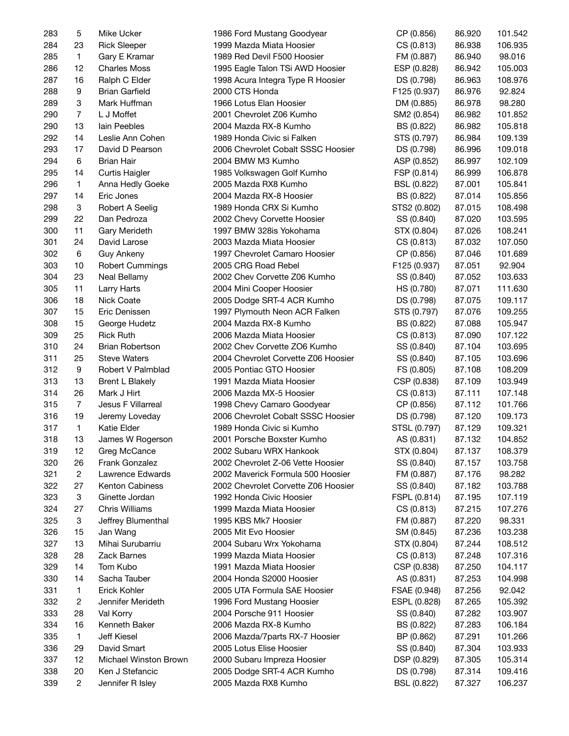| | | | | | | |
|---|---|---|---|---|---|---|
| 283 | 5 | Mike Ucker | 1986 Ford Mustang Goodyear | CP (0.856) | 86.920 | 101.542 |
| 284 | 23 | Rick Sleeper | 1999 Mazda Miata Hoosier | CS (0.813) | 86.938 | 106.935 |
| 285 | 1 | Gary E Kramar | 1989 Red Devil F500 Hoosier | FM (0.887) | 86.940 | 98.016 |
| 286 | 12 | Charles Moss | 1995 Eagle Talon TSi AWD Hoosier | ESP (0.828) | 86.942 | 105.003 |
| 287 | 16 | Ralph C Elder | 1998 Acura Integra Type R Hoosier | DS (0.798) | 86.963 | 108.976 |
| 288 | 9 | Brian Garfield | 2000 CTS Honda | F125 (0.937) | 86.976 | 92.824 |
| 289 | 3 | Mark Huffman | 1966 Lotus Elan Hoosier | DM (0.885) | 86.978 | 98.280 |
| 290 | 7 | L J Moffet | 2001 Chevrolet Z06 Kumho | SM2 (0.854) | 86.982 | 101.852 |
| 290 | 13 | Iain Peebles | 2004 Mazda RX-8 Kumho | BS (0.822) | 86.982 | 105.818 |
| 292 | 14 | Leslie Ann Cohen | 1989 Honda Civic si Falken | STS (0.797) | 86.984 | 109.139 |
| 293 | 17 | David D Pearson | 2006 Chevrolet Cobalt SSSC Hoosier | DS (0.798) | 86.996 | 109.018 |
| 294 | 6 | Brian Hair | 2004 BMW M3 Kumho | ASP (0.852) | 86.997 | 102.109 |
| 295 | 14 | Curtis Haigler | 1985 Volkswagen Golf Kumho | FSP (0.814) | 86.999 | 106.878 |
| 296 | 1 | Anna Hedly Goeke | 2005 Mazda RX8 Kumho | BSL (0.822) | 87.001 | 105.841 |
| 297 | 14 | Eric Jones | 2004 Mazda RX-8 Hoosier | BS (0.822) | 87.014 | 105.856 |
| 298 | 3 | Robert A Seelig | 1989 Honda CRX Si Kumho | STS2 (0.802) | 87.015 | 108.498 |
| 299 | 22 | Dan Pedroza | 2002 Chevy Corvette Hoosier | SS (0.840) | 87.020 | 103.595 |
| 300 | 11 | Gary Merideth | 1997 BMW 328is Yokohama | STX (0.804) | 87.026 | 108.241 |
| 301 | 24 | David Larose | 2003 Mazda Miata Hoosier | CS (0.813) | 87.032 | 107.050 |
| 302 | 6 | Guy Ankeny | 1997 Chevrolet Camaro Hoosier | CP (0.856) | 87.046 | 101.689 |
| 303 | 10 | Robert Cummings | 2005 CRG Road Rebel | F125 (0.937) | 87.051 | 92.904 |
| 304 | 23 | Neal Bellamy | 2002 Chev Corvette Z06 Kumho | SS (0.840) | 87.052 | 103.633 |
| 305 | 11 | Larry Harts | 2004 Mini Cooper Hoosier | HS (0.780) | 87.071 | 111.630 |
| 306 | 18 | Nick Coate | 2005 Dodge SRT-4 ACR Kumho | DS (0.798) | 87.075 | 109.117 |
| 307 | 15 | Eric Denissen | 1997 Plymouth Neon ACR Falken | STS (0.797) | 87.076 | 109.255 |
| 308 | 15 | George Hudetz | 2004 Mazda RX-8 Kumho | BS (0.822) | 87.088 | 105.947 |
| 309 | 25 | Rick Ruth | 2006 Mazda Miata Hoosier | CS (0.813) | 87.090 | 107.122 |
| 310 | 24 | Brian Robertson | 2002 Chev Corvette ZO6 Kumho | SS (0.840) | 87.104 | 103.695 |
| 311 | 25 | Steve Waters | 2004 Chevrolet Corvette Z06 Hoosier | SS (0.840) | 87.105 | 103.696 |
| 312 | 9 | Robert V Palmblad | 2005 Pontiac GTO Hoosier | FS (0.805) | 87.108 | 108.209 |
| 313 | 13 | Brent L Blakely | 1991 Mazda Miata Hoosier | CSP (0.838) | 87.109 | 103.949 |
| 314 | 26 | Mark J Hirt | 2006 Mazda MX-5 Hoosier | CS (0.813) | 87.111 | 107.148 |
| 315 | 7 | Jesus F Villarreal | 1998 Chevy Camaro Goodyear | CP (0.856) | 87.112 | 101.766 |
| 316 | 19 | Jeremy Loveday | 2006 Chevrolet Cobalt SSSC Hoosier | DS (0.798) | 87.120 | 109.173 |
| 317 | 1 | Katie Elder | 1989 Honda Civic si Kumho | STSL (0.797) | 87.129 | 109.321 |
| 318 | 13 | James W Rogerson | 2001 Porsche Boxster Kumho | AS (0.831) | 87.132 | 104.852 |
| 319 | 12 | Greg McCance | 2002 Subaru WRX Hankook | STX (0.804) | 87.137 | 108.379 |
| 320 | 26 | Frank Gonzalez | 2002 Chevrolet Z-06 Vette Hoosier | SS (0.840) | 87.157 | 103.758 |
| 321 | 2 | Lawrence Edwards | 2002 Maverick Formula 500 Hoosier | FM (0.887) | 87.176 | 98.282 |
| 322 | 27 | Kenton Cabiness | 2002 Chevrolet Corvette Z06 Hoosier | SS (0.840) | 87.182 | 103.788 |
| 323 | 3 | Ginette Jordan | 1992 Honda Civic Hoosier | FSPL (0.814) | 87.195 | 107.119 |
| 324 | 27 | Chris Williams | 1999 Mazda Miata Hoosier | CS (0.813) | 87.215 | 107.276 |
| 325 | 3 | Jeffrey Blumenthal | 1995 KBS Mk7 Hoosier | FM (0.887) | 87.220 | 98.331 |
| 326 | 15 | Jan Wang | 2005 Mit Evo Hoosier | SM (0.845) | 87.236 | 103.238 |
| 327 | 13 | Mihai Surubarriu | 2004 Subaru Wrx Yokohama | STX (0.804) | 87.244 | 108.512 |
| 328 | 28 | Zack Barnes | 1999 Mazda Miata Hoosier | CS (0.813) | 87.248 | 107.316 |
| 329 | 14 | Tom Kubo | 1991 Mazda Miata Hoosier | CSP (0.838) | 87.250 | 104.117 |
| 330 | 14 | Sacha Tauber | 2004 Honda S2000 Hoosier | AS (0.831) | 87.253 | 104.998 |
| 331 | 1 | Erick Kohler | 2005 UTA Formula SAE Hoosier | FSAE (0.948) | 87.256 | 92.042 |
| 332 | 2 | Jennifer Merideth | 1996 Ford Mustang Hoosier | ESPL (0.828) | 87.265 | 105.392 |
| 333 | 28 | Val Korry | 2004 Porsche 911 Hoosier | SS (0.840) | 87.282 | 103.907 |
| 334 | 16 | Kenneth Baker | 2006 Mazda RX-8 Kumho | BS (0.822) | 87.283 | 106.184 |
| 335 | 1 | Jeff Kiesel | 2006 Mazda/7parts RX-7 Hoosier | BP (0.862) | 87.291 | 101.266 |
| 336 | 29 | David Smart | 2005 Lotus Elise Hoosier | SS (0.840) | 87.304 | 103.933 |
| 337 | 12 | Michael Winston Brown | 2000 Subaru Impreza Hoosier | DSP (0.829) | 87.305 | 105.314 |
| 338 | 20 | Ken J Stefancic | 2005 Dodge SRT-4 ACR Kumho | DS (0.798) | 87.314 | 109.416 |
| 339 | 2 | Jennifer R Isley | 2005 Mazda RX8 Kumho | BSL (0.822) | 87.327 | 106.237 |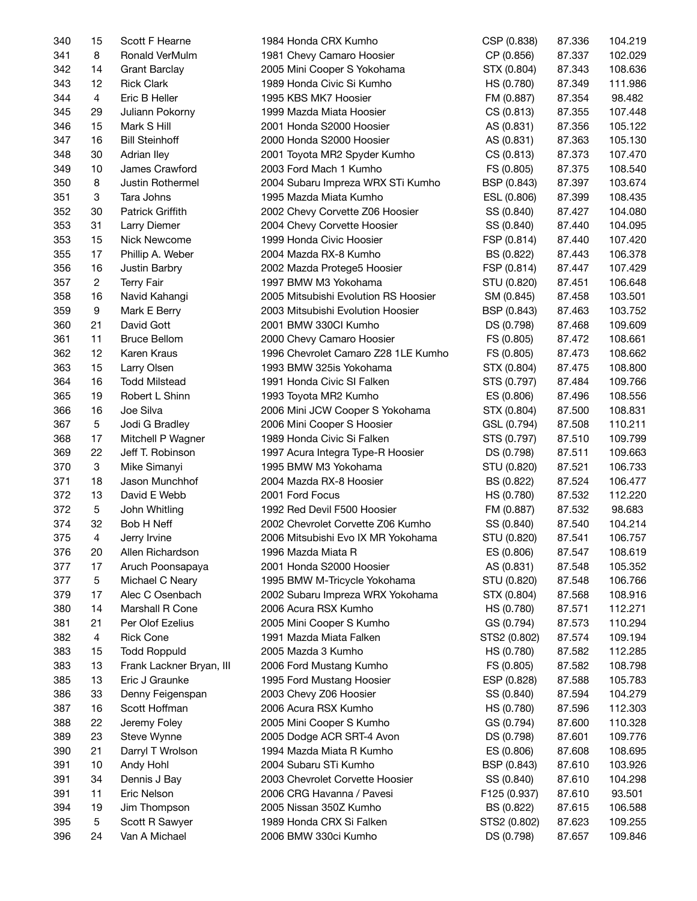| | | | | | | |
|---|---|---|---|---|---|---|
| 340 | 15 | Scott F Hearne | 1984 Honda CRX Kumho | CSP (0.838) | 87.336 | 104.219 |
| 341 | 8 | Ronald VerMulm | 1981 Chevy Camaro Hoosier | CP (0.856) | 87.337 | 102.029 |
| 342 | 14 | Grant Barclay | 2005 Mini Cooper S Yokohama | STX (0.804) | 87.343 | 108.636 |
| 343 | 12 | Rick Clark | 1989 Honda Civic Si Kumho | HS (0.780) | 87.349 | 111.986 |
| 344 | 4 | Eric B Heller | 1995 KBS MK7 Hoosier | FM (0.887) | 87.354 | 98.482 |
| 345 | 29 | Juliann Pokorny | 1999 Mazda Miata Hoosier | CS (0.813) | 87.355 | 107.448 |
| 346 | 15 | Mark S Hill | 2001 Honda S2000 Hoosier | AS (0.831) | 87.356 | 105.122 |
| 347 | 16 | Bill Steinhoff | 2000 Honda S2000 Hoosier | AS (0.831) | 87.363 | 105.130 |
| 348 | 30 | Adrian Iley | 2001 Toyota MR2 Spyder Kumho | CS (0.813) | 87.373 | 107.470 |
| 349 | 10 | James Crawford | 2003 Ford Mach 1 Kumho | FS (0.805) | 87.375 | 108.540 |
| 350 | 8 | Justin Rothermel | 2004 Subaru Impreza WRX STi Kumho | BSP (0.843) | 87.397 | 103.674 |
| 351 | 3 | Tara Johns | 1995 Mazda Miata Kumho | ESL (0.806) | 87.399 | 108.435 |
| 352 | 30 | Patrick Griffith | 2002 Chevy Corvette Z06 Hoosier | SS (0.840) | 87.427 | 104.080 |
| 353 | 31 | Larry Diemer | 2004 Chevy Corvette Hoosier | SS (0.840) | 87.440 | 104.095 |
| 353 | 15 | Nick Newcome | 1999 Honda Civic Hoosier | FSP (0.814) | 87.440 | 107.420 |
| 355 | 17 | Phillip A. Weber | 2004 Mazda RX-8 Kumho | BS (0.822) | 87.443 | 106.378 |
| 356 | 16 | Justin Barbry | 2002 Mazda Protege5 Hoosier | FSP (0.814) | 87.447 | 107.429 |
| 357 | 2 | Terry Fair | 1997 BMW M3 Yokohama | STU (0.820) | 87.451 | 106.648 |
| 358 | 16 | Navid Kahangi | 2005 Mitsubishi Evolution RS Hoosier | SM (0.845) | 87.458 | 103.501 |
| 359 | 9 | Mark E Berry | 2003 Mitsubishi Evolution Hoosier | BSP (0.843) | 87.463 | 103.752 |
| 360 | 21 | David Gott | 2001 BMW 330CI Kumho | DS (0.798) | 87.468 | 109.609 |
| 361 | 11 | Bruce Bellom | 2000 Chevy Camaro Hoosier | FS (0.805) | 87.472 | 108.661 |
| 362 | 12 | Karen Kraus | 1996 Chevrolet Camaro Z28 1LE Kumho | FS (0.805) | 87.473 | 108.662 |
| 363 | 15 | Larry Olsen | 1993 BMW 325is Yokohama | STX (0.804) | 87.475 | 108.800 |
| 364 | 16 | Todd Milstead | 1991 Honda Civic SI Falken | STS (0.797) | 87.484 | 109.766 |
| 365 | 19 | Robert L Shinn | 1993 Toyota MR2 Kumho | ES (0.806) | 87.496 | 108.556 |
| 366 | 16 | Joe Silva | 2006 Mini JCW Cooper S Yokohama | STX (0.804) | 87.500 | 108.831 |
| 367 | 5 | Jodi G Bradley | 2006 Mini Cooper S Hoosier | GSL (0.794) | 87.508 | 110.211 |
| 368 | 17 | Mitchell P Wagner | 1989 Honda Civic Si Falken | STS (0.797) | 87.510 | 109.799 |
| 369 | 22 | Jeff T. Robinson | 1997 Acura Integra Type-R Hoosier | DS (0.798) | 87.511 | 109.663 |
| 370 | 3 | Mike Simanyi | 1995 BMW M3 Yokohama | STU (0.820) | 87.521 | 106.733 |
| 371 | 18 | Jason Munchhof | 2004 Mazda RX-8 Hoosier | BS (0.822) | 87.524 | 106.477 |
| 372 | 13 | David E Webb | 2001 Ford Focus | HS (0.780) | 87.532 | 112.220 |
| 372 | 5 | John Whitling | 1992 Red Devil F500 Hoosier | FM (0.887) | 87.532 | 98.683 |
| 374 | 32 | Bob H Neff | 2002 Chevrolet Corvette Z06 Kumho | SS (0.840) | 87.540 | 104.214 |
| 375 | 4 | Jerry Irvine | 2006 Mitsubishi Evo IX MR Yokohama | STU (0.820) | 87.541 | 106.757 |
| 376 | 20 | Allen Richardson | 1996 Mazda Miata R | ES (0.806) | 87.547 | 108.619 |
| 377 | 17 | Aruch Poonsapaya | 2001 Honda S2000 Hoosier | AS (0.831) | 87.548 | 105.352 |
| 377 | 5 | Michael C Neary | 1995 BMW M-Tricycle Yokohama | STU (0.820) | 87.548 | 106.766 |
| 379 | 17 | Alec C Osenbach | 2002 Subaru Impreza WRX Yokohama | STX (0.804) | 87.568 | 108.916 |
| 380 | 14 | Marshall R Cone | 2006 Acura RSX Kumho | HS (0.780) | 87.571 | 112.271 |
| 381 | 21 | Per Olof Ezelius | 2005 Mini Cooper S Kumho | GS (0.794) | 87.573 | 110.294 |
| 382 | 4 | Rick Cone | 1991 Mazda Miata Falken | STS2 (0.802) | 87.574 | 109.194 |
| 383 | 15 | Todd Roppuld | 2005 Mazda 3 Kumho | HS (0.780) | 87.582 | 112.285 |
| 383 | 13 | Frank Lackner Bryan, III | 2006 Ford Mustang Kumho | FS (0.805) | 87.582 | 108.798 |
| 385 | 13 | Eric J Graunke | 1995 Ford Mustang Hoosier | ESP (0.828) | 87.588 | 105.783 |
| 386 | 33 | Denny Feigenspan | 2003 Chevy Z06 Hoosier | SS (0.840) | 87.594 | 104.279 |
| 387 | 16 | Scott Hoffman | 2006 Acura RSX Kumho | HS (0.780) | 87.596 | 112.303 |
| 388 | 22 | Jeremy Foley | 2005 Mini Cooper S Kumho | GS (0.794) | 87.600 | 110.328 |
| 389 | 23 | Steve Wynne | 2005 Dodge ACR SRT-4 Avon | DS (0.798) | 87.601 | 109.776 |
| 390 | 21 | Darryl T Wrolson | 1994 Mazda Miata R Kumho | ES (0.806) | 87.608 | 108.695 |
| 391 | 10 | Andy Hohl | 2004 Subaru STi Kumho | BSP (0.843) | 87.610 | 103.926 |
| 391 | 34 | Dennis J Bay | 2003 Chevrolet Corvette Hoosier | SS (0.840) | 87.610 | 104.298 |
| 391 | 11 | Eric Nelson | 2006 CRG Havanna / Pavesi | F125 (0.937) | 87.610 | 93.501 |
| 394 | 19 | Jim Thompson | 2005 Nissan 350Z Kumho | BS (0.822) | 87.615 | 106.588 |
| 395 | 5 | Scott R Sawyer | 1989 Honda CRX Si Falken | STS2 (0.802) | 87.623 | 109.255 |
| 396 | 24 | Van A Michael | 2006 BMW 330ci Kumho | DS (0.798) | 87.657 | 109.846 |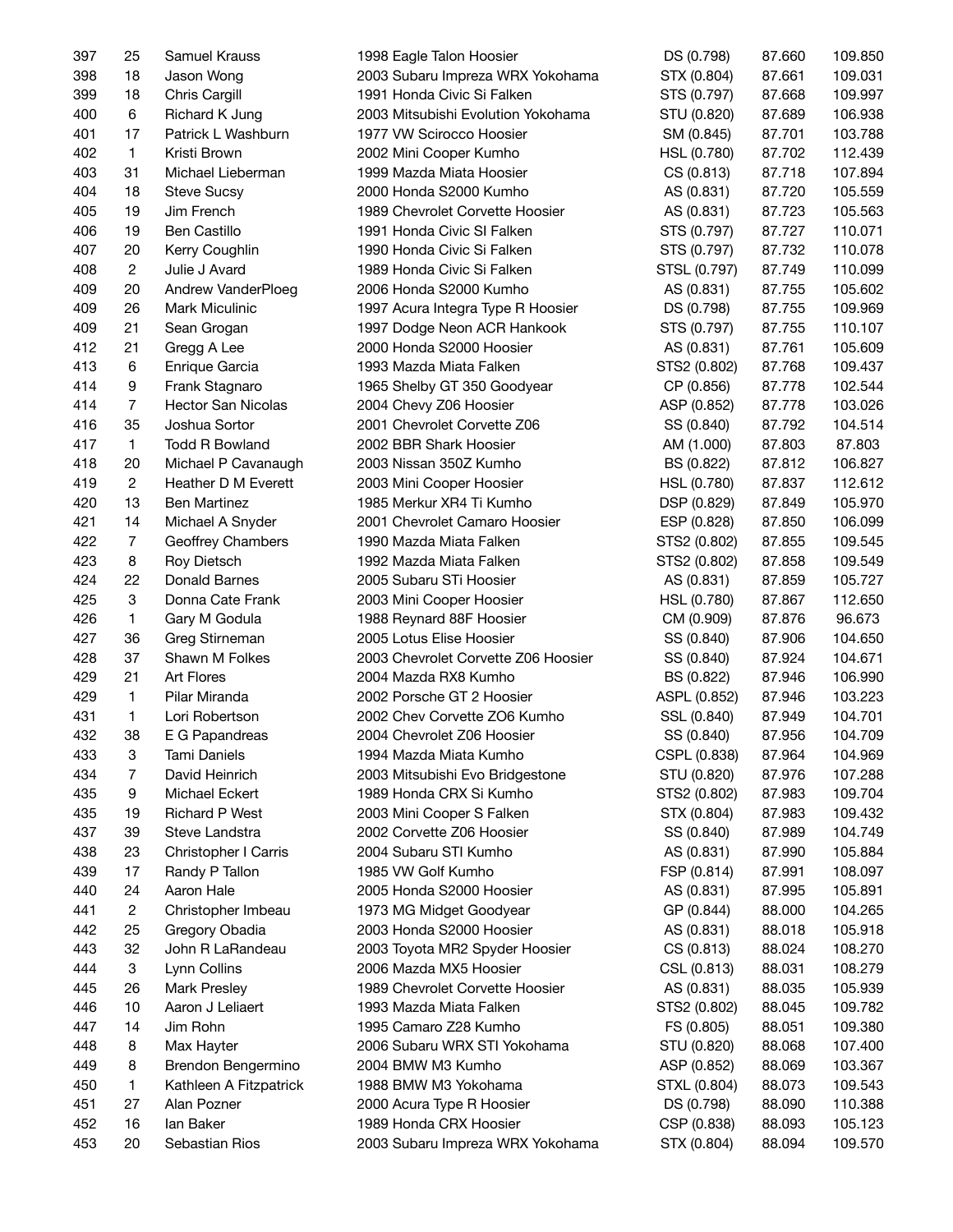| | | | | | | |
|---|---|---|---|---|---|---|
| 397 | 25 | Samuel Krauss | 1998 Eagle Talon Hoosier | DS (0.798) | 87.660 | 109.850 |
| 398 | 18 | Jason Wong | 2003 Subaru Impreza WRX Yokohama | STX (0.804) | 87.661 | 109.031 |
| 399 | 18 | Chris Cargill | 1991 Honda Civic Si Falken | STS (0.797) | 87.668 | 109.997 |
| 400 | 6 | Richard K Jung | 2003 Mitsubishi Evolution Yokohama | STU (0.820) | 87.689 | 106.938 |
| 401 | 17 | Patrick L Washburn | 1977 VW Scirocco Hoosier | SM (0.845) | 87.701 | 103.788 |
| 402 | 1 | Kristi Brown | 2002 Mini Cooper Kumho | HSL (0.780) | 87.702 | 112.439 |
| 403 | 31 | Michael Lieberman | 1999 Mazda Miata Hoosier | CS (0.813) | 87.718 | 107.894 |
| 404 | 18 | Steve Sucsy | 2000 Honda S2000 Kumho | AS (0.831) | 87.720 | 105.559 |
| 405 | 19 | Jim French | 1989 Chevrolet Corvette Hoosier | AS (0.831) | 87.723 | 105.563 |
| 406 | 19 | Ben Castillo | 1991 Honda Civic SI Falken | STS (0.797) | 87.727 | 110.071 |
| 407 | 20 | Kerry Coughlin | 1990 Honda Civic Si Falken | STS (0.797) | 87.732 | 110.078 |
| 408 | 2 | Julie J Avard | 1989 Honda Civic Si Falken | STSL (0.797) | 87.749 | 110.099 |
| 409 | 20 | Andrew VanderPloeg | 2006 Honda S2000 Kumho | AS (0.831) | 87.755 | 105.602 |
| 409 | 26 | Mark Miculinic | 1997 Acura Integra Type R Hoosier | DS (0.798) | 87.755 | 109.969 |
| 409 | 21 | Sean Grogan | 1997 Dodge Neon ACR Hankook | STS (0.797) | 87.755 | 110.107 |
| 412 | 21 | Gregg A Lee | 2000 Honda S2000 Hoosier | AS (0.831) | 87.761 | 105.609 |
| 413 | 6 | Enrique Garcia | 1993 Mazda Miata Falken | STS2 (0.802) | 87.768 | 109.437 |
| 414 | 9 | Frank Stagnaro | 1965 Shelby GT 350 Goodyear | CP (0.856) | 87.778 | 102.544 |
| 414 | 7 | Hector San Nicolas | 2004 Chevy Z06 Hoosier | ASP (0.852) | 87.778 | 103.026 |
| 416 | 35 | Joshua Sortor | 2001 Chevrolet Corvette Z06 | SS (0.840) | 87.792 | 104.514 |
| 417 | 1 | Todd R Bowland | 2002 BBR Shark Hoosier | AM (1.000) | 87.803 | 87.803 |
| 418 | 20 | Michael P Cavanaugh | 2003 Nissan 350Z Kumho | BS (0.822) | 87.812 | 106.827 |
| 419 | 2 | Heather D M Everett | 2003 Mini Cooper Hoosier | HSL (0.780) | 87.837 | 112.612 |
| 420 | 13 | Ben Martinez | 1985 Merkur XR4 Ti Kumho | DSP (0.829) | 87.849 | 105.970 |
| 421 | 14 | Michael A Snyder | 2001 Chevrolet Camaro Hoosier | ESP (0.828) | 87.850 | 106.099 |
| 422 | 7 | Geoffrey Chambers | 1990 Mazda Miata Falken | STS2 (0.802) | 87.855 | 109.545 |
| 423 | 8 | Roy Dietsch | 1992 Mazda Miata Falken | STS2 (0.802) | 87.858 | 109.549 |
| 424 | 22 | Donald Barnes | 2005 Subaru STi Hoosier | AS (0.831) | 87.859 | 105.727 |
| 425 | 3 | Donna Cate Frank | 2003 Mini Cooper Hoosier | HSL (0.780) | 87.867 | 112.650 |
| 426 | 1 | Gary M Godula | 1988 Reynard 88F Hoosier | CM (0.909) | 87.876 | 96.673 |
| 427 | 36 | Greg Stirneman | 2005 Lotus Elise Hoosier | SS (0.840) | 87.906 | 104.650 |
| 428 | 37 | Shawn M Folkes | 2003 Chevrolet Corvette Z06 Hoosier | SS (0.840) | 87.924 | 104.671 |
| 429 | 21 | Art Flores | 2004 Mazda RX8 Kumho | BS (0.822) | 87.946 | 106.990 |
| 429 | 1 | Pilar Miranda | 2002 Porsche GT 2 Hoosier | ASPL (0.852) | 87.946 | 103.223 |
| 431 | 1 | Lori Robertson | 2002 Chev Corvette ZO6 Kumho | SSL (0.840) | 87.949 | 104.701 |
| 432 | 38 | E G Papandreas | 2004 Chevrolet Z06 Hoosier | SS (0.840) | 87.956 | 104.709 |
| 433 | 3 | Tami Daniels | 1994 Mazda Miata Kumho | CSPL (0.838) | 87.964 | 104.969 |
| 434 | 7 | David Heinrich | 2003 Mitsubishi Evo Bridgestone | STU (0.820) | 87.976 | 107.288 |
| 435 | 9 | Michael Eckert | 1989 Honda CRX Si Kumho | STS2 (0.802) | 87.983 | 109.704 |
| 435 | 19 | Richard P West | 2003 Mini Cooper S Falken | STX (0.804) | 87.983 | 109.432 |
| 437 | 39 | Steve Landstra | 2002 Corvette Z06 Hoosier | SS (0.840) | 87.989 | 104.749 |
| 438 | 23 | Christopher I Carris | 2004 Subaru STI Kumho | AS (0.831) | 87.990 | 105.884 |
| 439 | 17 | Randy P Tallon | 1985 VW Golf Kumho | FSP (0.814) | 87.991 | 108.097 |
| 440 | 24 | Aaron Hale | 2005 Honda S2000 Hoosier | AS (0.831) | 87.995 | 105.891 |
| 441 | 2 | Christopher Imbeau | 1973 MG Midget Goodyear | GP (0.844) | 88.000 | 104.265 |
| 442 | 25 | Gregory Obadia | 2003 Honda S2000 Hoosier | AS (0.831) | 88.018 | 105.918 |
| 443 | 32 | John R LaRandeau | 2003 Toyota MR2 Spyder Hoosier | CS (0.813) | 88.024 | 108.270 |
| 444 | 3 | Lynn Collins | 2006 Mazda MX5 Hoosier | CSL (0.813) | 88.031 | 108.279 |
| 445 | 26 | Mark Presley | 1989 Chevrolet Corvette Hoosier | AS (0.831) | 88.035 | 105.939 |
| 446 | 10 | Aaron J Leliaert | 1993 Mazda Miata Falken | STS2 (0.802) | 88.045 | 109.782 |
| 447 | 14 | Jim Rohn | 1995 Camaro Z28 Kumho | FS (0.805) | 88.051 | 109.380 |
| 448 | 8 | Max Hayter | 2006 Subaru WRX STI Yokohama | STU (0.820) | 88.068 | 107.400 |
| 449 | 8 | Brendon Bengermino | 2004 BMW M3 Kumho | ASP (0.852) | 88.069 | 103.367 |
| 450 | 1 | Kathleen A Fitzpatrick | 1988 BMW M3 Yokohama | STXL (0.804) | 88.073 | 109.543 |
| 451 | 27 | Alan Pozner | 2000 Acura Type R Hoosier | DS (0.798) | 88.090 | 110.388 |
| 452 | 16 | Ian Baker | 1989 Honda CRX Hoosier | CSP (0.838) | 88.093 | 105.123 |
| 453 | 20 | Sebastian Rios | 2003 Subaru Impreza WRX Yokohama | STX (0.804) | 88.094 | 109.570 |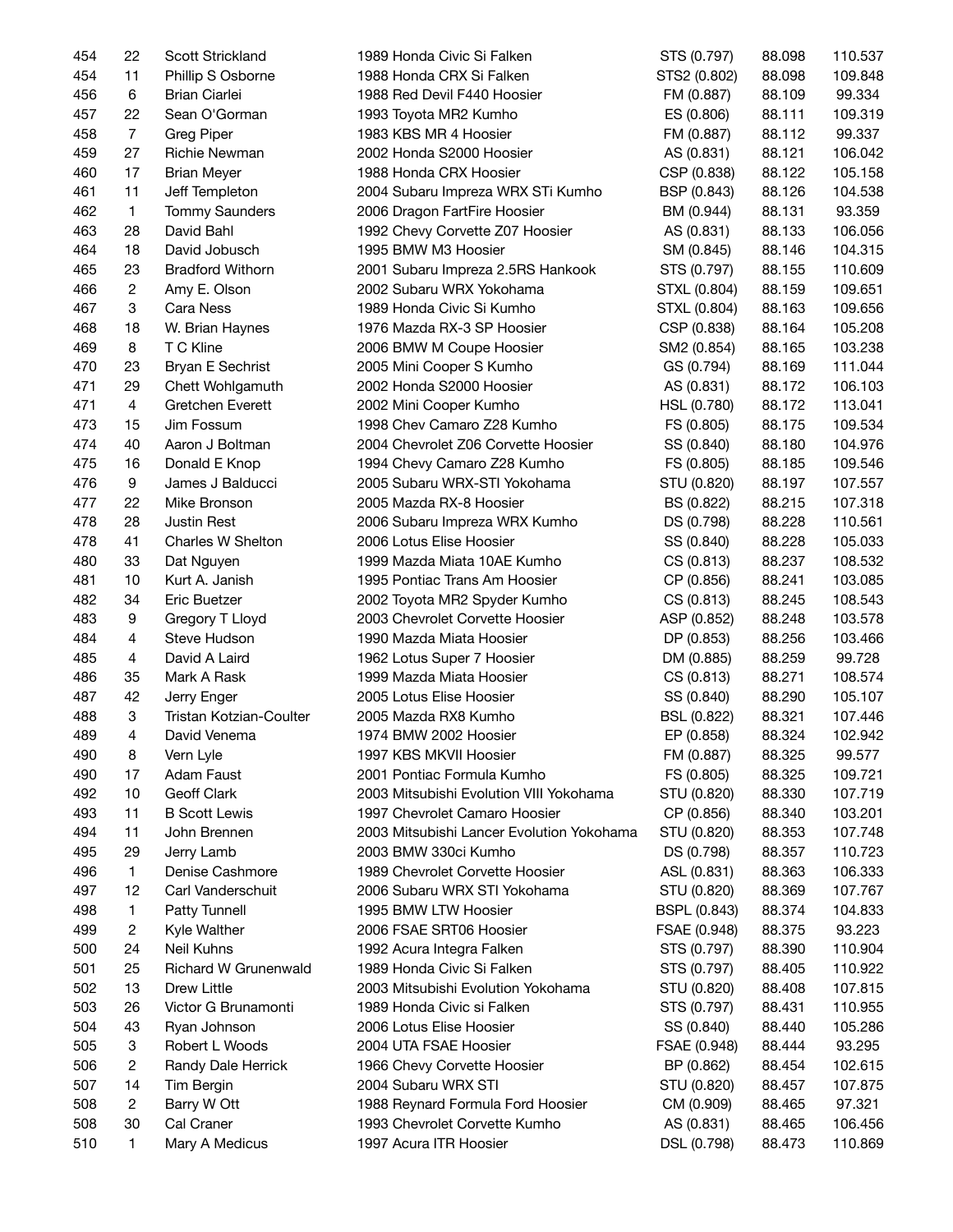| | | | | | | |
|---|---|---|---|---|---|---|
| 454 | 22 | Scott Strickland | 1989 Honda Civic Si Falken | STS (0.797) | 88.098 | 110.537 |
| 454 | 11 | Phillip S Osborne | 1988 Honda CRX Si Falken | STS2 (0.802) | 88.098 | 109.848 |
| 456 | 6 | Brian Ciarlei | 1988 Red Devil F440 Hoosier | FM (0.887) | 88.109 | 99.334 |
| 457 | 22 | Sean O'Gorman | 1993 Toyota MR2 Kumho | ES (0.806) | 88.111 | 109.319 |
| 458 | 7 | Greg Piper | 1983 KBS MR 4 Hoosier | FM (0.887) | 88.112 | 99.337 |
| 459 | 27 | Richie Newman | 2002 Honda S2000 Hoosier | AS (0.831) | 88.121 | 106.042 |
| 460 | 17 | Brian Meyer | 1988 Honda CRX Hoosier | CSP (0.838) | 88.122 | 105.158 |
| 461 | 11 | Jeff Templeton | 2004 Subaru Impreza WRX STi Kumho | BSP (0.843) | 88.126 | 104.538 |
| 462 | 1 | Tommy Saunders | 2006 Dragon FartFire Hoosier | BM (0.944) | 88.131 | 93.359 |
| 463 | 28 | David Bahl | 1992 Chevy Corvette Z07 Hoosier | AS (0.831) | 88.133 | 106.056 |
| 464 | 18 | David Jobusch | 1995 BMW M3 Hoosier | SM (0.845) | 88.146 | 104.315 |
| 465 | 23 | Bradford Withorn | 2001 Subaru Impreza 2.5RS Hankook | STS (0.797) | 88.155 | 110.609 |
| 466 | 2 | Amy E. Olson | 2002 Subaru WRX Yokohama | STXL (0.804) | 88.159 | 109.651 |
| 467 | 3 | Cara Ness | 1989 Honda Civic Si Kumho | STXL (0.804) | 88.163 | 109.656 |
| 468 | 18 | W. Brian Haynes | 1976 Mazda RX-3 SP Hoosier | CSP (0.838) | 88.164 | 105.208 |
| 469 | 8 | T C Kline | 2006 BMW M Coupe Hoosier | SM2 (0.854) | 88.165 | 103.238 |
| 470 | 23 | Bryan E Sechrist | 2005 Mini Cooper S Kumho | GS (0.794) | 88.169 | 111.044 |
| 471 | 29 | Chett Wohlgamuth | 2002 Honda S2000 Hoosier | AS (0.831) | 88.172 | 106.103 |
| 471 | 4 | Gretchen Everett | 2002 Mini Cooper Kumho | HSL (0.780) | 88.172 | 113.041 |
| 473 | 15 | Jim Fossum | 1998 Chev Camaro Z28 Kumho | FS (0.805) | 88.175 | 109.534 |
| 474 | 40 | Aaron J Boltman | 2004 Chevrolet Z06 Corvette Hoosier | SS (0.840) | 88.180 | 104.976 |
| 475 | 16 | Donald E Knop | 1994 Chevy Camaro Z28 Kumho | FS (0.805) | 88.185 | 109.546 |
| 476 | 9 | James J Balducci | 2005 Subaru WRX-STI Yokohama | STU (0.820) | 88.197 | 107.557 |
| 477 | 22 | Mike Bronson | 2005 Mazda RX-8 Hoosier | BS (0.822) | 88.215 | 107.318 |
| 478 | 28 | Justin Rest | 2006 Subaru Impreza WRX Kumho | DS (0.798) | 88.228 | 110.561 |
| 478 | 41 | Charles W Shelton | 2006 Lotus Elise Hoosier | SS (0.840) | 88.228 | 105.033 |
| 480 | 33 | Dat Nguyen | 1999 Mazda Miata 10AE Kumho | CS (0.813) | 88.237 | 108.532 |
| 481 | 10 | Kurt A. Janish | 1995 Pontiac Trans Am Hoosier | CP (0.856) | 88.241 | 103.085 |
| 482 | 34 | Eric Buetzer | 2002 Toyota MR2 Spyder Kumho | CS (0.813) | 88.245 | 108.543 |
| 483 | 9 | Gregory T Lloyd | 2003 Chevrolet Corvette Hoosier | ASP (0.852) | 88.248 | 103.578 |
| 484 | 4 | Steve Hudson | 1990 Mazda Miata Hoosier | DP (0.853) | 88.256 | 103.466 |
| 485 | 4 | David A Laird | 1962 Lotus Super 7 Hoosier | DM (0.885) | 88.259 | 99.728 |
| 486 | 35 | Mark A Rask | 1999 Mazda Miata Hoosier | CS (0.813) | 88.271 | 108.574 |
| 487 | 42 | Jerry Enger | 2005 Lotus Elise Hoosier | SS (0.840) | 88.290 | 105.107 |
| 488 | 3 | Tristan Kotzian-Coulter | 2005 Mazda RX8 Kumho | BSL (0.822) | 88.321 | 107.446 |
| 489 | 4 | David Venema | 1974 BMW 2002 Hoosier | EP (0.858) | 88.324 | 102.942 |
| 490 | 8 | Vern Lyle | 1997 KBS MKVII Hoosier | FM (0.887) | 88.325 | 99.577 |
| 490 | 17 | Adam Faust | 2001 Pontiac Formula Kumho | FS (0.805) | 88.325 | 109.721 |
| 492 | 10 | Geoff Clark | 2003 Mitsubishi Evolution VIII Yokohama | STU (0.820) | 88.330 | 107.719 |
| 493 | 11 | B Scott Lewis | 1997 Chevrolet Camaro Hoosier | CP (0.856) | 88.340 | 103.201 |
| 494 | 11 | John Brennen | 2003 Mitsubishi Lancer Evolution Yokohama | STU (0.820) | 88.353 | 107.748 |
| 495 | 29 | Jerry Lamb | 2003 BMW 330ci Kumho | DS (0.798) | 88.357 | 110.723 |
| 496 | 1 | Denise Cashmore | 1989 Chevrolet Corvette Hoosier | ASL (0.831) | 88.363 | 106.333 |
| 497 | 12 | Carl Vanderschuit | 2006 Subaru WRX STI Yokohama | STU (0.820) | 88.369 | 107.767 |
| 498 | 1 | Patty Tunnell | 1995 BMW LTW Hoosier | BSPL (0.843) | 88.374 | 104.833 |
| 499 | 2 | Kyle Walther | 2006 FSAE SRT06 Hoosier | FSAE (0.948) | 88.375 | 93.223 |
| 500 | 24 | Neil Kuhns | 1992 Acura Integra Falken | STS (0.797) | 88.390 | 110.904 |
| 501 | 25 | Richard W Grunenwald | 1989 Honda Civic Si Falken | STS (0.797) | 88.405 | 110.922 |
| 502 | 13 | Drew Little | 2003 Mitsubishi Evolution Yokohama | STU (0.820) | 88.408 | 107.815 |
| 503 | 26 | Victor G Brunamonti | 1989 Honda Civic si Falken | STS (0.797) | 88.431 | 110.955 |
| 504 | 43 | Ryan Johnson | 2006 Lotus Elise Hoosier | SS (0.840) | 88.440 | 105.286 |
| 505 | 3 | Robert L Woods | 2004 UTA FSAE Hoosier | FSAE (0.948) | 88.444 | 93.295 |
| 506 | 2 | Randy Dale Herrick | 1966 Chevy Corvette Hoosier | BP (0.862) | 88.454 | 102.615 |
| 507 | 14 | Tim Bergin | 2004 Subaru WRX STI | STU (0.820) | 88.457 | 107.875 |
| 508 | 2 | Barry W Ott | 1988 Reynard Formula Ford Hoosier | CM (0.909) | 88.465 | 97.321 |
| 508 | 30 | Cal Craner | 1993 Chevrolet Corvette Kumho | AS (0.831) | 88.465 | 106.456 |
| 510 | 1 | Mary A Medicus | 1997 Acura ITR Hoosier | DSL (0.798) | 88.473 | 110.869 |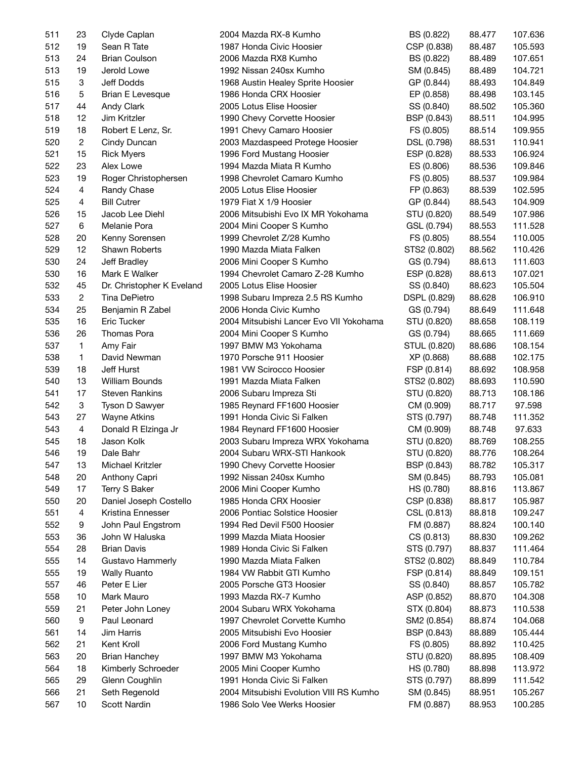| | | | | | | |
|---|---|---|---|---|---|---|
| 511 | 23 | Clyde Caplan | 2004 Mazda RX-8 Kumho | BS (0.822) | 88.477 | 107.636 |
| 512 | 19 | Sean R Tate | 1987 Honda Civic Hoosier | CSP (0.838) | 88.487 | 105.593 |
| 513 | 24 | Brian Coulson | 2006 Mazda RX8 Kumho | BS (0.822) | 88.489 | 107.651 |
| 513 | 19 | Jerold Lowe | 1992 Nissan 240sx Kumho | SM (0.845) | 88.489 | 104.721 |
| 515 | 3 | Jeff Dodds | 1968 Austin Healey Sprite Hoosier | GP (0.844) | 88.493 | 104.849 |
| 516 | 5 | Brian E Levesque | 1986 Honda CRX Hoosier | EP (0.858) | 88.498 | 103.145 |
| 517 | 44 | Andy Clark | 2005 Lotus Elise Hoosier | SS (0.840) | 88.502 | 105.360 |
| 518 | 12 | Jim Kritzler | 1990 Chevy Corvette Hoosier | BSP (0.843) | 88.511 | 104.995 |
| 519 | 18 | Robert E Lenz, Sr. | 1991 Chevy Camaro Hoosier | FS (0.805) | 88.514 | 109.955 |
| 520 | 2 | Cindy Duncan | 2003 Mazdaspeed Protege Hoosier | DSL (0.798) | 88.531 | 110.941 |
| 521 | 15 | Rick Myers | 1996 Ford Mustang Hoosier | ESP (0.828) | 88.533 | 106.924 |
| 522 | 23 | Alex Lowe | 1994 Mazda Miata R Kumho | ES (0.806) | 88.536 | 109.846 |
| 523 | 19 | Roger Christophersen | 1998 Chevrolet Camaro Kumho | FS (0.805) | 88.537 | 109.984 |
| 524 | 4 | Randy Chase | 2005 Lotus Elise Hoosier | FP (0.863) | 88.539 | 102.595 |
| 525 | 4 | Bill Cutrer | 1979 Fiat X 1/9 Hoosier | GP (0.844) | 88.543 | 104.909 |
| 526 | 15 | Jacob Lee Diehl | 2006 Mitsubishi Evo IX MR Yokohama | STU (0.820) | 88.549 | 107.986 |
| 527 | 6 | Melanie Pora | 2004 Mini Cooper S Kumho | GSL (0.794) | 88.553 | 111.528 |
| 528 | 20 | Kenny Sorensen | 1999 Chevrolet Z/28 Kumho | FS (0.805) | 88.554 | 110.005 |
| 529 | 12 | Shawn Roberts | 1990 Mazda Miata Falken | STS2 (0.802) | 88.562 | 110.426 |
| 530 | 24 | Jeff Bradley | 2006 Mini Cooper S Kumho | GS (0.794) | 88.613 | 111.603 |
| 530 | 16 | Mark E Walker | 1994 Chevrolet Camaro Z-28 Kumho | ESP (0.828) | 88.613 | 107.021 |
| 532 | 45 | Dr. Christopher K Eveland | 2005 Lotus Elise Hoosier | SS (0.840) | 88.623 | 105.504 |
| 533 | 2 | Tina DePietro | 1998 Subaru Impreza 2.5 RS Kumho | DSPL (0.829) | 88.628 | 106.910 |
| 534 | 25 | Benjamin R Zabel | 2006 Honda Civic Kumho | GS (0.794) | 88.649 | 111.648 |
| 535 | 16 | Eric Tucker | 2004 Mitsubishi Lancer Evo VII Yokohama | STU (0.820) | 88.658 | 108.119 |
| 536 | 26 | Thomas Pora | 2004 Mini Cooper S Kumho | GS (0.794) | 88.665 | 111.669 |
| 537 | 1 | Amy Fair | 1997 BMW M3 Yokohama | STUL (0.820) | 88.686 | 108.154 |
| 538 | 1 | David Newman | 1970 Porsche 911 Hoosier | XP (0.868) | 88.688 | 102.175 |
| 539 | 18 | Jeff Hurst | 1981 VW Scirocco Hoosier | FSP (0.814) | 88.692 | 108.958 |
| 540 | 13 | William Bounds | 1991 Mazda Miata Falken | STS2 (0.802) | 88.693 | 110.590 |
| 541 | 17 | Steven Rankins | 2006 Subaru Impreza Sti | STU (0.820) | 88.713 | 108.186 |
| 542 | 3 | Tyson D Sawyer | 1985 Reynard FF1600 Hoosier | CM (0.909) | 88.717 | 97.598 |
| 543 | 27 | Wayne Atkins | 1991 Honda Civic Si Falken | STS (0.797) | 88.748 | 111.352 |
| 543 | 4 | Donald R Elzinga Jr | 1984 Reynard FF1600 Hoosier | CM (0.909) | 88.748 | 97.633 |
| 545 | 18 | Jason Kolk | 2003 Subaru Impreza WRX Yokohama | STU (0.820) | 88.769 | 108.255 |
| 546 | 19 | Dale Bahr | 2004 Subaru WRX-STI Hankook | STU (0.820) | 88.776 | 108.264 |
| 547 | 13 | Michael Kritzler | 1990 Chevy Corvette Hoosier | BSP (0.843) | 88.782 | 105.317 |
| 548 | 20 | Anthony Capri | 1992 Nissan 240sx Kumho | SM (0.845) | 88.793 | 105.081 |
| 549 | 17 | Terry S Baker | 2006 Mini Cooper Kumho | HS (0.780) | 88.816 | 113.867 |
| 550 | 20 | Daniel Joseph Costello | 1985 Honda CRX Hoosier | CSP (0.838) | 88.817 | 105.987 |
| 551 | 4 | Kristina Ennesser | 2006 Pontiac Solstice Hoosier | CSL (0.813) | 88.818 | 109.247 |
| 552 | 9 | John Paul Engstrom | 1994 Red Devil F500 Hoosier | FM (0.887) | 88.824 | 100.140 |
| 553 | 36 | John W Haluska | 1999 Mazda Miata Hoosier | CS (0.813) | 88.830 | 109.262 |
| 554 | 28 | Brian Davis | 1989 Honda Civic Si Falken | STS (0.797) | 88.837 | 111.464 |
| 555 | 14 | Gustavo Hammerly | 1990 Mazda Miata Falken | STS2 (0.802) | 88.849 | 110.784 |
| 555 | 19 | Wally Ruanto | 1984 VW Rabbit GTI Kumho | FSP (0.814) | 88.849 | 109.151 |
| 557 | 46 | Peter E Lier | 2005 Porsche GT3 Hoosier | SS (0.840) | 88.857 | 105.782 |
| 558 | 10 | Mark Mauro | 1993 Mazda RX-7 Kumho | ASP (0.852) | 88.870 | 104.308 |
| 559 | 21 | Peter John Loney | 2004 Subaru WRX Yokohama | STX (0.804) | 88.873 | 110.538 |
| 560 | 9 | Paul Leonard | 1997 Chevrolet Corvette Kumho | SM2 (0.854) | 88.874 | 104.068 |
| 561 | 14 | Jim Harris | 2005 Mitsubishi Evo Hoosier | BSP (0.843) | 88.889 | 105.444 |
| 562 | 21 | Kent Kroll | 2006 Ford Mustang Kumho | FS (0.805) | 88.892 | 110.425 |
| 563 | 20 | Brian Hanchey | 1997 BMW M3 Yokohama | STU (0.820) | 88.895 | 108.409 |
| 564 | 18 | Kimberly Schroeder | 2005 Mini Cooper Kumho | HS (0.780) | 88.898 | 113.972 |
| 565 | 29 | Glenn Coughlin | 1991 Honda Civic Si Falken | STS (0.797) | 88.899 | 111.542 |
| 566 | 21 | Seth Regenold | 2004 Mitsubishi Evolution VIII RS Kumho | SM (0.845) | 88.951 | 105.267 |
| 567 | 10 | Scott Nardin | 1986 Solo Vee Werks Hoosier | FM (0.887) | 88.953 | 100.285 |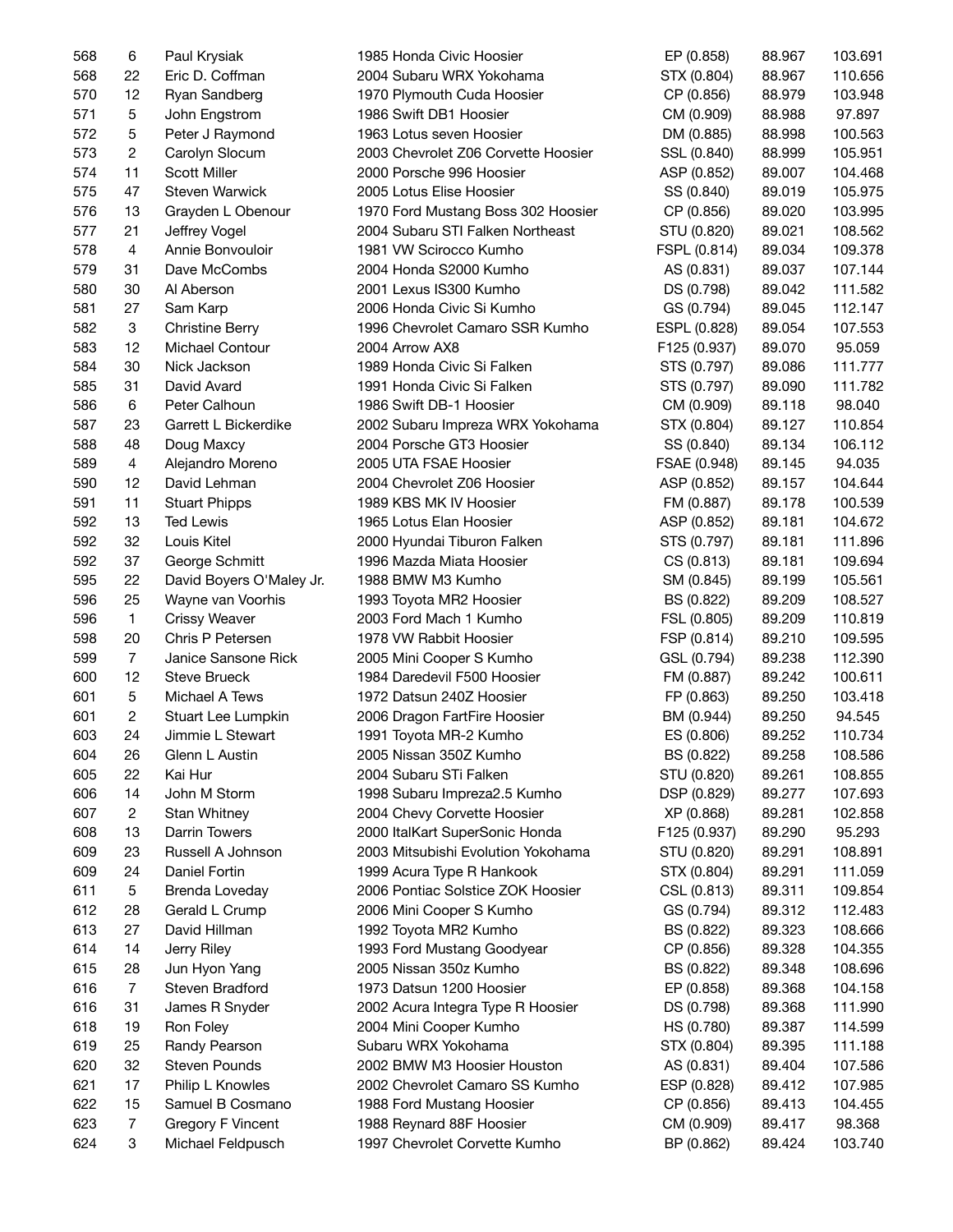| | | | | | | |
|---|---|---|---|---|---|---|
| 568 | 6 | Paul Krysiak | 1985 Honda Civic Hoosier | EP (0.858) | 88.967 | 103.691 |
| 568 | 22 | Eric D. Coffman | 2004 Subaru WRX Yokohama | STX (0.804) | 88.967 | 110.656 |
| 570 | 12 | Ryan Sandberg | 1970 Plymouth Cuda Hoosier | CP (0.856) | 88.979 | 103.948 |
| 571 | 5 | John Engstrom | 1986 Swift DB1 Hoosier | CM (0.909) | 88.988 | 97.897 |
| 572 | 5 | Peter J Raymond | 1963 Lotus seven Hoosier | DM (0.885) | 88.998 | 100.563 |
| 573 | 2 | Carolyn Slocum | 2003 Chevrolet Z06 Corvette Hoosier | SSL (0.840) | 88.999 | 105.951 |
| 574 | 11 | Scott Miller | 2000 Porsche 996 Hoosier | ASP (0.852) | 89.007 | 104.468 |
| 575 | 47 | Steven Warwick | 2005 Lotus Elise Hoosier | SS (0.840) | 89.019 | 105.975 |
| 576 | 13 | Grayden L Obenour | 1970 Ford Mustang Boss 302 Hoosier | CP (0.856) | 89.020 | 103.995 |
| 577 | 21 | Jeffrey Vogel | 2004 Subaru STI Falken Northeast | STU (0.820) | 89.021 | 108.562 |
| 578 | 4 | Annie Bonvouloir | 1981 VW Scirocco Kumho | FSPL (0.814) | 89.034 | 109.378 |
| 579 | 31 | Dave McCombs | 2004 Honda S2000 Kumho | AS (0.831) | 89.037 | 107.144 |
| 580 | 30 | Al Aberson | 2001 Lexus IS300 Kumho | DS (0.798) | 89.042 | 111.582 |
| 581 | 27 | Sam Karp | 2006 Honda Civic Si Kumho | GS (0.794) | 89.045 | 112.147 |
| 582 | 3 | Christine Berry | 1996 Chevrolet Camaro SSR Kumho | ESPL (0.828) | 89.054 | 107.553 |
| 583 | 12 | Michael Contour | 2004 Arrow AX8 | F125 (0.937) | 89.070 | 95.059 |
| 584 | 30 | Nick Jackson | 1989 Honda Civic Si Falken | STS (0.797) | 89.086 | 111.777 |
| 585 | 31 | David Avard | 1991 Honda Civic Si Falken | STS (0.797) | 89.090 | 111.782 |
| 586 | 6 | Peter Calhoun | 1986 Swift DB-1 Hoosier | CM (0.909) | 89.118 | 98.040 |
| 587 | 23 | Garrett L Bickerdike | 2002 Subaru Impreza WRX Yokohama | STX (0.804) | 89.127 | 110.854 |
| 588 | 48 | Doug Maxcy | 2004 Porsche GT3 Hoosier | SS (0.840) | 89.134 | 106.112 |
| 589 | 4 | Alejandro Moreno | 2005 UTA FSAE Hoosier | FSAE (0.948) | 89.145 | 94.035 |
| 590 | 12 | David Lehman | 2004 Chevrolet Z06 Hoosier | ASP (0.852) | 89.157 | 104.644 |
| 591 | 11 | Stuart Phipps | 1989 KBS MK IV Hoosier | FM (0.887) | 89.178 | 100.539 |
| 592 | 13 | Ted Lewis | 1965 Lotus Elan Hoosier | ASP (0.852) | 89.181 | 104.672 |
| 592 | 32 | Louis Kitel | 2000 Hyundai Tiburon Falken | STS (0.797) | 89.181 | 111.896 |
| 592 | 37 | George Schmitt | 1996 Mazda Miata Hoosier | CS (0.813) | 89.181 | 109.694 |
| 595 | 22 | David Boyers O'Maley Jr. | 1988 BMW M3 Kumho | SM (0.845) | 89.199 | 105.561 |
| 596 | 25 | Wayne van Voorhis | 1993 Toyota MR2 Hoosier | BS (0.822) | 89.209 | 108.527 |
| 596 | 1 | Crissy Weaver | 2003 Ford Mach 1 Kumho | FSL (0.805) | 89.209 | 110.819 |
| 598 | 20 | Chris P Petersen | 1978 VW Rabbit Hoosier | FSP (0.814) | 89.210 | 109.595 |
| 599 | 7 | Janice Sansone Rick | 2005 Mini Cooper S Kumho | GSL (0.794) | 89.238 | 112.390 |
| 600 | 12 | Steve Brueck | 1984 Daredevil F500 Hoosier | FM (0.887) | 89.242 | 100.611 |
| 601 | 5 | Michael A Tews | 1972 Datsun 240Z Hoosier | FP (0.863) | 89.250 | 103.418 |
| 601 | 2 | Stuart Lee Lumpkin | 2006 Dragon FartFire Hoosier | BM (0.944) | 89.250 | 94.545 |
| 603 | 24 | Jimmie L Stewart | 1991 Toyota MR-2 Kumho | ES (0.806) | 89.252 | 110.734 |
| 604 | 26 | Glenn L Austin | 2005 Nissan 350Z Kumho | BS (0.822) | 89.258 | 108.586 |
| 605 | 22 | Kai Hur | 2004 Subaru STi Falken | STU (0.820) | 89.261 | 108.855 |
| 606 | 14 | John M Storm | 1998 Subaru Impreza2.5 Kumho | DSP (0.829) | 89.277 | 107.693 |
| 607 | 2 | Stan Whitney | 2004 Chevy Corvette Hoosier | XP (0.868) | 89.281 | 102.858 |
| 608 | 13 | Darrin Towers | 2000 ItalKart SuperSonic Honda | F125 (0.937) | 89.290 | 95.293 |
| 609 | 23 | Russell A Johnson | 2003 Mitsubishi Evolution Yokohama | STU (0.820) | 89.291 | 108.891 |
| 609 | 24 | Daniel Fortin | 1999 Acura Type R Hankook | STX (0.804) | 89.291 | 111.059 |
| 611 | 5 | Brenda Loveday | 2006 Pontiac Solstice ZOK Hoosier | CSL (0.813) | 89.311 | 109.854 |
| 612 | 28 | Gerald L Crump | 2006 Mini Cooper S Kumho | GS (0.794) | 89.312 | 112.483 |
| 613 | 27 | David Hillman | 1992 Toyota MR2 Kumho | BS (0.822) | 89.323 | 108.666 |
| 614 | 14 | Jerry Riley | 1993 Ford Mustang Goodyear | CP (0.856) | 89.328 | 104.355 |
| 615 | 28 | Jun Hyon Yang | 2005 Nissan 350z Kumho | BS (0.822) | 89.348 | 108.696 |
| 616 | 7 | Steven Bradford | 1973 Datsun 1200 Hoosier | EP (0.858) | 89.368 | 104.158 |
| 616 | 31 | James R Snyder | 2002 Acura Integra Type R Hoosier | DS (0.798) | 89.368 | 111.990 |
| 618 | 19 | Ron Foley | 2004 Mini Cooper Kumho | HS (0.780) | 89.387 | 114.599 |
| 619 | 25 | Randy Pearson | Subaru WRX Yokohama | STX (0.804) | 89.395 | 111.188 |
| 620 | 32 | Steven Pounds | 2002 BMW M3 Hoosier Houston | AS (0.831) | 89.404 | 107.586 |
| 621 | 17 | Philip L Knowles | 2002 Chevrolet Camaro SS Kumho | ESP (0.828) | 89.412 | 107.985 |
| 622 | 15 | Samuel B Cosmano | 1988 Ford Mustang Hoosier | CP (0.856) | 89.413 | 104.455 |
| 623 | 7 | Gregory F Vincent | 1988 Reynard 88F Hoosier | CM (0.909) | 89.417 | 98.368 |
| 624 | 3 | Michael Feldpusch | 1997 Chevrolet Corvette Kumho | BP (0.862) | 89.424 | 103.740 |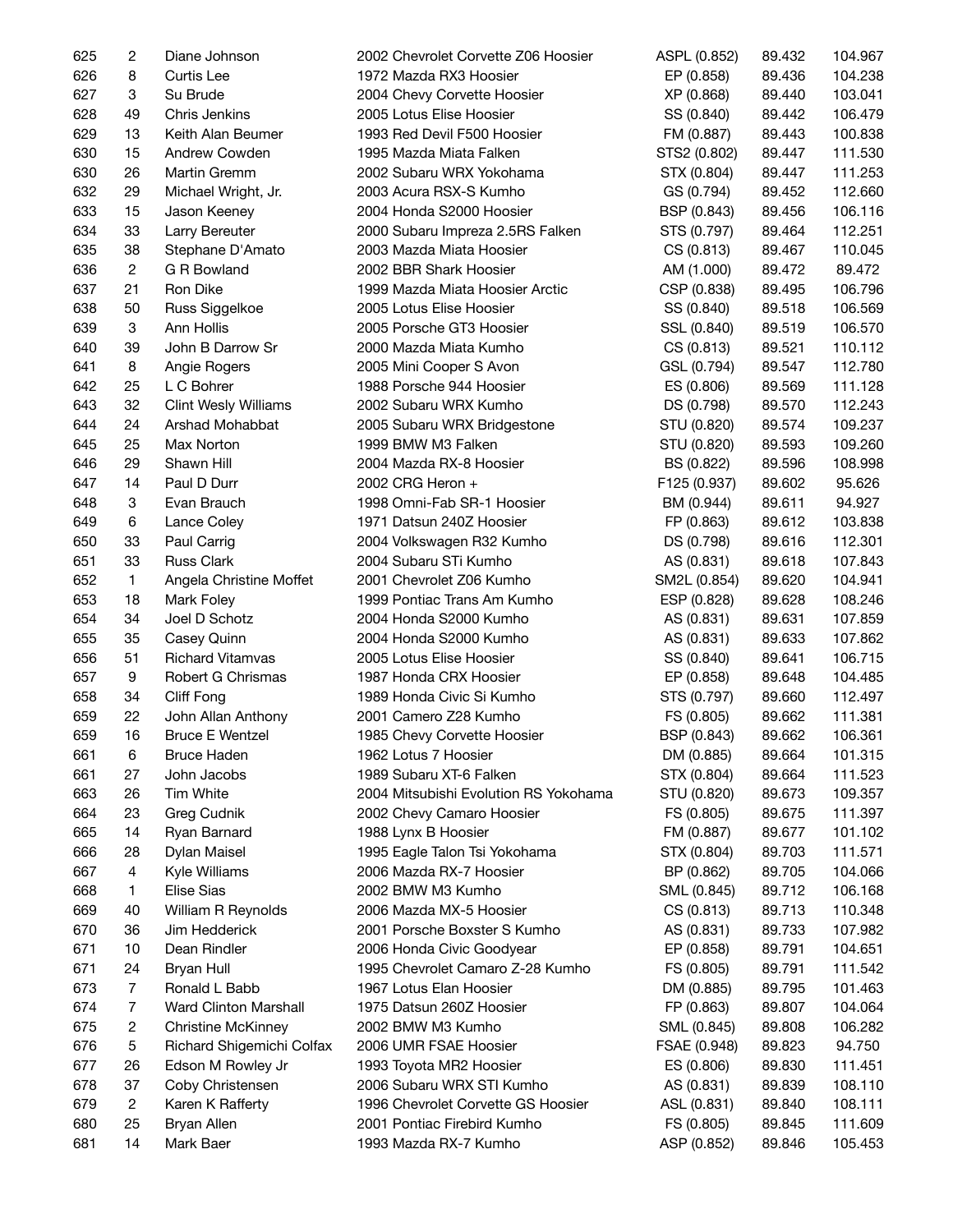| | | | | | | |
|---|---|---|---|---|---|---|
| 625 | 2 | Diane Johnson | 2002 Chevrolet Corvette Z06 Hoosier | ASPL (0.852) | 89.432 | 104.967 |
| 626 | 8 | Curtis Lee | 1972 Mazda RX3 Hoosier | EP (0.858) | 89.436 | 104.238 |
| 627 | 3 | Su Brude | 2004 Chevy Corvette Hoosier | XP (0.868) | 89.440 | 103.041 |
| 628 | 49 | Chris Jenkins | 2005 Lotus Elise Hoosier | SS (0.840) | 89.442 | 106.479 |
| 629 | 13 | Keith Alan Beumer | 1993 Red Devil F500 Hoosier | FM (0.887) | 89.443 | 100.838 |
| 630 | 15 | Andrew Cowden | 1995 Mazda Miata Falken | STS2 (0.802) | 89.447 | 111.530 |
| 630 | 26 | Martin Gremm | 2002 Subaru WRX Yokohama | STX (0.804) | 89.447 | 111.253 |
| 632 | 29 | Michael Wright, Jr. | 2003 Acura RSX-S Kumho | GS (0.794) | 89.452 | 112.660 |
| 633 | 15 | Jason Keeney | 2004 Honda S2000 Hoosier | BSP (0.843) | 89.456 | 106.116 |
| 634 | 33 | Larry Bereuter | 2000 Subaru Impreza 2.5RS Falken | STS (0.797) | 89.464 | 112.251 |
| 635 | 38 | Stephane D'Amato | 2003 Mazda Miata Hoosier | CS (0.813) | 89.467 | 110.045 |
| 636 | 2 | G R Bowland | 2002 BBR Shark Hoosier | AM (1.000) | 89.472 | 89.472 |
| 637 | 21 | Ron Dike | 1999 Mazda Miata Hoosier Arctic | CSP (0.838) | 89.495 | 106.796 |
| 638 | 50 | Russ Siggelkoe | 2005 Lotus Elise Hoosier | SS (0.840) | 89.518 | 106.569 |
| 639 | 3 | Ann Hollis | 2005 Porsche GT3 Hoosier | SSL (0.840) | 89.519 | 106.570 |
| 640 | 39 | John B Darrow Sr | 2000 Mazda Miata Kumho | CS (0.813) | 89.521 | 110.112 |
| 641 | 8 | Angie Rogers | 2005 Mini Cooper S Avon | GSL (0.794) | 89.547 | 112.780 |
| 642 | 25 | L C Bohrer | 1988 Porsche 944 Hoosier | ES (0.806) | 89.569 | 111.128 |
| 643 | 32 | Clint Wesly Williams | 2002 Subaru WRX Kumho | DS (0.798) | 89.570 | 112.243 |
| 644 | 24 | Arshad Mohabbat | 2005 Subaru WRX Bridgestone | STU (0.820) | 89.574 | 109.237 |
| 645 | 25 | Max Norton | 1999 BMW M3 Falken | STU (0.820) | 89.593 | 109.260 |
| 646 | 29 | Shawn Hill | 2004 Mazda RX-8 Hoosier | BS (0.822) | 89.596 | 108.998 |
| 647 | 14 | Paul D Durr | 2002 CRG Heron + | F125 (0.937) | 89.602 | 95.626 |
| 648 | 3 | Evan Brauch | 1998 Omni-Fab SR-1 Hoosier | BM (0.944) | 89.611 | 94.927 |
| 649 | 6 | Lance Coley | 1971 Datsun 240Z Hoosier | FP (0.863) | 89.612 | 103.838 |
| 650 | 33 | Paul Carrig | 2004 Volkswagen R32 Kumho | DS (0.798) | 89.616 | 112.301 |
| 651 | 33 | Russ Clark | 2004 Subaru STi Kumho | AS (0.831) | 89.618 | 107.843 |
| 652 | 1 | Angela Christine Moffet | 2001 Chevrolet Z06 Kumho | SM2L (0.854) | 89.620 | 104.941 |
| 653 | 18 | Mark Foley | 1999 Pontiac Trans Am Kumho | ESP (0.828) | 89.628 | 108.246 |
| 654 | 34 | Joel D Schotz | 2004 Honda S2000 Kumho | AS (0.831) | 89.631 | 107.859 |
| 655 | 35 | Casey Quinn | 2004 Honda S2000 Kumho | AS (0.831) | 89.633 | 107.862 |
| 656 | 51 | Richard Vitamvas | 2005 Lotus Elise Hoosier | SS (0.840) | 89.641 | 106.715 |
| 657 | 9 | Robert G Chrismas | 1987 Honda CRX Hoosier | EP (0.858) | 89.648 | 104.485 |
| 658 | 34 | Cliff Fong | 1989 Honda Civic Si Kumho | STS (0.797) | 89.660 | 112.497 |
| 659 | 22 | John Allan Anthony | 2001 Camero Z28 Kumho | FS (0.805) | 89.662 | 111.381 |
| 659 | 16 | Bruce E Wentzel | 1985 Chevy Corvette Hoosier | BSP (0.843) | 89.662 | 106.361 |
| 661 | 6 | Bruce Haden | 1962 Lotus 7 Hoosier | DM (0.885) | 89.664 | 101.315 |
| 661 | 27 | John Jacobs | 1989 Subaru XT-6 Falken | STX (0.804) | 89.664 | 111.523 |
| 663 | 26 | Tim White | 2004 Mitsubishi Evolution RS Yokohama | STU (0.820) | 89.673 | 109.357 |
| 664 | 23 | Greg Cudnik | 2002 Chevy Camaro Hoosier | FS (0.805) | 89.675 | 111.397 |
| 665 | 14 | Ryan Barnard | 1988 Lynx B Hoosier | FM (0.887) | 89.677 | 101.102 |
| 666 | 28 | Dylan Maisel | 1995 Eagle Talon Tsi Yokohama | STX (0.804) | 89.703 | 111.571 |
| 667 | 4 | Kyle Williams | 2006 Mazda RX-7 Hoosier | BP (0.862) | 89.705 | 104.066 |
| 668 | 1 | Elise Sias | 2002 BMW M3 Kumho | SML (0.845) | 89.712 | 106.168 |
| 669 | 40 | William R Reynolds | 2006 Mazda MX-5 Hoosier | CS (0.813) | 89.713 | 110.348 |
| 670 | 36 | Jim Hedderick | 2001 Porsche Boxster S Kumho | AS (0.831) | 89.733 | 107.982 |
| 671 | 10 | Dean Rindler | 2006 Honda Civic Goodyear | EP (0.858) | 89.791 | 104.651 |
| 671 | 24 | Bryan Hull | 1995 Chevrolet Camaro Z-28 Kumho | FS (0.805) | 89.791 | 111.542 |
| 673 | 7 | Ronald L Babb | 1967 Lotus Elan Hoosier | DM (0.885) | 89.795 | 101.463 |
| 674 | 7 | Ward Clinton Marshall | 1975 Datsun 260Z Hoosier | FP (0.863) | 89.807 | 104.064 |
| 675 | 2 | Christine McKinney | 2002 BMW M3 Kumho | SML (0.845) | 89.808 | 106.282 |
| 676 | 5 | Richard Shigemichi Colfax | 2006 UMR FSAE Hoosier | FSAE (0.948) | 89.823 | 94.750 |
| 677 | 26 | Edson M Rowley Jr | 1993 Toyota MR2 Hoosier | ES (0.806) | 89.830 | 111.451 |
| 678 | 37 | Coby Christensen | 2006 Subaru WRX STI Kumho | AS (0.831) | 89.839 | 108.110 |
| 679 | 2 | Karen K Rafferty | 1996 Chevrolet Corvette GS Hoosier | ASL (0.831) | 89.840 | 108.111 |
| 680 | 25 | Bryan Allen | 2001 Pontiac Firebird Kumho | FS (0.805) | 89.845 | 111.609 |
| 681 | 14 | Mark Baer | 1993 Mazda RX-7 Kumho | ASP (0.852) | 89.846 | 105.453 |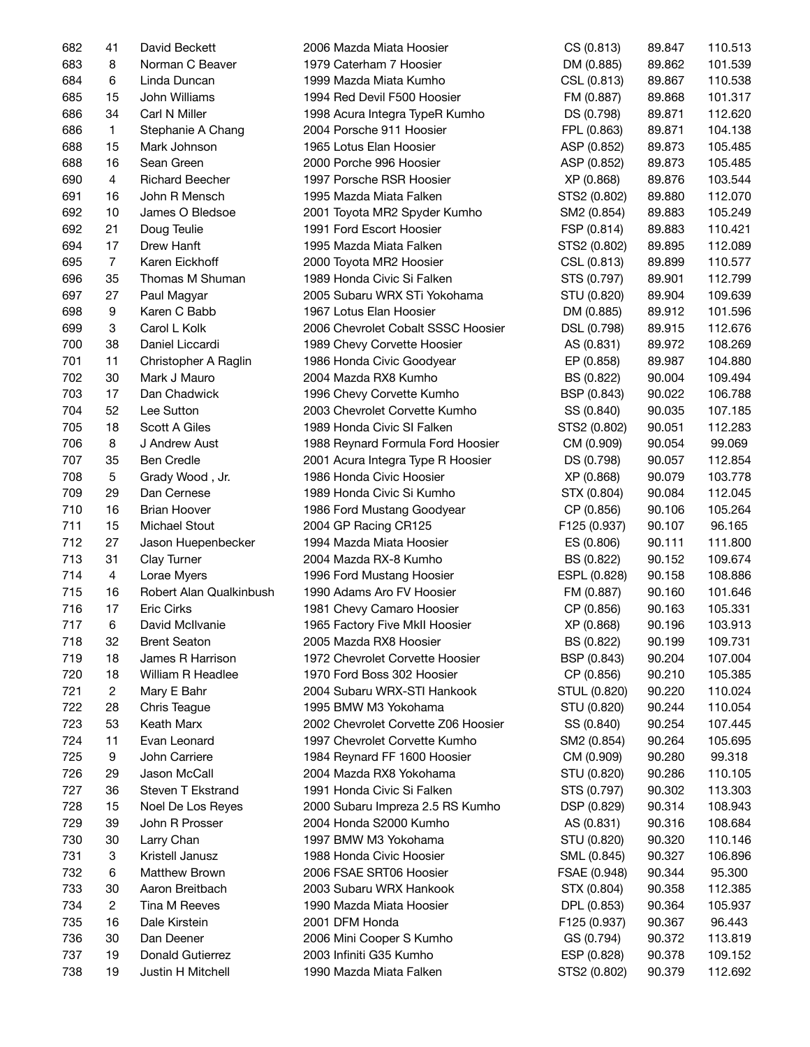| | | | | | | |
|---|---|---|---|---|---|---|
| 682 | 41 | David Beckett | 2006 Mazda Miata Hoosier | CS (0.813) | 89.847 | 110.513 |
| 683 | 8 | Norman C Beaver | 1979 Caterham 7 Hoosier | DM (0.885) | 89.862 | 101.539 |
| 684 | 6 | Linda Duncan | 1999 Mazda Miata Kumho | CSL (0.813) | 89.867 | 110.538 |
| 685 | 15 | John Williams | 1994 Red Devil F500 Hoosier | FM (0.887) | 89.868 | 101.317 |
| 686 | 34 | Carl N Miller | 1998 Acura Integra TypeR Kumho | DS (0.798) | 89.871 | 112.620 |
| 686 | 1 | Stephanie A Chang | 2004 Porsche 911 Hoosier | FPL (0.863) | 89.871 | 104.138 |
| 688 | 15 | Mark Johnson | 1965 Lotus Elan Hoosier | ASP (0.852) | 89.873 | 105.485 |
| 688 | 16 | Sean Green | 2000 Porche 996 Hoosier | ASP (0.852) | 89.873 | 105.485 |
| 690 | 4 | Richard Beecher | 1997 Porsche RSR Hoosier | XP (0.868) | 89.876 | 103.544 |
| 691 | 16 | John R Mensch | 1995 Mazda Miata Falken | STS2 (0.802) | 89.880 | 112.070 |
| 692 | 10 | James O Bledsoe | 2001 Toyota MR2 Spyder Kumho | SM2 (0.854) | 89.883 | 105.249 |
| 692 | 21 | Doug Teulie | 1991 Ford Escort Hoosier | FSP (0.814) | 89.883 | 110.421 |
| 694 | 17 | Drew Hanft | 1995 Mazda Miata Falken | STS2 (0.802) | 89.895 | 112.089 |
| 695 | 7 | Karen Eickhoff | 2000 Toyota MR2 Hoosier | CSL (0.813) | 89.899 | 110.577 |
| 696 | 35 | Thomas M Shuman | 1989 Honda Civic Si Falken | STS (0.797) | 89.901 | 112.799 |
| 697 | 27 | Paul Magyar | 2005 Subaru WRX STi Yokohama | STU (0.820) | 89.904 | 109.639 |
| 698 | 9 | Karen C Babb | 1967 Lotus Elan Hoosier | DM (0.885) | 89.912 | 101.596 |
| 699 | 3 | Carol L Kolk | 2006 Chevrolet Cobalt SSSC Hoosier | DSL (0.798) | 89.915 | 112.676 |
| 700 | 38 | Daniel Liccardi | 1989 Chevy Corvette Hoosier | AS (0.831) | 89.972 | 108.269 |
| 701 | 11 | Christopher A Raglin | 1986 Honda Civic Goodyear | EP (0.858) | 89.987 | 104.880 |
| 702 | 30 | Mark J Mauro | 2004 Mazda RX8 Kumho | BS (0.822) | 90.004 | 109.494 |
| 703 | 17 | Dan Chadwick | 1996 Chevy Corvette Kumho | BSP (0.843) | 90.022 | 106.788 |
| 704 | 52 | Lee Sutton | 2003 Chevrolet Corvette Kumho | SS (0.840) | 90.035 | 107.185 |
| 705 | 18 | Scott A Giles | 1989 Honda Civic SI Falken | STS2 (0.802) | 90.051 | 112.283 |
| 706 | 8 | J Andrew Aust | 1988 Reynard Formula Ford Hoosier | CM (0.909) | 90.054 | 99.069 |
| 707 | 35 | Ben Credle | 2001 Acura Integra Type R Hoosier | DS (0.798) | 90.057 | 112.854 |
| 708 | 5 | Grady Wood , Jr. | 1986 Honda Civic Hoosier | XP (0.868) | 90.079 | 103.778 |
| 709 | 29 | Dan Cernese | 1989 Honda Civic Si Kumho | STX (0.804) | 90.084 | 112.045 |
| 710 | 16 | Brian Hoover | 1986 Ford Mustang Goodyear | CP (0.856) | 90.106 | 105.264 |
| 711 | 15 | Michael Stout | 2004 GP Racing CR125 | F125 (0.937) | 90.107 | 96.165 |
| 712 | 27 | Jason Huepenbecker | 1994 Mazda Miata Hoosier | ES (0.806) | 90.111 | 111.800 |
| 713 | 31 | Clay Turner | 2004 Mazda RX-8 Kumho | BS (0.822) | 90.152 | 109.674 |
| 714 | 4 | Lorae Myers | 1996 Ford Mustang Hoosier | ESPL (0.828) | 90.158 | 108.886 |
| 715 | 16 | Robert Alan Qualkinbush | 1990 Adams Aro FV Hoosier | FM (0.887) | 90.160 | 101.646 |
| 716 | 17 | Eric Cirks | 1981 Chevy Camaro Hoosier | CP (0.856) | 90.163 | 105.331 |
| 717 | 6 | David McIlvanie | 1965 Factory Five MkII Hoosier | XP (0.868) | 90.196 | 103.913 |
| 718 | 32 | Brent Seaton | 2005 Mazda RX8 Hoosier | BS (0.822) | 90.199 | 109.731 |
| 719 | 18 | James R Harrison | 1972 Chevrolet Corvette Hoosier | BSP (0.843) | 90.204 | 107.004 |
| 720 | 18 | William R Headlee | 1970 Ford Boss 302 Hoosier | CP (0.856) | 90.210 | 105.385 |
| 721 | 2 | Mary E Bahr | 2004 Subaru WRX-STI Hankook | STUL (0.820) | 90.220 | 110.024 |
| 722 | 28 | Chris Teague | 1995 BMW M3 Yokohama | STU (0.820) | 90.244 | 110.054 |
| 723 | 53 | Keath Marx | 2002 Chevrolet Corvette Z06 Hoosier | SS (0.840) | 90.254 | 107.445 |
| 724 | 11 | Evan Leonard | 1997 Chevrolet Corvette Kumho | SM2 (0.854) | 90.264 | 105.695 |
| 725 | 9 | John Carriere | 1984 Reynard FF 1600 Hoosier | CM (0.909) | 90.280 | 99.318 |
| 726 | 29 | Jason McCall | 2004 Mazda RX8 Yokohama | STU (0.820) | 90.286 | 110.105 |
| 727 | 36 | Steven T Ekstrand | 1991 Honda Civic Si Falken | STS (0.797) | 90.302 | 113.303 |
| 728 | 15 | Noel De Los Reyes | 2000 Subaru Impreza 2.5 RS Kumho | DSP (0.829) | 90.314 | 108.943 |
| 729 | 39 | John R Prosser | 2004 Honda S2000 Kumho | AS (0.831) | 90.316 | 108.684 |
| 730 | 30 | Larry Chan | 1997 BMW M3 Yokohama | STU (0.820) | 90.320 | 110.146 |
| 731 | 3 | Kristell Janusz | 1988 Honda Civic Hoosier | SML (0.845) | 90.327 | 106.896 |
| 732 | 6 | Matthew Brown | 2006 FSAE SRT06 Hoosier | FSAE (0.948) | 90.344 | 95.300 |
| 733 | 30 | Aaron Breitbach | 2003 Subaru WRX Hankook | STX (0.804) | 90.358 | 112.385 |
| 734 | 2 | Tina M Reeves | 1990 Mazda Miata Hoosier | DPL (0.853) | 90.364 | 105.937 |
| 735 | 16 | Dale Kirstein | 2001 DFM Honda | F125 (0.937) | 90.367 | 96.443 |
| 736 | 30 | Dan Deener | 2006 Mini Cooper S Kumho | GS (0.794) | 90.372 | 113.819 |
| 737 | 19 | Donald Gutierrez | 2003 Infiniti G35 Kumho | ESP (0.828) | 90.378 | 109.152 |
| 738 | 19 | Justin H Mitchell | 1990 Mazda Miata Falken | STS2 (0.802) | 90.379 | 112.692 |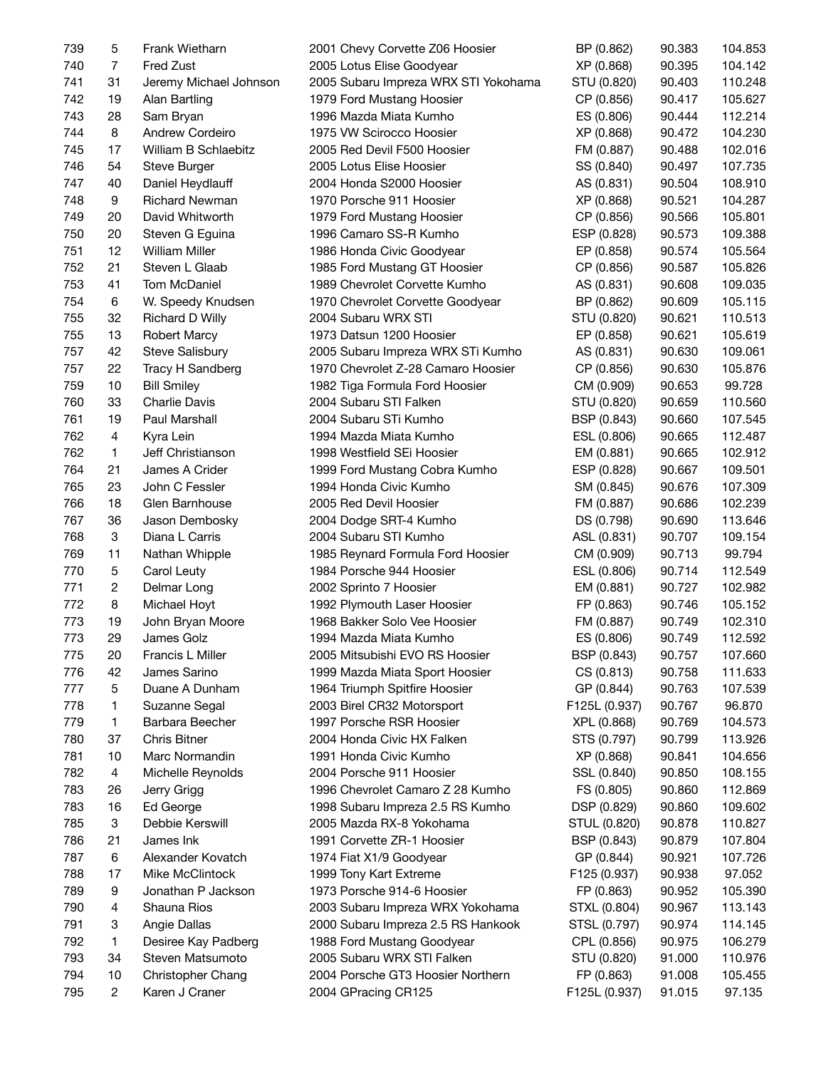| | | | | | | |
|---|---|---|---|---|---|---|
| 739 | 5 | Frank Wietharn | 2001 Chevy Corvette Z06 Hoosier | BP (0.862) | 90.383 | 104.853 |
| 740 | 7 | Fred Zust | 2005 Lotus Elise Goodyear | XP (0.868) | 90.395 | 104.142 |
| 741 | 31 | Jeremy Michael Johnson | 2005 Subaru Impreza WRX STI Yokohama | STU (0.820) | 90.403 | 110.248 |
| 742 | 19 | Alan Bartling | 1979 Ford Mustang Hoosier | CP (0.856) | 90.417 | 105.627 |
| 743 | 28 | Sam Bryan | 1996 Mazda Miata Kumho | ES (0.806) | 90.444 | 112.214 |
| 744 | 8 | Andrew Cordeiro | 1975 VW Scirocco Hoosier | XP (0.868) | 90.472 | 104.230 |
| 745 | 17 | William B Schlaebitz | 2005 Red Devil F500 Hoosier | FM (0.887) | 90.488 | 102.016 |
| 746 | 54 | Steve Burger | 2005 Lotus Elise Hoosier | SS (0.840) | 90.497 | 107.735 |
| 747 | 40 | Daniel Heydlauff | 2004 Honda S2000 Hoosier | AS (0.831) | 90.504 | 108.910 |
| 748 | 9 | Richard Newman | 1970 Porsche 911 Hoosier | XP (0.868) | 90.521 | 104.287 |
| 749 | 20 | David Whitworth | 1979 Ford Mustang Hoosier | CP (0.856) | 90.566 | 105.801 |
| 750 | 20 | Steven G Eguina | 1996 Camaro SS-R Kumho | ESP (0.828) | 90.573 | 109.388 |
| 751 | 12 | William Miller | 1986 Honda Civic Goodyear | EP (0.858) | 90.574 | 105.564 |
| 752 | 21 | Steven L Glaab | 1985 Ford Mustang GT Hoosier | CP (0.856) | 90.587 | 105.826 |
| 753 | 41 | Tom McDaniel | 1989 Chevrolet Corvette Kumho | AS (0.831) | 90.608 | 109.035 |
| 754 | 6 | W. Speedy Knudsen | 1970 Chevrolet Corvette Goodyear | BP (0.862) | 90.609 | 105.115 |
| 755 | 32 | Richard D Willy | 2004 Subaru WRX STI | STU (0.820) | 90.621 | 110.513 |
| 755 | 13 | Robert Marcy | 1973 Datsun 1200 Hoosier | EP (0.858) | 90.621 | 105.619 |
| 757 | 42 | Steve Salisbury | 2005 Subaru Impreza WRX STi Kumho | AS (0.831) | 90.630 | 109.061 |
| 757 | 22 | Tracy H Sandberg | 1970 Chevrolet Z-28 Camaro Hoosier | CP (0.856) | 90.630 | 105.876 |
| 759 | 10 | Bill Smiley | 1982 Tiga Formula Ford Hoosier | CM (0.909) | 90.653 | 99.728 |
| 760 | 33 | Charlie Davis | 2004 Subaru STI Falken | STU (0.820) | 90.659 | 110.560 |
| 761 | 19 | Paul Marshall | 2004 Subaru STi Kumho | BSP (0.843) | 90.660 | 107.545 |
| 762 | 4 | Kyra Lein | 1994 Mazda Miata Kumho | ESL (0.806) | 90.665 | 112.487 |
| 762 | 1 | Jeff Christianson | 1998 Westfield SEi Hoosier | EM (0.881) | 90.665 | 102.912 |
| 764 | 21 | James A Crider | 1999 Ford Mustang Cobra Kumho | ESP (0.828) | 90.667 | 109.501 |
| 765 | 23 | John C Fessler | 1994 Honda Civic Kumho | SM (0.845) | 90.676 | 107.309 |
| 766 | 18 | Glen Barnhouse | 2005 Red Devil Hoosier | FM (0.887) | 90.686 | 102.239 |
| 767 | 36 | Jason Dembosky | 2004 Dodge SRT-4 Kumho | DS (0.798) | 90.690 | 113.646 |
| 768 | 3 | Diana L Carris | 2004 Subaru STI Kumho | ASL (0.831) | 90.707 | 109.154 |
| 769 | 11 | Nathan Whipple | 1985 Reynard Formula Ford Hoosier | CM (0.909) | 90.713 | 99.794 |
| 770 | 5 | Carol Leuty | 1984 Porsche 944 Hoosier | ESL (0.806) | 90.714 | 112.549 |
| 771 | 2 | Delmar Long | 2002 Sprinto 7 Hoosier | EM (0.881) | 90.727 | 102.982 |
| 772 | 8 | Michael Hoyt | 1992 Plymouth Laser Hoosier | FP (0.863) | 90.746 | 105.152 |
| 773 | 19 | John Bryan Moore | 1968 Bakker Solo Vee Hoosier | FM (0.887) | 90.749 | 102.310 |
| 773 | 29 | James Golz | 1994 Mazda Miata Kumho | ES (0.806) | 90.749 | 112.592 |
| 775 | 20 | Francis L Miller | 2005 Mitsubishi EVO RS Hoosier | BSP (0.843) | 90.757 | 107.660 |
| 776 | 42 | James Sarino | 1999 Mazda Miata Sport Hoosier | CS (0.813) | 90.758 | 111.633 |
| 777 | 5 | Duane A Dunham | 1964 Triumph Spitfire Hoosier | GP (0.844) | 90.763 | 107.539 |
| 778 | 1 | Suzanne Segal | 2003 Birel CR32 Motorsport | F125L (0.937) | 90.767 | 96.870 |
| 779 | 1 | Barbara Beecher | 1997 Porsche RSR Hoosier | XPL (0.868) | 90.769 | 104.573 |
| 780 | 37 | Chris Bitner | 2004 Honda Civic HX Falken | STS (0.797) | 90.799 | 113.926 |
| 781 | 10 | Marc Normandin | 1991 Honda Civic Kumho | XP (0.868) | 90.841 | 104.656 |
| 782 | 4 | Michelle Reynolds | 2004 Porsche 911 Hoosier | SSL (0.840) | 90.850 | 108.155 |
| 783 | 26 | Jerry Grigg | 1996 Chevrolet Camaro Z 28 Kumho | FS (0.805) | 90.860 | 112.869 |
| 783 | 16 | Ed George | 1998 Subaru Impreza 2.5 RS Kumho | DSP (0.829) | 90.860 | 109.602 |
| 785 | 3 | Debbie Kerswill | 2005 Mazda RX-8 Yokohama | STUL (0.820) | 90.878 | 110.827 |
| 786 | 21 | James Ink | 1991 Corvette ZR-1 Hoosier | BSP (0.843) | 90.879 | 107.804 |
| 787 | 6 | Alexander Kovatch | 1974 Fiat X1/9 Goodyear | GP (0.844) | 90.921 | 107.726 |
| 788 | 17 | Mike McClintock | 1999 Tony Kart Extreme | F125 (0.937) | 90.938 | 97.052 |
| 789 | 9 | Jonathan P Jackson | 1973 Porsche 914-6 Hoosier | FP (0.863) | 90.952 | 105.390 |
| 790 | 4 | Shauna Rios | 2003 Subaru Impreza WRX Yokohama | STXL (0.804) | 90.967 | 113.143 |
| 791 | 3 | Angie Dallas | 2000 Subaru Impreza 2.5 RS Hankook | STSL (0.797) | 90.974 | 114.145 |
| 792 | 1 | Desiree Kay Padberg | 1988 Ford Mustang Goodyear | CPL (0.856) | 90.975 | 106.279 |
| 793 | 34 | Steven Matsumoto | 2005 Subaru WRX STI Falken | STU (0.820) | 91.000 | 110.976 |
| 794 | 10 | Christopher Chang | 2004 Porsche GT3 Hoosier Northern | FP (0.863) | 91.008 | 105.455 |
| 795 | 2 | Karen J Craner | 2004 GPracing CR125 | F125L (0.937) | 91.015 | 97.135 |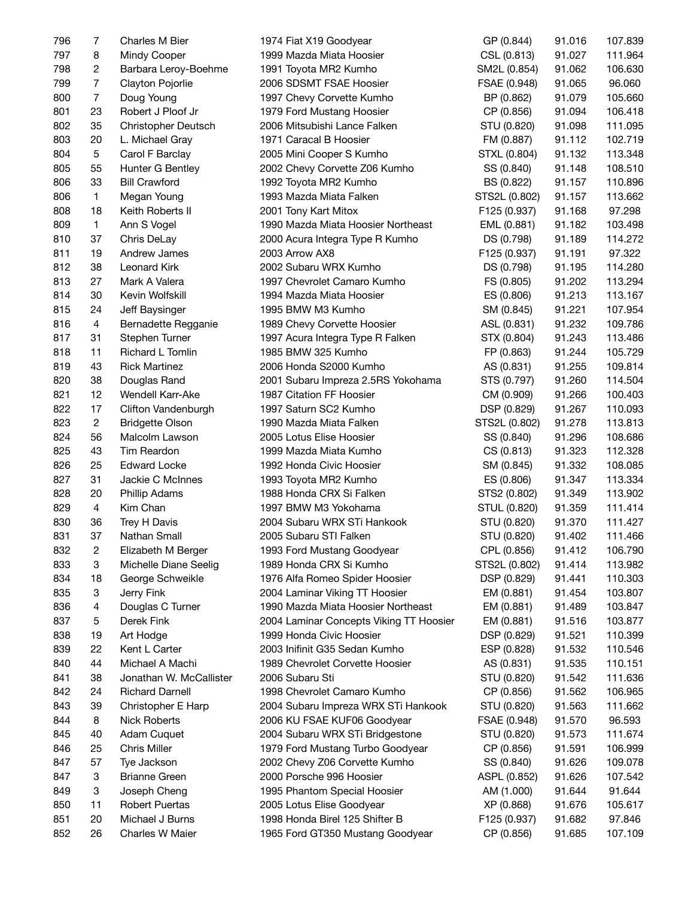| | | | | | | |
|---|---|---|---|---|---|---|
| 796 | 7 | Charles M Bier | 1974 Fiat X19 Goodyear | GP (0.844) | 91.016 | 107.839 |
| 797 | 8 | Mindy Cooper | 1999 Mazda Miata Hoosier | CSL (0.813) | 91.027 | 111.964 |
| 798 | 2 | Barbara Leroy-Boehme | 1991 Toyota MR2 Kumho | SM2L (0.854) | 91.062 | 106.630 |
| 799 | 7 | Clayton Pojorlie | 2006 SDSMT FSAE Hoosier | FSAE (0.948) | 91.065 | 96.060 |
| 800 | 7 | Doug Young | 1997 Chevy Corvette Kumho | BP (0.862) | 91.079 | 105.660 |
| 801 | 23 | Robert J Ploof Jr | 1979 Ford Mustang Hoosier | CP (0.856) | 91.094 | 106.418 |
| 802 | 35 | Christopher Deutsch | 2006 Mitsubishi Lance Falken | STU (0.820) | 91.098 | 111.095 |
| 803 | 20 | L. Michael Gray | 1971 Caracal B Hoosier | FM (0.887) | 91.112 | 102.719 |
| 804 | 5 | Carol F Barclay | 2005 Mini Cooper S Kumho | STXL (0.804) | 91.132 | 113.348 |
| 805 | 55 | Hunter G Bentley | 2002 Chevy Corvette Z06 Kumho | SS (0.840) | 91.148 | 108.510 |
| 806 | 33 | Bill Crawford | 1992 Toyota MR2 Kumho | BS (0.822) | 91.157 | 110.896 |
| 806 | 1 | Megan Young | 1993 Mazda Miata Falken | STS2L (0.802) | 91.157 | 113.662 |
| 808 | 18 | Keith Roberts II | 2001 Tony Kart Mitox | F125 (0.937) | 91.168 | 97.298 |
| 809 | 1 | Ann S Vogel | 1990 Mazda Miata Hoosier Northeast | EML (0.881) | 91.182 | 103.498 |
| 810 | 37 | Chris DeLay | 2000 Acura Integra Type R Kumho | DS (0.798) | 91.189 | 114.272 |
| 811 | 19 | Andrew James | 2003 Arrow AX8 | F125 (0.937) | 91.191 | 97.322 |
| 812 | 38 | Leonard Kirk | 2002 Subaru WRX Kumho | DS (0.798) | 91.195 | 114.280 |
| 813 | 27 | Mark A Valera | 1997 Chevrolet Camaro Kumho | FS (0.805) | 91.202 | 113.294 |
| 814 | 30 | Kevin Wolfskill | 1994 Mazda Miata Hoosier | ES (0.806) | 91.213 | 113.167 |
| 815 | 24 | Jeff Baysinger | 1995 BMW M3 Kumho | SM (0.845) | 91.221 | 107.954 |
| 816 | 4 | Bernadette Regganie | 1989 Chevy Corvette Hoosier | ASL (0.831) | 91.232 | 109.786 |
| 817 | 31 | Stephen Turner | 1997 Acura Integra Type R Falken | STX (0.804) | 91.243 | 113.486 |
| 818 | 11 | Richard L Tomlin | 1985 BMW 325 Kumho | FP (0.863) | 91.244 | 105.729 |
| 819 | 43 | Rick Martinez | 2006 Honda S2000 Kumho | AS (0.831) | 91.255 | 109.814 |
| 820 | 38 | Douglas Rand | 2001 Subaru Impreza 2.5RS Yokohama | STS (0.797) | 91.260 | 114.504 |
| 821 | 12 | Wendell Karr-Ake | 1987 Citation FF Hoosier | CM (0.909) | 91.266 | 100.403 |
| 822 | 17 | Clifton Vandenburgh | 1997 Saturn SC2 Kumho | DSP (0.829) | 91.267 | 110.093 |
| 823 | 2 | Bridgette Olson | 1990 Mazda Miata Falken | STS2L (0.802) | 91.278 | 113.813 |
| 824 | 56 | Malcolm Lawson | 2005 Lotus Elise Hoosier | SS (0.840) | 91.296 | 108.686 |
| 825 | 43 | Tim Reardon | 1999 Mazda Miata Kumho | CS (0.813) | 91.323 | 112.328 |
| 826 | 25 | Edward Locke | 1992 Honda Civic Hoosier | SM (0.845) | 91.332 | 108.085 |
| 827 | 31 | Jackie C McInnes | 1993 Toyota MR2 Kumho | ES (0.806) | 91.347 | 113.334 |
| 828 | 20 | Phillip Adams | 1988 Honda CRX Si Falken | STS2 (0.802) | 91.349 | 113.902 |
| 829 | 4 | Kim Chan | 1997 BMW M3 Yokohama | STUL (0.820) | 91.359 | 111.414 |
| 830 | 36 | Trey H Davis | 2004 Subaru WRX STi Hankook | STU (0.820) | 91.370 | 111.427 |
| 831 | 37 | Nathan Small | 2005 Subaru STI Falken | STU (0.820) | 91.402 | 111.466 |
| 832 | 2 | Elizabeth M Berger | 1993 Ford Mustang Goodyear | CPL (0.856) | 91.412 | 106.790 |
| 833 | 3 | Michelle Diane Seelig | 1989 Honda CRX Si Kumho | STS2L (0.802) | 91.414 | 113.982 |
| 834 | 18 | George Schweikle | 1976 Alfa Romeo Spider Hoosier | DSP (0.829) | 91.441 | 110.303 |
| 835 | 3 | Jerry Fink | 2004 Laminar Viking TT Hoosier | EM (0.881) | 91.454 | 103.807 |
| 836 | 4 | Douglas C Turner | 1990 Mazda Miata Hoosier Northeast | EM (0.881) | 91.489 | 103.847 |
| 837 | 5 | Derek Fink | 2004 Laminar Concepts Viking TT Hoosier | EM (0.881) | 91.516 | 103.877 |
| 838 | 19 | Art Hodge | 1999 Honda Civic Hoosier | DSP (0.829) | 91.521 | 110.399 |
| 839 | 22 | Kent L Carter | 2003 Inifinit G35 Sedan Kumho | ESP (0.828) | 91.532 | 110.546 |
| 840 | 44 | Michael A Machi | 1989 Chevrolet Corvette Hoosier | AS (0.831) | 91.535 | 110.151 |
| 841 | 38 | Jonathan W. McCallister | 2006 Subaru Sti | STU (0.820) | 91.542 | 111.636 |
| 842 | 24 | Richard Darnell | 1998 Chevrolet Camaro Kumho | CP (0.856) | 91.562 | 106.965 |
| 843 | 39 | Christopher E Harp | 2004 Subaru Impreza WRX STi Hankook | STU (0.820) | 91.563 | 111.662 |
| 844 | 8 | Nick Roberts | 2006 KU FSAE KUF06 Goodyear | FSAE (0.948) | 91.570 | 96.593 |
| 845 | 40 | Adam Cuquet | 2004 Subaru WRX STi Bridgestone | STU (0.820) | 91.573 | 111.674 |
| 846 | 25 | Chris Miller | 1979 Ford Mustang Turbo Goodyear | CP (0.856) | 91.591 | 106.999 |
| 847 | 57 | Tye Jackson | 2002 Chevy Z06 Corvette Kumho | SS (0.840) | 91.626 | 109.078 |
| 847 | 3 | Brianne Green | 2000 Porsche 996 Hoosier | ASPL (0.852) | 91.626 | 107.542 |
| 849 | 3 | Joseph Cheng | 1995 Phantom Special Hoosier | AM (1.000) | 91.644 | 91.644 |
| 850 | 11 | Robert Puertas | 2005 Lotus Elise Goodyear | XP (0.868) | 91.676 | 105.617 |
| 851 | 20 | Michael J Burns | 1998 Honda Birel 125 Shifter B | F125 (0.937) | 91.682 | 97.846 |
| 852 | 26 | Charles W Maier | 1965 Ford GT350 Mustang Goodyear | CP (0.856) | 91.685 | 107.109 |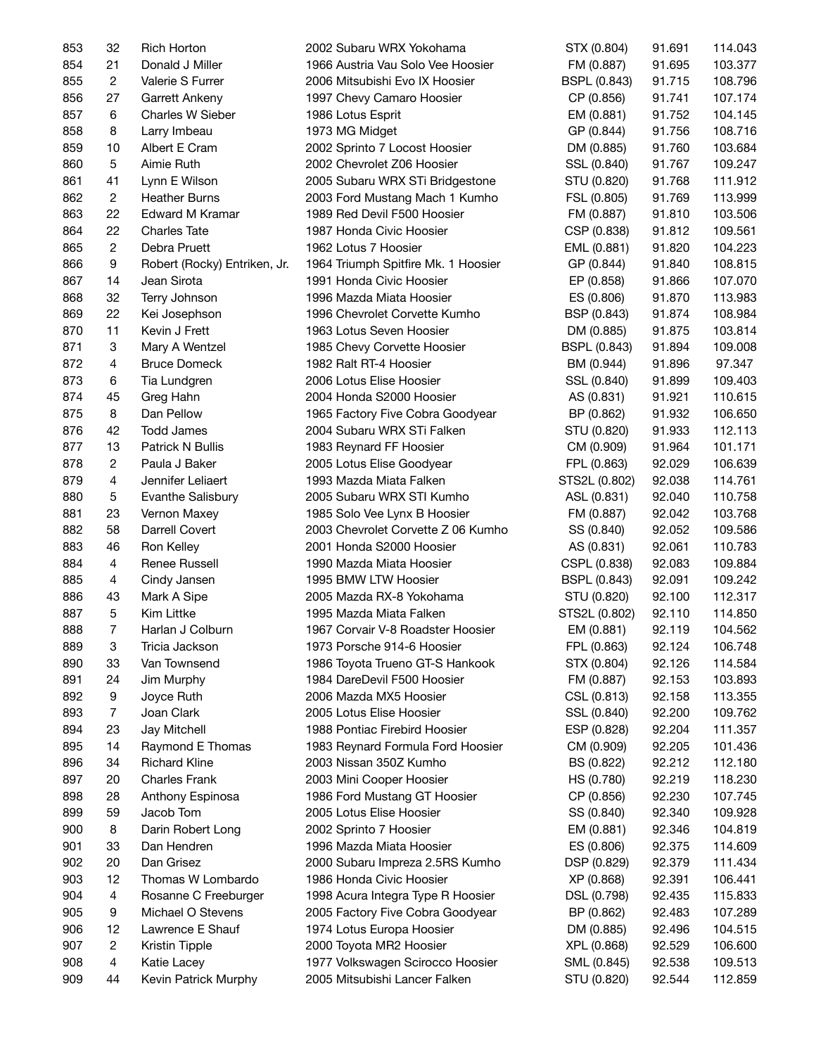| | | | | | | |
|---|---|---|---|---|---|---|
| 853 | 32 | Rich Horton | 2002 Subaru WRX Yokohama | STX (0.804) | 91.691 | 114.043 |
| 854 | 21 | Donald J Miller | 1966 Austria Vau Solo Vee Hoosier | FM (0.887) | 91.695 | 103.377 |
| 855 | 2 | Valerie S Furrer | 2006 Mitsubishi Evo IX Hoosier | BSPL (0.843) | 91.715 | 108.796 |
| 856 | 27 | Garrett Ankeny | 1997 Chevy Camaro Hoosier | CP (0.856) | 91.741 | 107.174 |
| 857 | 6 | Charles W Sieber | 1986 Lotus Esprit | EM (0.881) | 91.752 | 104.145 |
| 858 | 8 | Larry Imbeau | 1973 MG Midget | GP (0.844) | 91.756 | 108.716 |
| 859 | 10 | Albert E Cram | 2002 Sprinto 7 Locost Hoosier | DM (0.885) | 91.760 | 103.684 |
| 860 | 5 | Aimie Ruth | 2002 Chevrolet Z06 Hoosier | SSL (0.840) | 91.767 | 109.247 |
| 861 | 41 | Lynn E Wilson | 2005 Subaru WRX STi Bridgestone | STU (0.820) | 91.768 | 111.912 |
| 862 | 2 | Heather Burns | 2003 Ford Mustang Mach 1 Kumho | FSL (0.805) | 91.769 | 113.999 |
| 863 | 22 | Edward M Kramar | 1989 Red Devil F500 Hoosier | FM (0.887) | 91.810 | 103.506 |
| 864 | 22 | Charles Tate | 1987 Honda Civic Hoosier | CSP (0.838) | 91.812 | 109.561 |
| 865 | 2 | Debra Pruett | 1962 Lotus 7 Hoosier | EML (0.881) | 91.820 | 104.223 |
| 866 | 9 | Robert (Rocky) Entriken, Jr. | 1964 Triumph Spitfire Mk. 1 Hoosier | GP (0.844) | 91.840 | 108.815 |
| 867 | 14 | Jean Sirota | 1991 Honda Civic Hoosier | EP (0.858) | 91.866 | 107.070 |
| 868 | 32 | Terry Johnson | 1996 Mazda Miata Hoosier | ES (0.806) | 91.870 | 113.983 |
| 869 | 22 | Kei Josephson | 1996 Chevrolet Corvette Kumho | BSP (0.843) | 91.874 | 108.984 |
| 870 | 11 | Kevin J Frett | 1963 Lotus Seven Hoosier | DM (0.885) | 91.875 | 103.814 |
| 871 | 3 | Mary A Wentzel | 1985 Chevy Corvette Hoosier | BSPL (0.843) | 91.894 | 109.008 |
| 872 | 4 | Bruce Domeck | 1982 Ralt RT-4 Hoosier | BM (0.944) | 91.896 | 97.347 |
| 873 | 6 | Tia Lundgren | 2006 Lotus Elise Hoosier | SSL (0.840) | 91.899 | 109.403 |
| 874 | 45 | Greg Hahn | 2004 Honda S2000 Hoosier | AS (0.831) | 91.921 | 110.615 |
| 875 | 8 | Dan Pellow | 1965 Factory Five Cobra Goodyear | BP (0.862) | 91.932 | 106.650 |
| 876 | 42 | Todd James | 2004 Subaru WRX STi Falken | STU (0.820) | 91.933 | 112.113 |
| 877 | 13 | Patrick N Bullis | 1983 Reynard FF Hoosier | CM (0.909) | 91.964 | 101.171 |
| 878 | 2 | Paula J Baker | 2005 Lotus Elise Goodyear | FPL (0.863) | 92.029 | 106.639 |
| 879 | 4 | Jennifer Leliaert | 1993 Mazda Miata Falken | STS2L (0.802) | 92.038 | 114.761 |
| 880 | 5 | Evanthe Salisbury | 2005 Subaru WRX STI Kumho | ASL (0.831) | 92.040 | 110.758 |
| 881 | 23 | Vernon Maxey | 1985 Solo Vee Lynx B Hoosier | FM (0.887) | 92.042 | 103.768 |
| 882 | 58 | Darrell Covert | 2003 Chevrolet Corvette Z 06 Kumho | SS (0.840) | 92.052 | 109.586 |
| 883 | 46 | Ron Kelley | 2001 Honda S2000 Hoosier | AS (0.831) | 92.061 | 110.783 |
| 884 | 4 | Renee Russell | 1990 Mazda Miata Hoosier | CSPL (0.838) | 92.083 | 109.884 |
| 885 | 4 | Cindy Jansen | 1995 BMW LTW Hoosier | BSPL (0.843) | 92.091 | 109.242 |
| 886 | 43 | Mark A Sipe | 2005 Mazda RX-8 Yokohama | STU (0.820) | 92.100 | 112.317 |
| 887 | 5 | Kim Littke | 1995 Mazda Miata Falken | STS2L (0.802) | 92.110 | 114.850 |
| 888 | 7 | Harlan J Colburn | 1967 Corvair V-8 Roadster Hoosier | EM (0.881) | 92.119 | 104.562 |
| 889 | 3 | Tricia Jackson | 1973 Porsche 914-6 Hoosier | FPL (0.863) | 92.124 | 106.748 |
| 890 | 33 | Van Townsend | 1986 Toyota Trueno GT-S Hankook | STX (0.804) | 92.126 | 114.584 |
| 891 | 24 | Jim Murphy | 1984 DareDevil F500 Hoosier | FM (0.887) | 92.153 | 103.893 |
| 892 | 9 | Joyce Ruth | 2006 Mazda MX5 Hoosier | CSL (0.813) | 92.158 | 113.355 |
| 893 | 7 | Joan Clark | 2005 Lotus Elise Hoosier | SSL (0.840) | 92.200 | 109.762 |
| 894 | 23 | Jay Mitchell | 1988 Pontiac Firebird Hoosier | ESP (0.828) | 92.204 | 111.357 |
| 895 | 14 | Raymond E Thomas | 1983 Reynard Formula Ford Hoosier | CM (0.909) | 92.205 | 101.436 |
| 896 | 34 | Richard Kline | 2003 Nissan 350Z Kumho | BS (0.822) | 92.212 | 112.180 |
| 897 | 20 | Charles Frank | 2003 Mini Cooper Hoosier | HS (0.780) | 92.219 | 118.230 |
| 898 | 28 | Anthony Espinosa | 1986 Ford Mustang GT Hoosier | CP (0.856) | 92.230 | 107.745 |
| 899 | 59 | Jacob Tom | 2005 Lotus Elise Hoosier | SS (0.840) | 92.340 | 109.928 |
| 900 | 8 | Darin Robert Long | 2002 Sprinto 7 Hoosier | EM (0.881) | 92.346 | 104.819 |
| 901 | 33 | Dan Hendren | 1996 Mazda Miata Hoosier | ES (0.806) | 92.375 | 114.609 |
| 902 | 20 | Dan Grisez | 2000 Subaru Impreza 2.5RS Kumho | DSP (0.829) | 92.379 | 111.434 |
| 903 | 12 | Thomas W Lombardo | 1986 Honda Civic Hoosier | XP (0.868) | 92.391 | 106.441 |
| 904 | 4 | Rosanne C Freeburger | 1998 Acura Integra Type R Hoosier | DSL (0.798) | 92.435 | 115.833 |
| 905 | 9 | Michael O Stevens | 2005 Factory Five Cobra Goodyear | BP (0.862) | 92.483 | 107.289 |
| 906 | 12 | Lawrence E Shauf | 1974 Lotus Europa Hoosier | DM (0.885) | 92.496 | 104.515 |
| 907 | 2 | Kristin Tipple | 2000 Toyota MR2 Hoosier | XPL (0.868) | 92.529 | 106.600 |
| 908 | 4 | Katie Lacey | 1977 Volkswagen Scirocco Hoosier | SML (0.845) | 92.538 | 109.513 |
| 909 | 44 | Kevin Patrick Murphy | 2005 Mitsubishi Lancer Falken | STU (0.820) | 92.544 | 112.859 |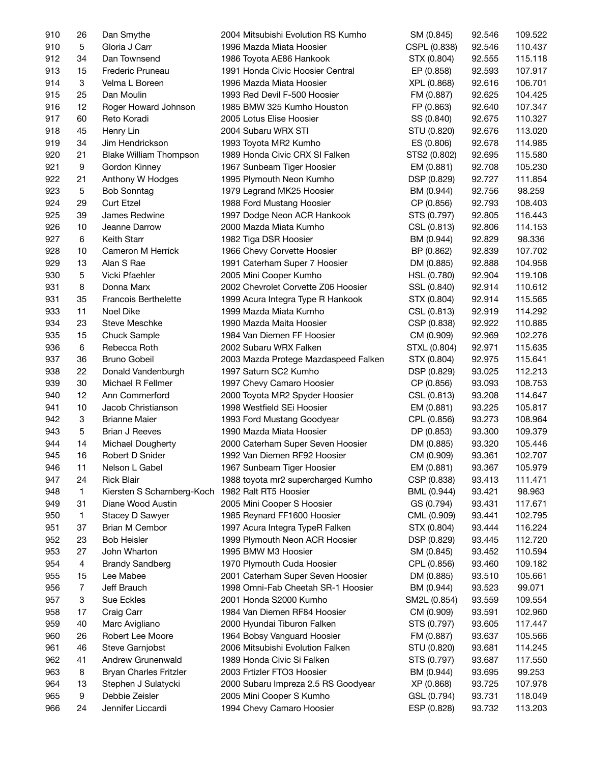| | | | | | | |
|---|---|---|---|---|---|---|
| 910 | 26 | Dan Smythe | 2004 Mitsubishi Evolution RS Kumho | SM (0.845) | 92.546 | 109.522 |
| 910 | 5 | Gloria J Carr | 1996 Mazda Miata Hoosier | CSPL (0.838) | 92.546 | 110.437 |
| 912 | 34 | Dan Townsend | 1986 Toyota AE86 Hankook | STX (0.804) | 92.555 | 115.118 |
| 913 | 15 | Frederic Pruneau | 1991 Honda Civic Hoosier Central | EP (0.858) | 92.593 | 107.917 |
| 914 | 3 | Velma L Boreen | 1996 Mazda Miata Hoosier | XPL (0.868) | 92.616 | 106.701 |
| 915 | 25 | Dan Moulin | 1993 Red Devil F-500 Hoosier | FM (0.887) | 92.625 | 104.425 |
| 916 | 12 | Roger Howard Johnson | 1985 BMW 325 Kumho Houston | FP (0.863) | 92.640 | 107.347 |
| 917 | 60 | Reto Koradi | 2005 Lotus Elise Hoosier | SS (0.840) | 92.675 | 110.327 |
| 918 | 45 | Henry Lin | 2004 Subaru WRX STI | STU (0.820) | 92.676 | 113.020 |
| 919 | 34 | Jim Hendrickson | 1993 Toyota MR2 Kumho | ES (0.806) | 92.678 | 114.985 |
| 920 | 21 | Blake William Thompson | 1989 Honda Civic CRX SI Falken | STS2 (0.802) | 92.695 | 115.580 |
| 921 | 9 | Gordon Kinney | 1967 Sunbeam Tiger Hoosier | EM (0.881) | 92.708 | 105.230 |
| 922 | 21 | Anthony W Hodges | 1995 Plymouth Neon Kumho | DSP (0.829) | 92.727 | 111.854 |
| 923 | 5 | Bob Sonntag | 1979 Legrand MK25 Hoosier | BM (0.944) | 92.756 | 98.259 |
| 924 | 29 | Curt Etzel | 1988 Ford Mustang Hoosier | CP (0.856) | 92.793 | 108.403 |
| 925 | 39 | James Redwine | 1997 Dodge Neon ACR Hankook | STS (0.797) | 92.805 | 116.443 |
| 926 | 10 | Jeanne Darrow | 2000 Mazda Miata Kumho | CSL (0.813) | 92.806 | 114.153 |
| 927 | 6 | Keith Starr | 1982 Tiga DSR Hoosier | BM (0.944) | 92.829 | 98.336 |
| 928 | 10 | Cameron M Herrick | 1966 Chevy Corvette Hoosier | BP (0.862) | 92.839 | 107.702 |
| 929 | 13 | Alan S Rae | 1991 Caterham Super 7 Hoosier | DM (0.885) | 92.888 | 104.958 |
| 930 | 5 | Vicki Pfaehler | 2005 Mini Cooper Kumho | HSL (0.780) | 92.904 | 119.108 |
| 931 | 8 | Donna Marx | 2002 Chevrolet Corvette Z06 Hoosier | SSL (0.840) | 92.914 | 110.612 |
| 931 | 35 | Francois Berthelette | 1999 Acura Integra Type R Hankook | STX (0.804) | 92.914 | 115.565 |
| 933 | 11 | Noel Dike | 1999 Mazda Miata Kumho | CSL (0.813) | 92.919 | 114.292 |
| 934 | 23 | Steve Meschke | 1990 Mazda Maita Hoosier | CSP (0.838) | 92.922 | 110.885 |
| 935 | 15 | Chuck Sample | 1984 Van Diemen FF Hoosier | CM (0.909) | 92.969 | 102.276 |
| 936 | 6 | Rebecca Roth | 2002 Subaru WRX Falken | STXL (0.804) | 92.971 | 115.635 |
| 937 | 36 | Bruno Gobeil | 2003 Mazda Protege Mazdaspeed Falken | STX (0.804) | 92.975 | 115.641 |
| 938 | 22 | Donald Vandenburgh | 1997 Saturn SC2 Kumho | DSP (0.829) | 93.025 | 112.213 |
| 939 | 30 | Michael R Fellmer | 1997 Chevy Camaro Hoosier | CP (0.856) | 93.093 | 108.753 |
| 940 | 12 | Ann Commerford | 2000 Toyota MR2 Spyder Hoosier | CSL (0.813) | 93.208 | 114.647 |
| 941 | 10 | Jacob Christianson | 1998 Westfield SEi Hoosier | EM (0.881) | 93.225 | 105.817 |
| 942 | 3 | Brianne Maier | 1993 Ford Mustang Goodyear | CPL (0.856) | 93.273 | 108.964 |
| 943 | 5 | Brian J Reeves | 1990 Mazda Miata Hoosier | DP (0.853) | 93.300 | 109.379 |
| 944 | 14 | Michael Dougherty | 2000 Caterham Super Seven Hoosier | DM (0.885) | 93.320 | 105.446 |
| 945 | 16 | Robert D Snider | 1992 Van Diemen RF92 Hoosier | CM (0.909) | 93.361 | 102.707 |
| 946 | 11 | Nelson L Gabel | 1967 Sunbeam Tiger Hoosier | EM (0.881) | 93.367 | 105.979 |
| 947 | 24 | Rick Blair | 1988 toyota mr2 supercharged Kumho | CSP (0.838) | 93.413 | 111.471 |
| 948 | 1 | Kiersten S Scharnberg-Koch | 1982 Ralt RT5 Hoosier | BML (0.944) | 93.421 | 98.963 |
| 949 | 31 | Diane Wood Austin | 2005 Mini Cooper S Hoosier | GS (0.794) | 93.431 | 117.671 |
| 950 | 1 | Stacey D Sawyer | 1985 Reynard FF1600 Hoosier | CML (0.909) | 93.441 | 102.795 |
| 951 | 37 | Brian M Cembor | 1997 Acura Integra TypeR Falken | STX (0.804) | 93.444 | 116.224 |
| 952 | 23 | Bob Heisler | 1999 Plymouth Neon ACR Hoosier | DSP (0.829) | 93.445 | 112.720 |
| 953 | 27 | John Wharton | 1995 BMW M3 Hoosier | SM (0.845) | 93.452 | 110.594 |
| 954 | 4 | Brandy Sandberg | 1970 Plymouth Cuda Hoosier | CPL (0.856) | 93.460 | 109.182 |
| 955 | 15 | Lee Mabee | 2001 Caterham Super Seven Hoosier | DM (0.885) | 93.510 | 105.661 |
| 956 | 7 | Jeff Brauch | 1998 Omni-Fab Cheetah SR-1 Hoosier | BM (0.944) | 93.523 | 99.071 |
| 957 | 3 | Sue Eckles | 2001 Honda S2000 Kumho | SM2L (0.854) | 93.559 | 109.554 |
| 958 | 17 | Craig Carr | 1984 Van Diemen RF84 Hoosier | CM (0.909) | 93.591 | 102.960 |
| 959 | 40 | Marc Avigliano | 2000 Hyundai Tiburon Falken | STS (0.797) | 93.605 | 117.447 |
| 960 | 26 | Robert Lee Moore | 1964 Bobsy Vanguard Hoosier | FM (0.887) | 93.637 | 105.566 |
| 961 | 46 | Steve Garnjobst | 2006 Mitsubishi Evolution Falken | STU (0.820) | 93.681 | 114.245 |
| 962 | 41 | Andrew Grunenwald | 1989 Honda Civic Si Falken | STS (0.797) | 93.687 | 117.550 |
| 963 | 8 | Bryan Charles Fritzler | 2003 Frtizler FTO3 Hoosier | BM (0.944) | 93.695 | 99.253 |
| 964 | 13 | Stephen J Sulatycki | 2000 Subaru Impreza 2.5 RS Goodyear | XP (0.868) | 93.725 | 107.978 |
| 965 | 9 | Debbie Zeisler | 2005 Mini Cooper S Kumho | GSL (0.794) | 93.731 | 118.049 |
| 966 | 24 | Jennifer Liccardi | 1994 Chevy Camaro Hoosier | ESP (0.828) | 93.732 | 113.203 |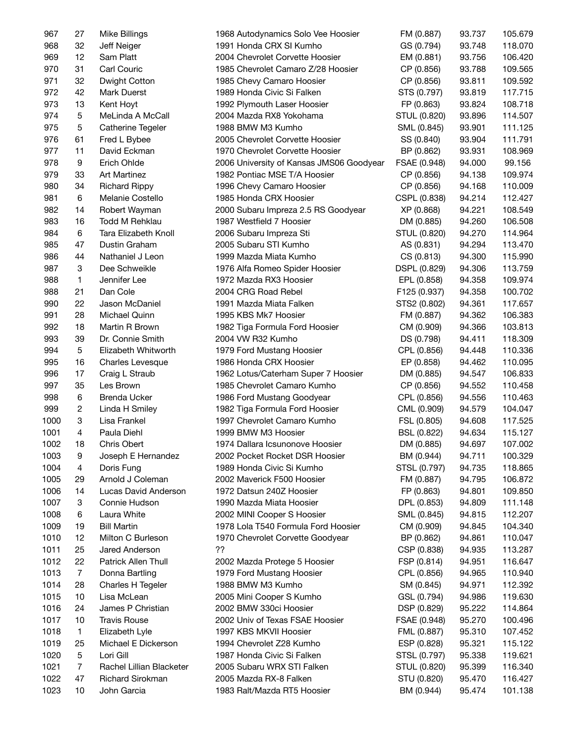| | | | | | | |
|---|---|---|---|---|---|---|
| 967 | 27 | Mike Billings | 1968 Autodynamics Solo Vee Hoosier | FM (0.887) | 93.737 | 105.679 |
| 968 | 32 | Jeff Neiger | 1991 Honda CRX SI Kumho | GS (0.794) | 93.748 | 118.070 |
| 969 | 12 | Sam Platt | 2004 Chevrolet Corvette Hoosier | EM (0.881) | 93.756 | 106.420 |
| 970 | 31 | Carl Couric | 1985 Chevrolet Camaro Z/28 Hoosier | CP (0.856) | 93.788 | 109.565 |
| 971 | 32 | Dwight Cotton | 1985 Chevy Camaro Hoosier | CP (0.856) | 93.811 | 109.592 |
| 972 | 42 | Mark Duerst | 1989 Honda Civic Si Falken | STS (0.797) | 93.819 | 117.715 |
| 973 | 13 | Kent Hoyt | 1992 Plymouth Laser Hoosier | FP (0.863) | 93.824 | 108.718 |
| 974 | 5 | MeLinda A McCall | 2004 Mazda RX8 Yokohama | STUL (0.820) | 93.896 | 114.507 |
| 975 | 5 | Catherine Tegeler | 1988 BMW M3 Kumho | SML (0.845) | 93.901 | 111.125 |
| 976 | 61 | Fred L Bybee | 2005 Chevrolet Corvette Hoosier | SS (0.840) | 93.904 | 111.791 |
| 977 | 11 | David Eckman | 1970 Chevrolet Corvette Hoosier | BP (0.862) | 93.931 | 108.969 |
| 978 | 9 | Erich Ohlde | 2006 University of Kansas JMS06 Goodyear | FSAE (0.948) | 94.000 | 99.156 |
| 979 | 33 | Art Martinez | 1982 Pontiac MSE T/A Hoosier | CP (0.856) | 94.138 | 109.974 |
| 980 | 34 | Richard Rippy | 1996 Chevy Camaro Hoosier | CP (0.856) | 94.168 | 110.009 |
| 981 | 6 | Melanie Costello | 1985 Honda CRX Hoosier | CSPL (0.838) | 94.214 | 112.427 |
| 982 | 14 | Robert Wayman | 2000 Subaru Impreza 2.5 RS Goodyear | XP (0.868) | 94.221 | 108.549 |
| 983 | 16 | Todd M Rehklau | 1987 Westfield 7 Hoosier | DM (0.885) | 94.260 | 106.508 |
| 984 | 6 | Tara Elizabeth Knoll | 2006 Subaru Impreza Sti | STUL (0.820) | 94.270 | 114.964 |
| 985 | 47 | Dustin Graham | 2005 Subaru STI Kumho | AS (0.831) | 94.294 | 113.470 |
| 986 | 44 | Nathaniel J Leon | 1999 Mazda Miata Kumho | CS (0.813) | 94.300 | 115.990 |
| 987 | 3 | Dee Schweikle | 1976 Alfa Romeo Spider Hoosier | DSPL (0.829) | 94.306 | 113.759 |
| 988 | 1 | Jennifer Lee | 1972 Mazda RX3 Hoosier | EPL (0.858) | 94.358 | 109.974 |
| 988 | 21 | Dan Cole | 2004 CRG Road Rebel | F125 (0.937) | 94.358 | 100.702 |
| 990 | 22 | Jason McDaniel | 1991 Mazda Miata Falken | STS2 (0.802) | 94.361 | 117.657 |
| 991 | 28 | Michael Quinn | 1995 KBS Mk7 Hoosier | FM (0.887) | 94.362 | 106.383 |
| 992 | 18 | Martin R Brown | 1982 Tiga Formula Ford Hoosier | CM (0.909) | 94.366 | 103.813 |
| 993 | 39 | Dr. Connie Smith | 2004 VW R32 Kumho | DS (0.798) | 94.411 | 118.309 |
| 994 | 5 | Elizabeth Whitworth | 1979 Ford Mustang Hoosier | CPL (0.856) | 94.448 | 110.336 |
| 995 | 16 | Charles Levesque | 1986 Honda CRX Hoosier | EP (0.858) | 94.462 | 110.095 |
| 996 | 17 | Craig L Straub | 1962 Lotus/Caterham Super 7 Hoosier | DM (0.885) | 94.547 | 106.833 |
| 997 | 35 | Les Brown | 1985 Chevrolet Camaro Kumho | CP (0.856) | 94.552 | 110.458 |
| 998 | 6 | Brenda Ucker | 1986 Ford Mustang Goodyear | CPL (0.856) | 94.556 | 110.463 |
| 999 | 2 | Linda H Smiley | 1982 Tiga Formula Ford Hoosier | CML (0.909) | 94.579 | 104.047 |
| 1000 | 3 | Lisa Frankel | 1997 Chevrolet Camaro Kumho | FSL (0.805) | 94.608 | 117.525 |
| 1001 | 4 | Paula Diehl | 1999 BMW M3 Hoosier | BSL (0.822) | 94.634 | 115.127 |
| 1002 | 18 | Chris Obert | 1974 Dallara Icsunonove Hoosier | DM (0.885) | 94.697 | 107.002 |
| 1003 | 9 | Joseph E Hernandez | 2002 Pocket Rocket DSR Hoosier | BM (0.944) | 94.711 | 100.329 |
| 1004 | 4 | Doris Fung | 1989 Honda Civic Si Kumho | STSL (0.797) | 94.735 | 118.865 |
| 1005 | 29 | Arnold J Coleman | 2002 Maverick F500 Hoosier | FM (0.887) | 94.795 | 106.872 |
| 1006 | 14 | Lucas David Anderson | 1972 Datsun 240Z Hoosier | FP (0.863) | 94.801 | 109.850 |
| 1007 | 3 | Connie Hudson | 1990 Mazda Miata Hoosier | DPL (0.853) | 94.809 | 111.148 |
| 1008 | 6 | Laura White | 2002 MINI Cooper S Hoosier | SML (0.845) | 94.815 | 112.207 |
| 1009 | 19 | Bill Martin | 1978 Lola T540 Formula Ford Hoosier | CM (0.909) | 94.845 | 104.340 |
| 1010 | 12 | Milton C Burleson | 1970 Chevrolet Corvette Goodyear | BP (0.862) | 94.861 | 110.047 |
| 1011 | 25 | Jared Anderson | ?? | CSP (0.838) | 94.935 | 113.287 |
| 1012 | 22 | Patrick Allen Thull | 2002 Mazda Protege 5 Hoosier | FSP (0.814) | 94.951 | 116.647 |
| 1013 | 7 | Donna Bartling | 1979 Ford Mustang Hoosier | CPL (0.856) | 94.965 | 110.940 |
| 1014 | 28 | Charles H Tegeler | 1988 BMW M3 Kumho | SM (0.845) | 94.971 | 112.392 |
| 1015 | 10 | Lisa McLean | 2005 Mini Cooper S Kumho | GSL (0.794) | 94.986 | 119.630 |
| 1016 | 24 | James P Christian | 2002 BMW 330ci Hoosier | DSP (0.829) | 95.222 | 114.864 |
| 1017 | 10 | Travis Rouse | 2002 Univ of Texas FSAE Hoosier | FSAE (0.948) | 95.270 | 100.496 |
| 1018 | 1 | Elizabeth Lyle | 1997 KBS MKVII Hoosier | FML (0.887) | 95.310 | 107.452 |
| 1019 | 25 | Michael E Dickerson | 1994 Chevrolet Z28 Kumho | ESP (0.828) | 95.321 | 115.122 |
| 1020 | 5 | Lori Gill | 1987 Honda Civic Si Falken | STSL (0.797) | 95.338 | 119.621 |
| 1021 | 7 | Rachel Lillian Blacketer | 2005 Subaru WRX STI Falken | STUL (0.820) | 95.399 | 116.340 |
| 1022 | 47 | Richard Sirokman | 2005 Mazda RX-8 Falken | STU (0.820) | 95.470 | 116.427 |
| 1023 | 10 | John Garcia | 1983 Ralt/Mazda RT5 Hoosier | BM (0.944) | 95.474 | 101.138 |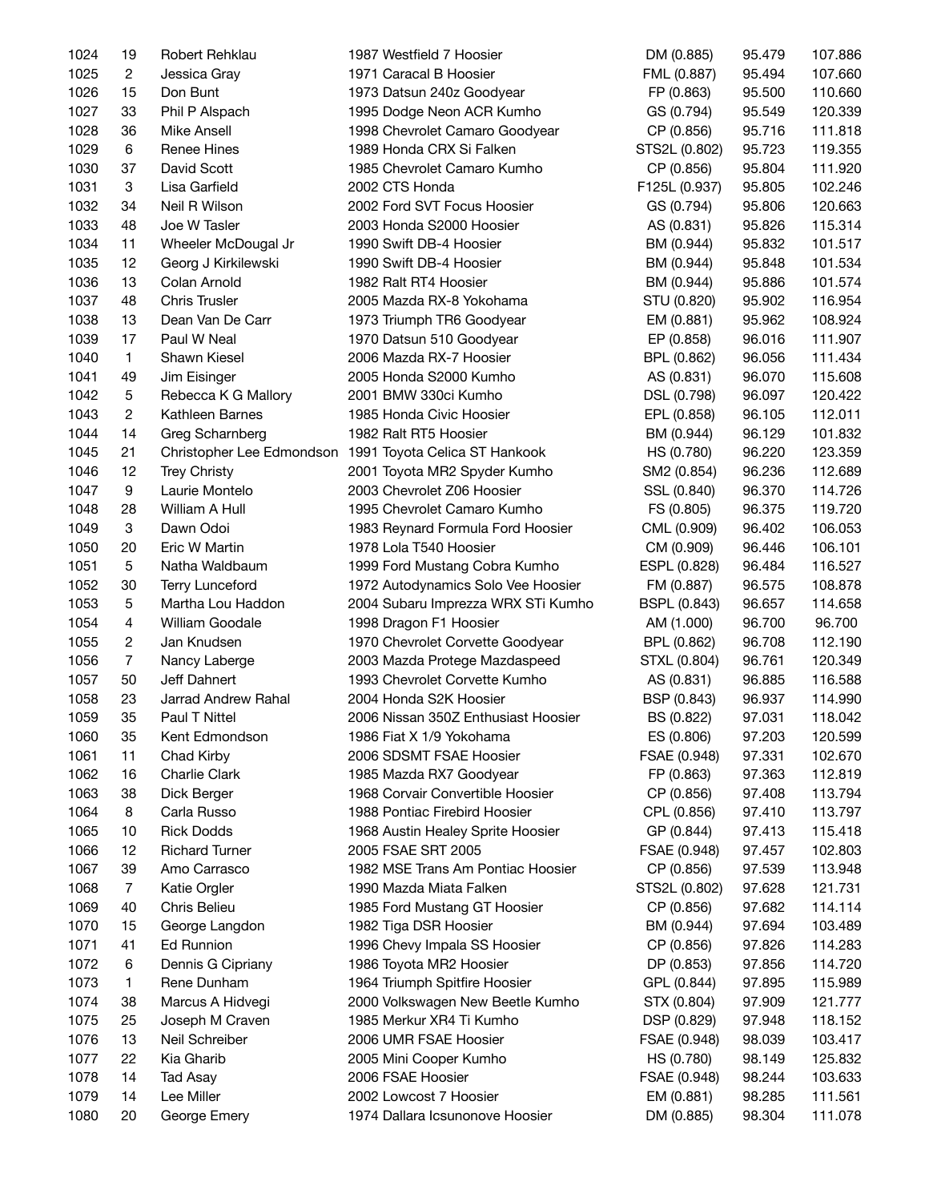| | | | | | | |
|---|---|---|---|---|---|---|
| 1024 | 19 | Robert Rehklau | 1987 Westfield 7 Hoosier | DM (0.885) | 95.479 | 107.886 |
| 1025 | 2 | Jessica Gray | 1971 Caracal B Hoosier | FML (0.887) | 95.494 | 107.660 |
| 1026 | 15 | Don Bunt | 1973 Datsun 240z Goodyear | FP (0.863) | 95.500 | 110.660 |
| 1027 | 33 | Phil P Alspach | 1995 Dodge Neon ACR Kumho | GS (0.794) | 95.549 | 120.339 |
| 1028 | 36 | Mike Ansell | 1998 Chevrolet Camaro Goodyear | CP (0.856) | 95.716 | 111.818 |
| 1029 | 6 | Renee Hines | 1989 Honda CRX Si Falken | STS2L (0.802) | 95.723 | 119.355 |
| 1030 | 37 | David Scott | 1985 Chevrolet Camaro Kumho | CP (0.856) | 95.804 | 111.920 |
| 1031 | 3 | Lisa Garfield | 2002 CTS Honda | F125L (0.937) | 95.805 | 102.246 |
| 1032 | 34 | Neil R Wilson | 2002 Ford SVT Focus Hoosier | GS (0.794) | 95.806 | 120.663 |
| 1033 | 48 | Joe W Tasler | 2003 Honda S2000 Hoosier | AS (0.831) | 95.826 | 115.314 |
| 1034 | 11 | Wheeler McDougal Jr | 1990 Swift DB-4 Hoosier | BM (0.944) | 95.832 | 101.517 |
| 1035 | 12 | Georg J Kirkilewski | 1990 Swift DB-4 Hoosier | BM (0.944) | 95.848 | 101.534 |
| 1036 | 13 | Colan Arnold | 1982 Ralt RT4 Hoosier | BM (0.944) | 95.886 | 101.574 |
| 1037 | 48 | Chris Trusler | 2005 Mazda RX-8 Yokohama | STU (0.820) | 95.902 | 116.954 |
| 1038 | 13 | Dean Van De Carr | 1973 Triumph TR6 Goodyear | EM (0.881) | 95.962 | 108.924 |
| 1039 | 17 | Paul W Neal | 1970 Datsun 510 Goodyear | EP (0.858) | 96.016 | 111.907 |
| 1040 | 1 | Shawn Kiesel | 2006 Mazda RX-7 Hoosier | BPL (0.862) | 96.056 | 111.434 |
| 1041 | 49 | Jim Eisinger | 2005 Honda S2000 Kumho | AS (0.831) | 96.070 | 115.608 |
| 1042 | 5 | Rebecca K G Mallory | 2001 BMW 330ci Kumho | DSL (0.798) | 96.097 | 120.422 |
| 1043 | 2 | Kathleen Barnes | 1985 Honda Civic Hoosier | EPL (0.858) | 96.105 | 112.011 |
| 1044 | 14 | Greg Scharnberg | 1982 Ralt RT5 Hoosier | BM (0.944) | 96.129 | 101.832 |
| 1045 | 21 | Christopher Lee Edmondson | 1991 Toyota Celica ST Hankook | HS (0.780) | 96.220 | 123.359 |
| 1046 | 12 | Trey Christy | 2001 Toyota MR2 Spyder Kumho | SM2 (0.854) | 96.236 | 112.689 |
| 1047 | 9 | Laurie Montelo | 2003 Chevrolet Z06 Hoosier | SSL (0.840) | 96.370 | 114.726 |
| 1048 | 28 | William A Hull | 1995 Chevrolet Camaro Kumho | FS (0.805) | 96.375 | 119.720 |
| 1049 | 3 | Dawn Odoi | 1983 Reynard Formula Ford Hoosier | CML (0.909) | 96.402 | 106.053 |
| 1050 | 20 | Eric W Martin | 1978 Lola T540 Hoosier | CM (0.909) | 96.446 | 106.101 |
| 1051 | 5 | Natha Waldbaum | 1999 Ford Mustang Cobra Kumho | ESPL (0.828) | 96.484 | 116.527 |
| 1052 | 30 | Terry Lunceford | 1972 Autodynamics Solo Vee Hoosier | FM (0.887) | 96.575 | 108.878 |
| 1053 | 5 | Martha Lou Haddon | 2004 Subaru Imprezza WRX STi Kumho | BSPL (0.843) | 96.657 | 114.658 |
| 1054 | 4 | William Goodale | 1998 Dragon F1 Hoosier | AM (1.000) | 96.700 | 96.700 |
| 1055 | 2 | Jan Knudsen | 1970 Chevrolet Corvette Goodyear | BPL (0.862) | 96.708 | 112.190 |
| 1056 | 7 | Nancy Laberge | 2003 Mazda Protege Mazdaspeed | STXL (0.804) | 96.761 | 120.349 |
| 1057 | 50 | Jeff Dahnert | 1993 Chevrolet Corvette Kumho | AS (0.831) | 96.885 | 116.588 |
| 1058 | 23 | Jarrad Andrew Rahal | 2004 Honda S2K Hoosier | BSP (0.843) | 96.937 | 114.990 |
| 1059 | 35 | Paul T Nittel | 2006 Nissan 350Z Enthusiast Hoosier | BS (0.822) | 97.031 | 118.042 |
| 1060 | 35 | Kent Edmondson | 1986 Fiat X 1/9 Yokohama | ES (0.806) | 97.203 | 120.599 |
| 1061 | 11 | Chad Kirby | 2006 SDSMT FSAE Hoosier | FSAE (0.948) | 97.331 | 102.670 |
| 1062 | 16 | Charlie Clark | 1985 Mazda RX7 Goodyear | FP (0.863) | 97.363 | 112.819 |
| 1063 | 38 | Dick Berger | 1968 Corvair Convertible Hoosier | CP (0.856) | 97.408 | 113.794 |
| 1064 | 8 | Carla Russo | 1988 Pontiac Firebird Hoosier | CPL (0.856) | 97.410 | 113.797 |
| 1065 | 10 | Rick Dodds | 1968 Austin Healey Sprite Hoosier | GP (0.844) | 97.413 | 115.418 |
| 1066 | 12 | Richard Turner | 2005 FSAE SRT 2005 | FSAE (0.948) | 97.457 | 102.803 |
| 1067 | 39 | Amo Carrasco | 1982 MSE Trans Am Pontiac Hoosier | CP (0.856) | 97.539 | 113.948 |
| 1068 | 7 | Katie Orgler | 1990 Mazda Miata Falken | STS2L (0.802) | 97.628 | 121.731 |
| 1069 | 40 | Chris Belieu | 1985 Ford Mustang GT Hoosier | CP (0.856) | 97.682 | 114.114 |
| 1070 | 15 | George Langdon | 1982 Tiga DSR Hoosier | BM (0.944) | 97.694 | 103.489 |
| 1071 | 41 | Ed Runnion | 1996 Chevy Impala SS Hoosier | CP (0.856) | 97.826 | 114.283 |
| 1072 | 6 | Dennis G Cipriany | 1986 Toyota MR2 Hoosier | DP (0.853) | 97.856 | 114.720 |
| 1073 | 1 | Rene Dunham | 1964 Triumph Spitfire Hoosier | GPL (0.844) | 97.895 | 115.989 |
| 1074 | 38 | Marcus A Hidvegi | 2000 Volkswagen New Beetle Kumho | STX (0.804) | 97.909 | 121.777 |
| 1075 | 25 | Joseph M Craven | 1985 Merkur XR4 Ti Kumho | DSP (0.829) | 97.948 | 118.152 |
| 1076 | 13 | Neil Schreiber | 2006 UMR FSAE Hoosier | FSAE (0.948) | 98.039 | 103.417 |
| 1077 | 22 | Kia Gharib | 2005 Mini Cooper Kumho | HS (0.780) | 98.149 | 125.832 |
| 1078 | 14 | Tad Asay | 2006 FSAE Hoosier | FSAE (0.948) | 98.244 | 103.633 |
| 1079 | 14 | Lee Miller | 2002 Lowcost 7 Hoosier | EM (0.881) | 98.285 | 111.561 |
| 1080 | 20 | George Emery | 1974 Dallara Icsunonove Hoosier | DM (0.885) | 98.304 | 111.078 |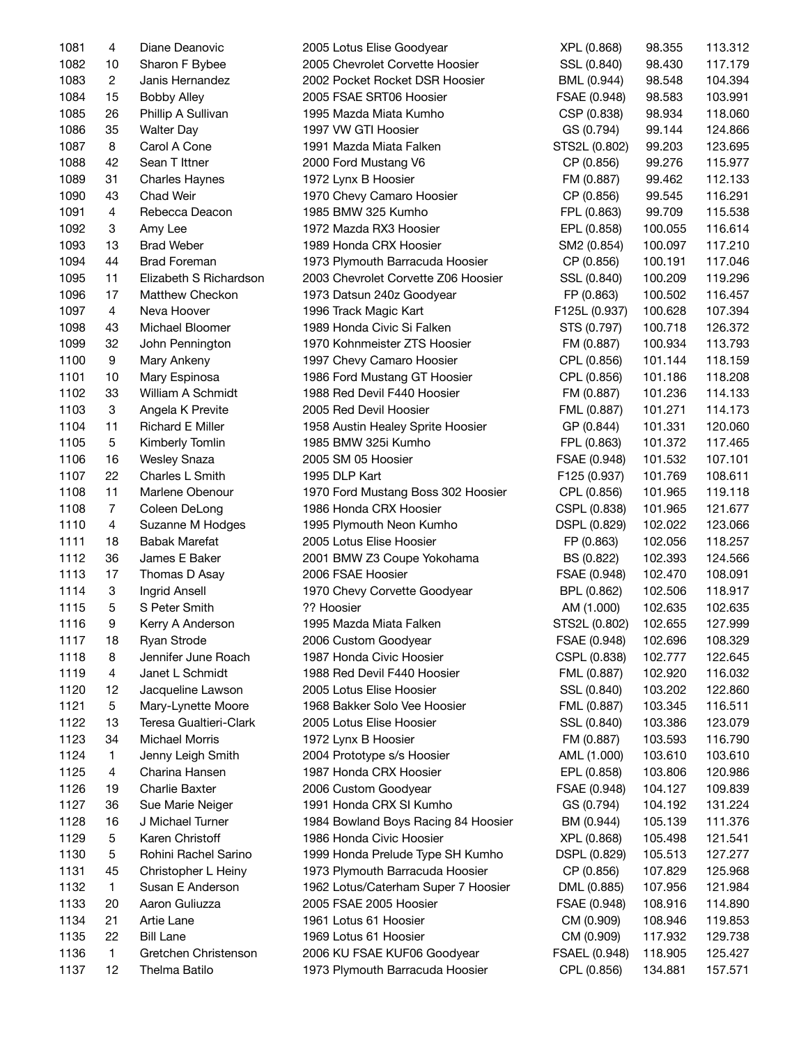| | | | | | | |
|---|---|---|---|---|---|---|
| 1081 | 4 | Diane Deanovic | 2005 Lotus Elise Goodyear | XPL (0.868) | 98.355 | 113.312 |
| 1082 | 10 | Sharon F Bybee | 2005 Chevrolet Corvette Hoosier | SSL (0.840) | 98.430 | 117.179 |
| 1083 | 2 | Janis Hernandez | 2002 Pocket Rocket DSR Hoosier | BML (0.944) | 98.548 | 104.394 |
| 1084 | 15 | Bobby Alley | 2005 FSAE SRT06 Hoosier | FSAE (0.948) | 98.583 | 103.991 |
| 1085 | 26 | Phillip A Sullivan | 1995 Mazda Miata Kumho | CSP (0.838) | 98.934 | 118.060 |
| 1086 | 35 | Walter Day | 1997 VW GTI Hoosier | GS (0.794) | 99.144 | 124.866 |
| 1087 | 8 | Carol A Cone | 1991 Mazda Miata Falken | STS2L (0.802) | 99.203 | 123.695 |
| 1088 | 42 | Sean T Ittner | 2000 Ford Mustang V6 | CP (0.856) | 99.276 | 115.977 |
| 1089 | 31 | Charles Haynes | 1972 Lynx B Hoosier | FM (0.887) | 99.462 | 112.133 |
| 1090 | 43 | Chad Weir | 1970 Chevy Camaro Hoosier | CP (0.856) | 99.545 | 116.291 |
| 1091 | 4 | Rebecca Deacon | 1985 BMW 325 Kumho | FPL (0.863) | 99.709 | 115.538 |
| 1092 | 3 | Amy Lee | 1972 Mazda RX3 Hoosier | EPL (0.858) | 100.055 | 116.614 |
| 1093 | 13 | Brad Weber | 1989 Honda CRX Hoosier | SM2 (0.854) | 100.097 | 117.210 |
| 1094 | 44 | Brad Foreman | 1973 Plymouth Barracuda Hoosier | CP (0.856) | 100.191 | 117.046 |
| 1095 | 11 | Elizabeth S Richardson | 2003 Chevrolet Corvette Z06 Hoosier | SSL (0.840) | 100.209 | 119.296 |
| 1096 | 17 | Matthew Checkon | 1973 Datsun 240z Goodyear | FP (0.863) | 100.502 | 116.457 |
| 1097 | 4 | Neva Hoover | 1996 Track Magic Kart | F125L (0.937) | 100.628 | 107.394 |
| 1098 | 43 | Michael Bloomer | 1989 Honda Civic Si Falken | STS (0.797) | 100.718 | 126.372 |
| 1099 | 32 | John Pennington | 1970 Kohnmeister ZTS Hoosier | FM (0.887) | 100.934 | 113.793 |
| 1100 | 9 | Mary Ankeny | 1997 Chevy Camaro Hoosier | CPL (0.856) | 101.144 | 118.159 |
| 1101 | 10 | Mary Espinosa | 1986 Ford Mustang GT Hoosier | CPL (0.856) | 101.186 | 118.208 |
| 1102 | 33 | William A Schmidt | 1988 Red Devil F440 Hoosier | FM (0.887) | 101.236 | 114.133 |
| 1103 | 3 | Angela K Previte | 2005 Red Devil Hoosier | FML (0.887) | 101.271 | 114.173 |
| 1104 | 11 | Richard E Miller | 1958 Austin Healey Sprite Hoosier | GP (0.844) | 101.331 | 120.060 |
| 1105 | 5 | Kimberly Tomlin | 1985 BMW 325i Kumho | FPL (0.863) | 101.372 | 117.465 |
| 1106 | 16 | Wesley Snaza | 2005 SM 05 Hoosier | FSAE (0.948) | 101.532 | 107.101 |
| 1107 | 22 | Charles L Smith | 1995 DLP Kart | F125 (0.937) | 101.769 | 108.611 |
| 1108 | 11 | Marlene Obenour | 1970 Ford Mustang Boss 302 Hoosier | CPL (0.856) | 101.965 | 119.118 |
| 1108 | 7 | Coleen DeLong | 1986 Honda CRX Hoosier | CSPL (0.838) | 101.965 | 121.677 |
| 1110 | 4 | Suzanne M Hodges | 1995 Plymouth Neon Kumho | DSPL (0.829) | 102.022 | 123.066 |
| 1111 | 18 | Babak Marefat | 2005 Lotus Elise Hoosier | FP (0.863) | 102.056 | 118.257 |
| 1112 | 36 | James E Baker | 2001 BMW Z3 Coupe Yokohama | BS (0.822) | 102.393 | 124.566 |
| 1113 | 17 | Thomas D Asay | 2006 FSAE Hoosier | FSAE (0.948) | 102.470 | 108.091 |
| 1114 | 3 | Ingrid Ansell | 1970 Chevy Corvette Goodyear | BPL (0.862) | 102.506 | 118.917 |
| 1115 | 5 | S Peter Smith | ?? Hoosier | AM (1.000) | 102.635 | 102.635 |
| 1116 | 9 | Kerry A Anderson | 1995 Mazda Miata Falken | STS2L (0.802) | 102.655 | 127.999 |
| 1117 | 18 | Ryan Strode | 2006 Custom Goodyear | FSAE (0.948) | 102.696 | 108.329 |
| 1118 | 8 | Jennifer June Roach | 1987 Honda Civic Hoosier | CSPL (0.838) | 102.777 | 122.645 |
| 1119 | 4 | Janet L Schmidt | 1988 Red Devil F440 Hoosier | FML (0.887) | 102.920 | 116.032 |
| 1120 | 12 | Jacqueline Lawson | 2005 Lotus Elise Hoosier | SSL (0.840) | 103.202 | 122.860 |
| 1121 | 5 | Mary-Lynette Moore | 1968 Bakker Solo Vee Hoosier | FML (0.887) | 103.345 | 116.511 |
| 1122 | 13 | Teresa Gualtieri-Clark | 2005 Lotus Elise Hoosier | SSL (0.840) | 103.386 | 123.079 |
| 1123 | 34 | Michael Morris | 1972 Lynx B Hoosier | FM (0.887) | 103.593 | 116.790 |
| 1124 | 1 | Jenny Leigh Smith | 2004 Prototype s/s Hoosier | AML (1.000) | 103.610 | 103.610 |
| 1125 | 4 | Charina Hansen | 1987 Honda CRX Hoosier | EPL (0.858) | 103.806 | 120.986 |
| 1126 | 19 | Charlie Baxter | 2006 Custom Goodyear | FSAE (0.948) | 104.127 | 109.839 |
| 1127 | 36 | Sue Marie Neiger | 1991 Honda CRX SI Kumho | GS (0.794) | 104.192 | 131.224 |
| 1128 | 16 | J Michael Turner | 1984 Bowland Boys Racing 84 Hoosier | BM (0.944) | 105.139 | 111.376 |
| 1129 | 5 | Karen Christoff | 1986 Honda Civic Hoosier | XPL (0.868) | 105.498 | 121.541 |
| 1130 | 5 | Rohini Rachel Sarino | 1999 Honda Prelude Type SH Kumho | DSPL (0.829) | 105.513 | 127.277 |
| 1131 | 45 | Christopher L Heiny | 1973 Plymouth Barracuda Hoosier | CP (0.856) | 107.829 | 125.968 |
| 1132 | 1 | Susan E Anderson | 1962 Lotus/Caterham Super 7 Hoosier | DML (0.885) | 107.956 | 121.984 |
| 1133 | 20 | Aaron Guliuzza | 2005 FSAE 2005 Hoosier | FSAE (0.948) | 108.916 | 114.890 |
| 1134 | 21 | Artie Lane | 1961 Lotus 61 Hoosier | CM (0.909) | 108.946 | 119.853 |
| 1135 | 22 | Bill Lane | 1969 Lotus 61 Hoosier | CM (0.909) | 117.932 | 129.738 |
| 1136 | 1 | Gretchen Christenson | 2006 KU FSAE KUF06 Goodyear | FSAEL (0.948) | 118.905 | 125.427 |
| 1137 | 12 | Thelma Batilo | 1973 Plymouth Barracuda Hoosier | CPL (0.856) | 134.881 | 157.571 |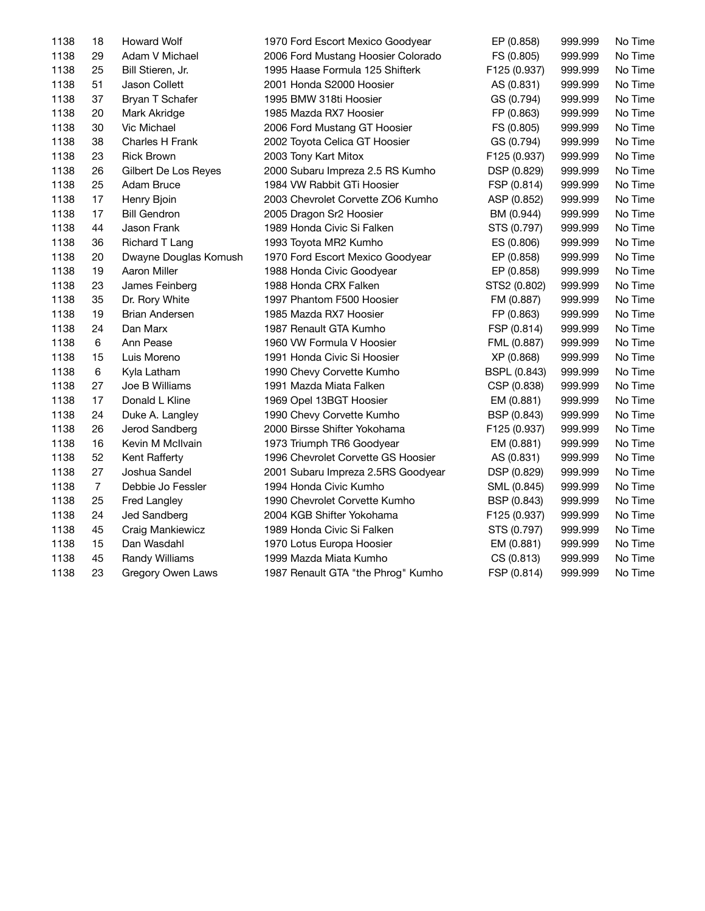| | | | | | | |
|---|---|---|---|---|---|---|
| 1138 | 18 | Howard Wolf | 1970 Ford Escort Mexico Goodyear | EP (0.858) | 999.999 | No Time |
| 1138 | 29 | Adam V Michael | 2006 Ford Mustang Hoosier Colorado | FS (0.805) | 999.999 | No Time |
| 1138 | 25 | Bill Stieren, Jr. | 1995 Haase Formula 125 Shifterk | F125 (0.937) | 999.999 | No Time |
| 1138 | 51 | Jason Collett | 2001 Honda S2000 Hoosier | AS (0.831) | 999.999 | No Time |
| 1138 | 37 | Bryan T Schafer | 1995 BMW 318ti Hoosier | GS (0.794) | 999.999 | No Time |
| 1138 | 20 | Mark Akridge | 1985 Mazda RX7 Hoosier | FP (0.863) | 999.999 | No Time |
| 1138 | 30 | Vic Michael | 2006 Ford Mustang GT Hoosier | FS (0.805) | 999.999 | No Time |
| 1138 | 38 | Charles H Frank | 2002 Toyota Celica GT Hoosier | GS (0.794) | 999.999 | No Time |
| 1138 | 23 | Rick Brown | 2003 Tony Kart Mitox | F125 (0.937) | 999.999 | No Time |
| 1138 | 26 | Gilbert De Los Reyes | 2000 Subaru Impreza 2.5 RS Kumho | DSP (0.829) | 999.999 | No Time |
| 1138 | 25 | Adam Bruce | 1984 VW Rabbit GTi Hoosier | FSP (0.814) | 999.999 | No Time |
| 1138 | 17 | Henry Bjoin | 2003 Chevrolet Corvette ZO6 Kumho | ASP (0.852) | 999.999 | No Time |
| 1138 | 17 | Bill Gendron | 2005 Dragon Sr2 Hoosier | BM (0.944) | 999.999 | No Time |
| 1138 | 44 | Jason Frank | 1989 Honda Civic Si Falken | STS (0.797) | 999.999 | No Time |
| 1138 | 36 | Richard T Lang | 1993 Toyota MR2 Kumho | ES (0.806) | 999.999 | No Time |
| 1138 | 20 | Dwayne Douglas Komush | 1970 Ford Escort Mexico Goodyear | EP (0.858) | 999.999 | No Time |
| 1138 | 19 | Aaron Miller | 1988 Honda Civic Goodyear | EP (0.858) | 999.999 | No Time |
| 1138 | 23 | James Feinberg | 1988 Honda CRX Falken | STS2 (0.802) | 999.999 | No Time |
| 1138 | 35 | Dr. Rory White | 1997 Phantom F500 Hoosier | FM (0.887) | 999.999 | No Time |
| 1138 | 19 | Brian Andersen | 1985 Mazda RX7 Hoosier | FP (0.863) | 999.999 | No Time |
| 1138 | 24 | Dan Marx | 1987 Renault GTA Kumho | FSP (0.814) | 999.999 | No Time |
| 1138 | 6 | Ann Pease | 1960 VW Formula V Hoosier | FML (0.887) | 999.999 | No Time |
| 1138 | 15 | Luis Moreno | 1991 Honda Civic Si Hoosier | XP (0.868) | 999.999 | No Time |
| 1138 | 6 | Kyla Latham | 1990 Chevy Corvette Kumho | BSPL (0.843) | 999.999 | No Time |
| 1138 | 27 | Joe B Williams | 1991 Mazda Miata Falken | CSP (0.838) | 999.999 | No Time |
| 1138 | 17 | Donald L Kline | 1969 Opel 13BGT Hoosier | EM (0.881) | 999.999 | No Time |
| 1138 | 24 | Duke A. Langley | 1990 Chevy Corvette Kumho | BSP (0.843) | 999.999 | No Time |
| 1138 | 26 | Jerod Sandberg | 2000 Birsse Shifter Yokohama | F125 (0.937) | 999.999 | No Time |
| 1138 | 16 | Kevin M McIlvain | 1973 Triumph TR6 Goodyear | EM (0.881) | 999.999 | No Time |
| 1138 | 52 | Kent Rafferty | 1996 Chevrolet Corvette GS Hoosier | AS (0.831) | 999.999 | No Time |
| 1138 | 27 | Joshua Sandel | 2001 Subaru Impreza 2.5RS Goodyear | DSP (0.829) | 999.999 | No Time |
| 1138 | 7 | Debbie Jo Fessler | 1994 Honda Civic Kumho | SML (0.845) | 999.999 | No Time |
| 1138 | 25 | Fred Langley | 1990 Chevrolet Corvette Kumho | BSP (0.843) | 999.999 | No Time |
| 1138 | 24 | Jed Sandberg | 2004 KGB Shifter Yokohama | F125 (0.937) | 999.999 | No Time |
| 1138 | 45 | Craig Mankiewicz | 1989 Honda Civic Si Falken | STS (0.797) | 999.999 | No Time |
| 1138 | 15 | Dan Wasdahl | 1970 Lotus Europa Hoosier | EM (0.881) | 999.999 | No Time |
| 1138 | 45 | Randy Williams | 1999 Mazda Miata Kumho | CS (0.813) | 999.999 | No Time |
| 1138 | 23 | Gregory Owen Laws | 1987 Renault GTA "the Phrog" Kumho | FSP (0.814) | 999.999 | No Time |